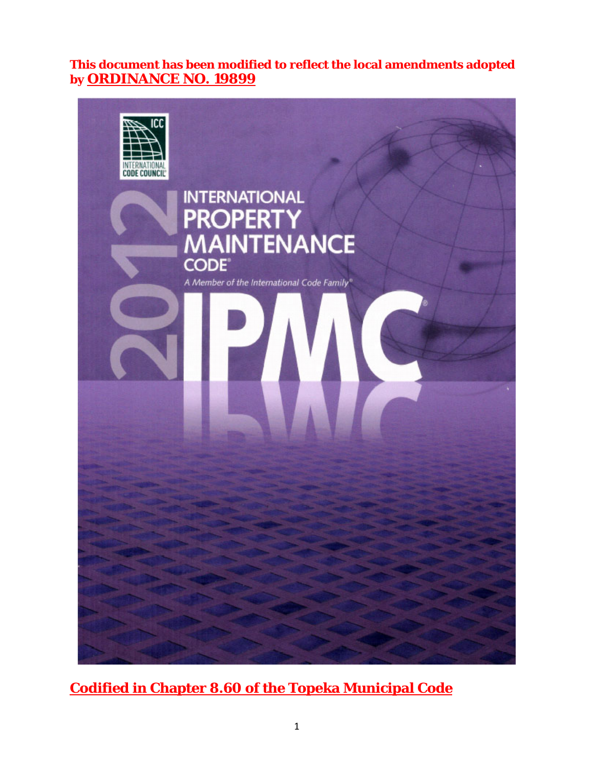**This document has been modified to reflect the local amendments adopted by ORDINANCE NO. 19899**

INTERNATIONAL CODE COUNCIL

# 2012 INTERNATIONAL PROPERTY MAINTENANCE CODE®

*A Member of the International Code Family®*

# IPMC®

**Codified in Chapter 8.60 of the Topeka Municipal Code**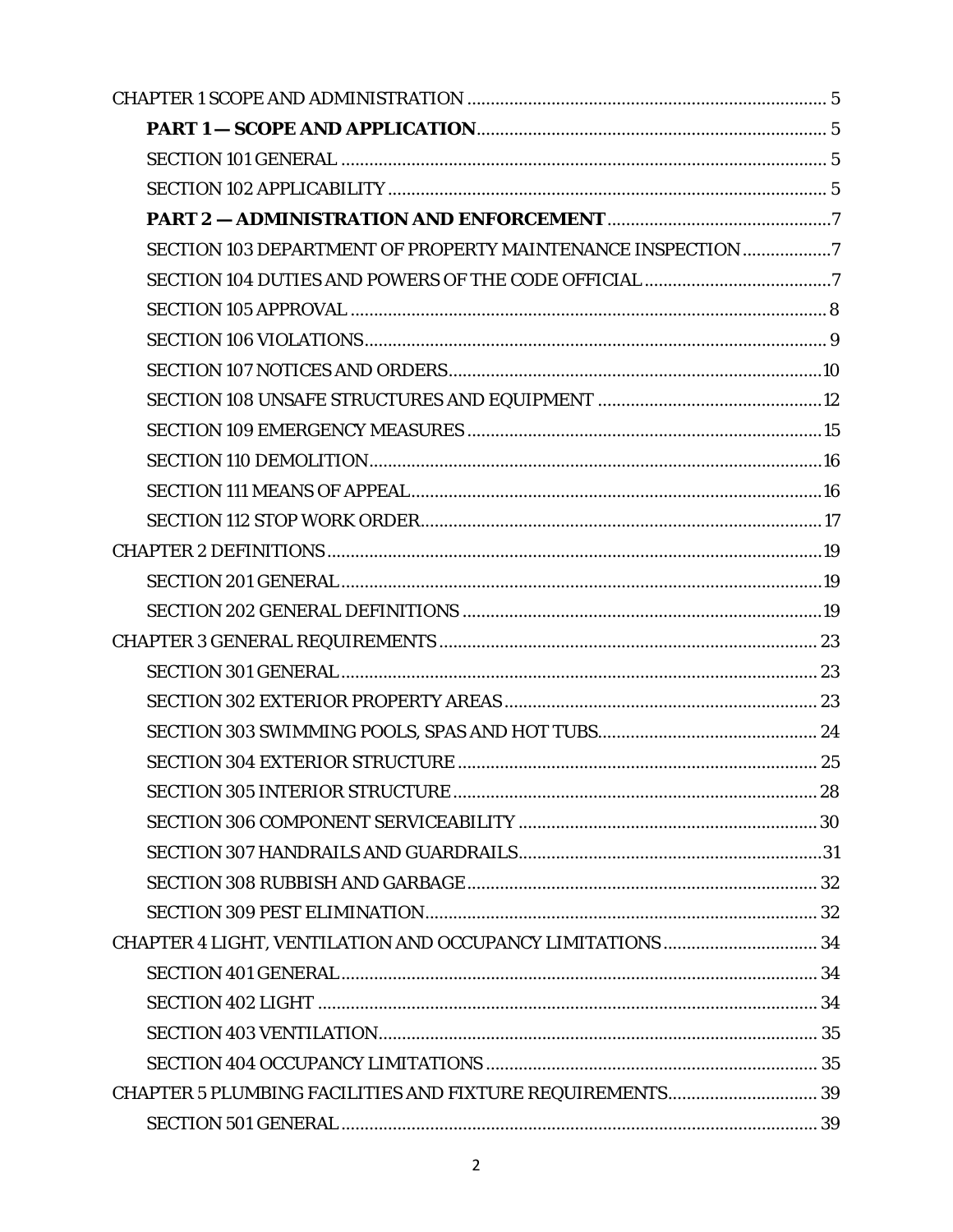CHAPTER 1 SCOPE AND ADMINISTRATION ........ 5

- **PART 1 — SCOPE AND APPLICATION** ........ 5
- SECTION 101 GENERAL ........ 5
- SECTION 102 APPLICABILITY ........ 5
- **PART 2 — ADMINISTRATION AND ENFORCEMENT** ........ 7
- SECTION 103 DEPARTMENT OF PROPERTY MAINTENANCE INSPECTION ........ 7
- SECTION 104 DUTIES AND POWERS OF THE CODE OFFICIAL ........ 7
- SECTION 105 APPROVAL ........ 8
- SECTION 106 VIOLATIONS ........ 9
- SECTION 107 NOTICES AND ORDERS ........ 10
- SECTION 108 UNSAFE STRUCTURES AND EQUIPMENT ........ 12
- SECTION 109 EMERGENCY MEASURES ........ 15
- SECTION 110 DEMOLITION ........ 16
- SECTION 111 MEANS OF APPEAL ........ 16
- SECTION 112 STOP WORK ORDER ........ 17

CHAPTER 2 DEFINITIONS ........ 19

- SECTION 201 GENERAL ........ 19
- SECTION 202 GENERAL DEFINITIONS ........ 19

CHAPTER 3 GENERAL REQUIREMENTS ........ 23

- SECTION 301 GENERAL ........ 23
- SECTION 302 EXTERIOR PROPERTY AREAS ........ 23
- SECTION 303 SWIMMING POOLS, SPAS AND HOT TUBS ........ 24
- SECTION 304 EXTERIOR STRUCTURE ........ 25
- SECTION 305 INTERIOR STRUCTURE ........ 28
- SECTION 306 COMPONENT SERVICEABILITY ........ 30
- SECTION 307 HANDRAILS AND GUARDRAILS ........ 31
- SECTION 308 RUBBISH AND GARBAGE ........ 32
- SECTION 309 PEST ELIMINATION ........ 32

CHAPTER 4 LIGHT, VENTILATION AND OCCUPANCY LIMITATIONS ........ 34

- SECTION 401 GENERAL ........ 34
- SECTION 402 LIGHT ........ 34
- SECTION 403 VENTILATION ........ 35
- SECTION 404 OCCUPANCY LIMITATIONS ........ 35

CHAPTER 5 PLUMBING FACILITIES AND FIXTURE REQUIREMENTS ........ 39

- SECTION 501 GENERAL ........ 39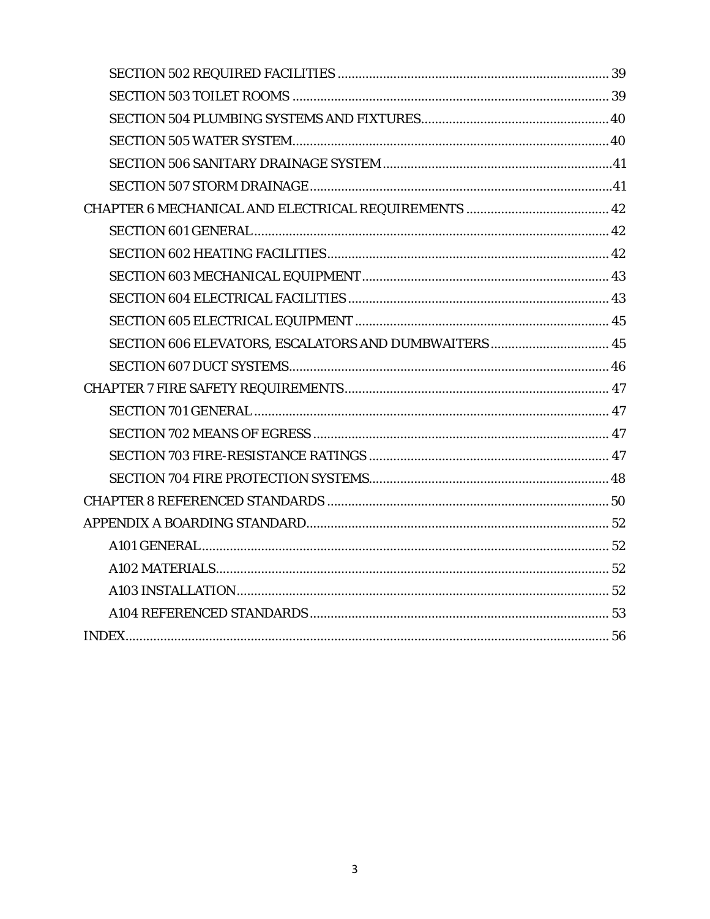SECTION 502 REQUIRED FACILITIES ........................................................................ 39

SECTION 503 TOILET ROOMS ........................................................................................ 39

SECTION 504 PLUMBING SYSTEMS AND FIXTURES...................................................... 40

SECTION 505 WATER SYSTEM........................................................................................ 40

SECTION 506 SANITARY DRAINAGE SYSTEM ................................................................ 41

SECTION 507 STORM DRAINAGE ..................................................................................... 41

CHAPTER 6 MECHANICAL AND ELECTRICAL REQUIREMENTS ........................................ 42

SECTION 601 GENERAL .................................................................................................. 42

SECTION 602 HEATING FACILITIES................................................................................. 42

SECTION 603 MECHANICAL EQUIPMENT...................................................................... 43

SECTION 604 ELECTRICAL FACILITIES ........................................................................... 43

SECTION 605 ELECTRICAL EQUIPMENT ......................................................................... 45

SECTION 606 ELEVATORS, ESCALATORS AND DUMBWAITERS.................................. 45

SECTION 607 DUCT SYSTEMS.......................................................................................... 46

CHAPTER 7 FIRE SAFETY REQUIREMENTS.......................................................................... 47

SECTION 701 GENERAL .................................................................................................. 47

SECTION 702 MEANS OF EGRESS ................................................................................... 47

SECTION 703 FIRE-RESISTANCE RATINGS .................................................................... 47

SECTION 704 FIRE PROTECTION SYSTEMS.................................................................... 48

CHAPTER 8 REFERENCED STANDARDS ............................................................................... 50

APPENDIX A BOARDING STANDARD..................................................................................... 52

A101 GENERAL..................................................................................................................... 52

A102 MATERIALS................................................................................................................ 52

A103 INSTALLATION.......................................................................................................... 52

A104 REFERENCED STANDARDS ...................................................................................... 53

INDEX......................................................................................................................................... 56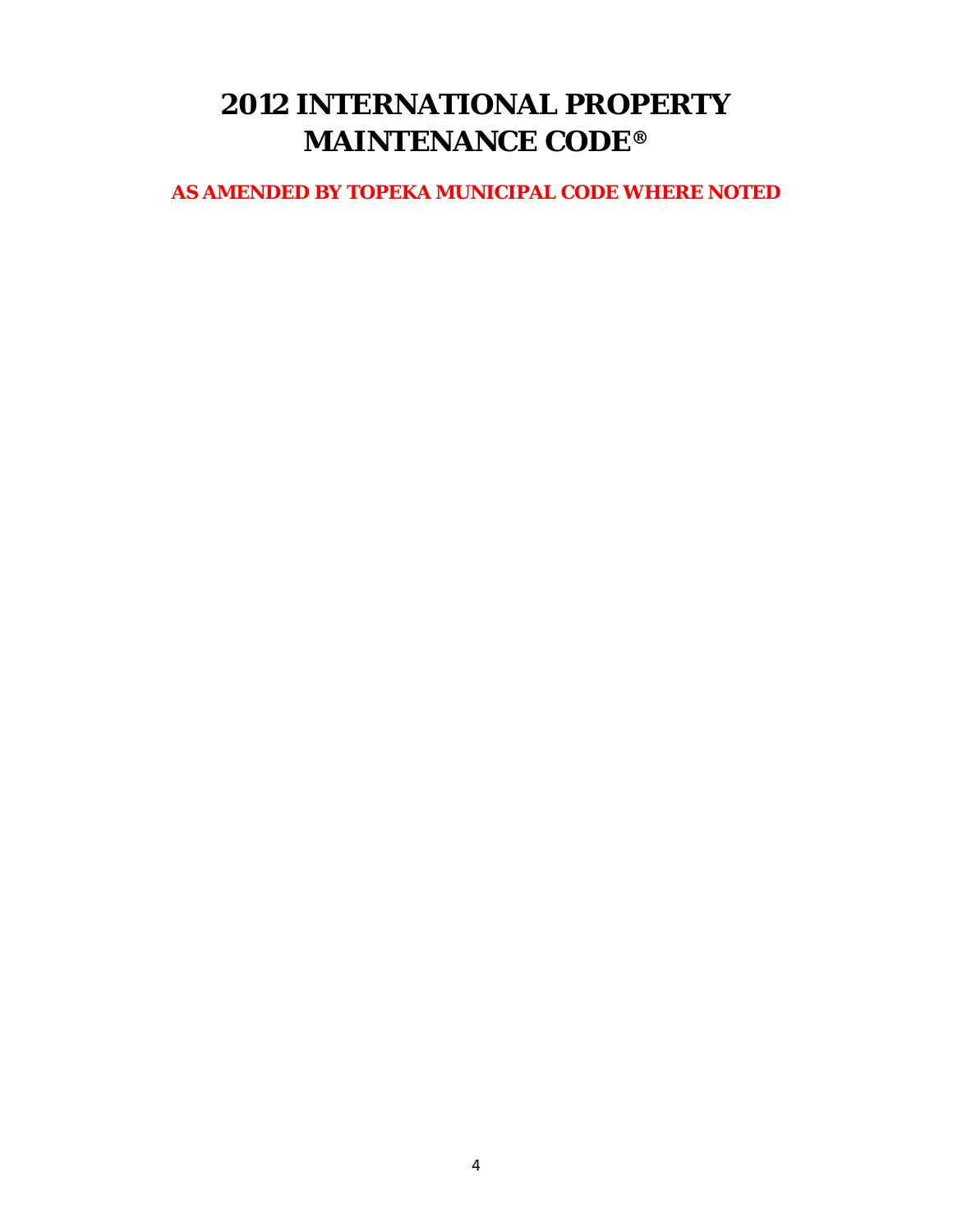# 2012 INTERNATIONAL PROPERTY MAINTENANCE CODE®

**AS AMENDED BY TOPEKA MUNICIPAL CODE WHERE NOTED**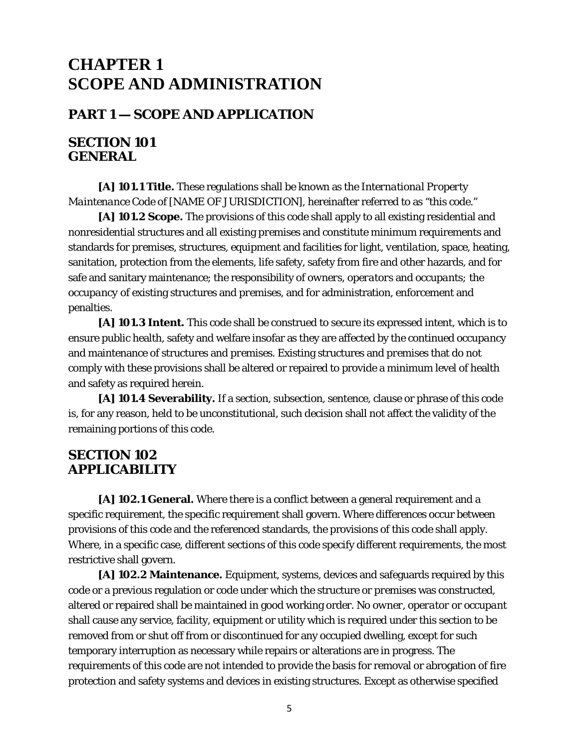# CHAPTER 1
# SCOPE AND ADMINISTRATION

## PART 1 — SCOPE AND APPLICATION

### SECTION 101
### GENERAL

**[A] 101.1 Title.** These regulations shall be known as the *International Property Maintenance Code* of [NAME OF JURISDICTION], hereinafter referred to as "this code."

**[A] 101.2 Scope.** The provisions of this code shall apply to all existing residential and nonresidential structures and all existing *premises* and constitute minimum requirements and standards for *premises*, structures, equipment and facilities for light, *ventilation*, space, heating, sanitation, protection from the elements, life safety, safety from fire and other hazards, and for safe and sanitary maintenance; the responsibility of owners, *operators* and *occupants*; the *occupancy* of existing structures and *premises*, and for administration, enforcement and penalties.

**[A] 101.3 Intent.** This code shall be construed to secure its expressed intent, which is to ensure public health, safety and welfare insofar as they are affected by the continued *occupancy* and maintenance of structures and *premises*. Existing structures and *premises* that do not comply with these provisions shall be altered or repaired to provide a minimum level of health and safety as required herein.

**[A] 101.4 Severability.** If a section, subsection, sentence, clause or phrase of this code is, for any reason, held to be unconstitutional, such decision shall not affect the validity of the remaining portions of this code.

### SECTION 102
### APPLICABILITY

**[A] 102.1 General.** Where there is a conflict between a general requirement and a specific requirement, the specific requirement shall govern. Where differences occur between provisions of this code and the referenced standards, the provisions of this code shall apply. Where, in a specific case, different sections of this code specify different requirements, the most restrictive shall govern.

**[A] 102.2 Maintenance.** Equipment, systems, devices and safeguards required by this code or a previous regulation or code under which the structure or *premises* was constructed, altered or repaired shall be maintained in good working order. No *owner*, *operator* or *occupant* shall cause any service, facility, equipment or utility which is required under this section to be removed from or shut off from or discontinued for any occupied dwelling, except for such temporary interruption as necessary while repairs or alterations are in progress. The requirements of this code are not intended to provide the basis for removal or abrogation of fire protection and safety systems and devices in existing structures. Except as otherwise specified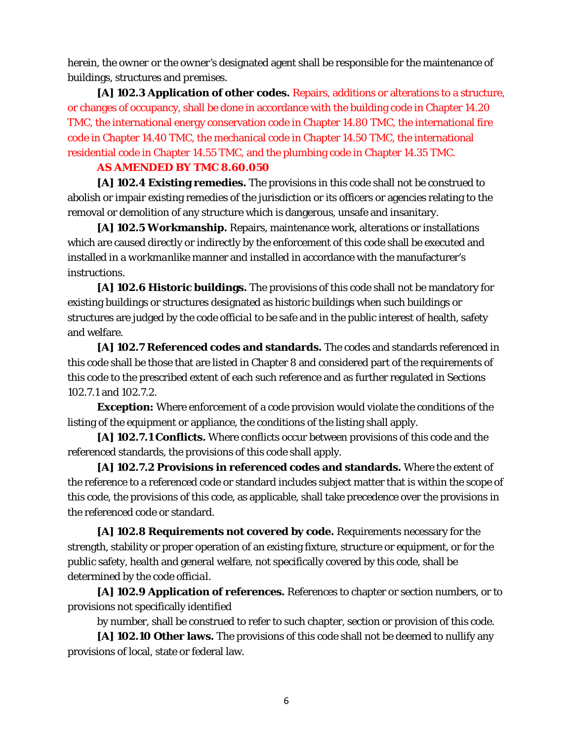herein, the owner or the owner's designated agent shall be responsible for the maintenance of buildings, structures and premises.

**[A] 102.3 Application of other codes.** Repairs, additions or alterations to a structure, or changes of occupancy, shall be done in accordance with the building code in Chapter 14.20 TMC, the international energy conservation code in Chapter 14.80 TMC, the international fire code in Chapter 14.40 TMC, the mechanical code in Chapter 14.50 TMC, the international residential code in Chapter 14.55 TMC, and the plumbing code in Chapter 14.35 TMC.

**AS AMENDED BY TMC 8.60.050**

**[A] 102.4 Existing remedies.** The provisions in this code shall not be construed to abolish or impair existing remedies of the jurisdiction or its officers or agencies relating to the removal or demolition of any structure which is dangerous, unsafe and insanitary.

**[A] 102.5 Workmanship.** Repairs, maintenance work, alterations or installations which are caused directly or indirectly by the enforcement of this code shall be executed and installed in a *workmanlike* manner and installed in accordance with the manufacturer's instructions.

**[A] 102.6 Historic buildings.** The provisions of this code shall not be mandatory for existing buildings or structures designated as historic buildings when such buildings or structures are judged by the *code official* to be safe and in the public interest of health, safety and welfare.

**[A] 102.7 Referenced codes and standards.** The codes and standards referenced in this code shall be those that are listed in Chapter 8 and considered part of the requirements of this code to the prescribed extent of each such reference and as further regulated in Sections 102.7.1 and 102.7.2.

**Exception:** Where enforcement of a code provision would violate the conditions of the listing of the equipment or appliance, the conditions of the listing shall apply.

**[A] 102.7.1 Conflicts.** Where conflicts occur between provisions of this code and the referenced standards, the provisions of this code shall apply.

**[A] 102.7.2 Provisions in referenced codes and standards.** Where the extent of the reference to a referenced code or standard includes subject matter that is within the scope of this code, the provisions of this code, as applicable, shall take precedence over the provisions in the referenced code or standard.

**[A] 102.8 Requirements not covered by code.** Requirements necessary for the strength, stability or proper operation of an existing fixture, structure or equipment, or for the public safety, health and general welfare, not specifically covered by this code, shall be determined by the *code official*.

**[A] 102.9 Application of references.** References to chapter or section numbers, or to provisions not specifically identified by number, shall be construed to refer to such chapter, section or provision of this code.

**[A] 102.10 Other laws.** The provisions of this code shall not be deemed to nullify any provisions of local, state or federal law.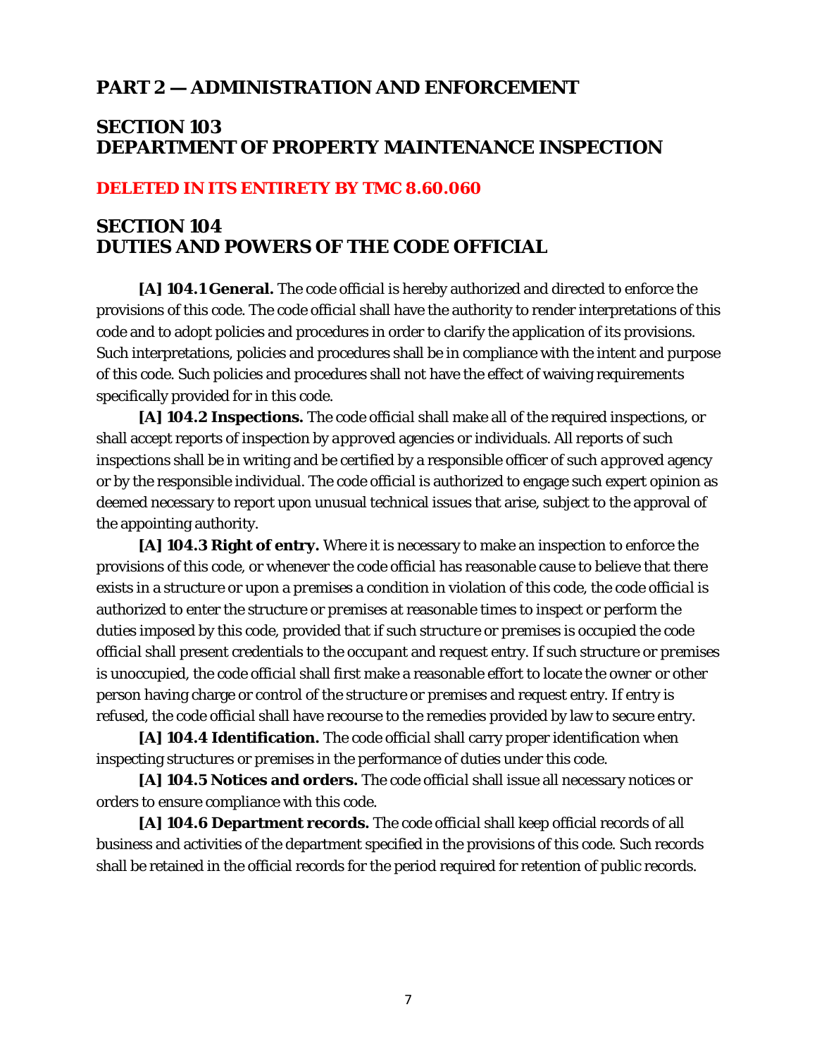# PART 2 — ADMINISTRATION AND ENFORCEMENT

## SECTION 103
## DEPARTMENT OF PROPERTY MAINTENANCE INSPECTION

**DELETED IN ITS ENTIRETY BY TMC 8.60.060**

## SECTION 104
## DUTIES AND POWERS OF THE CODE OFFICIAL

**[A] 104.1 General.** The *code official* is hereby authorized and directed to enforce the provisions of this code. The *code official* shall have the authority to render interpretations of this code and to adopt policies and procedures in order to clarify the application of its provisions. Such interpretations, policies and procedures shall be in compliance with the intent and purpose of this code. Such policies and procedures shall not have the effect of waiving requirements specifically provided for in this code.

**[A] 104.2 Inspections.** The *code official* shall make all of the required inspections, or shall accept reports of inspection by *approved* agencies or individuals. All reports of such inspections shall be in writing and be certified by a responsible officer of such *approved* agency or by the responsible individual. The *code official* is authorized to engage such expert opinion as deemed necessary to report upon unusual technical issues that arise, subject to the approval of the appointing authority.

**[A] 104.3 Right of entry.** Where it is necessary to make an inspection to enforce the provisions of this code, or whenever the *code official* has reasonable cause to believe that there exists in a *structure* or upon a *premises* a condition in violation of this code, the *code official* is authorized to enter the structure or *premises* at reasonable times to inspect or perform the duties imposed by this code, provided that if such *structure* or *premises* is occupied the *code official* shall present credentials to the *occupant* and request entry. If such *structure* or *premises* is unoccupied, the *code official* shall first make a reasonable effort to locate the owner or other person having charge or control of the *structure* or *premises* and request entry. If entry is refused, the *code official* shall have recourse to the remedies provided by law to secure entry.

**[A] 104.4 Identification.** The *code official* shall carry proper identification when inspecting *structures* or *premises* in the performance of duties under this code.

**[A] 104.5 Notices and orders.** The *code official* shall issue all necessary notices or orders to ensure compliance with this code.

**[A] 104.6 Department records.** The *code official* shall keep official records of all business and activities of the department specified in the provisions of this code. Such records shall be retained in the official records for the period required for retention of public records.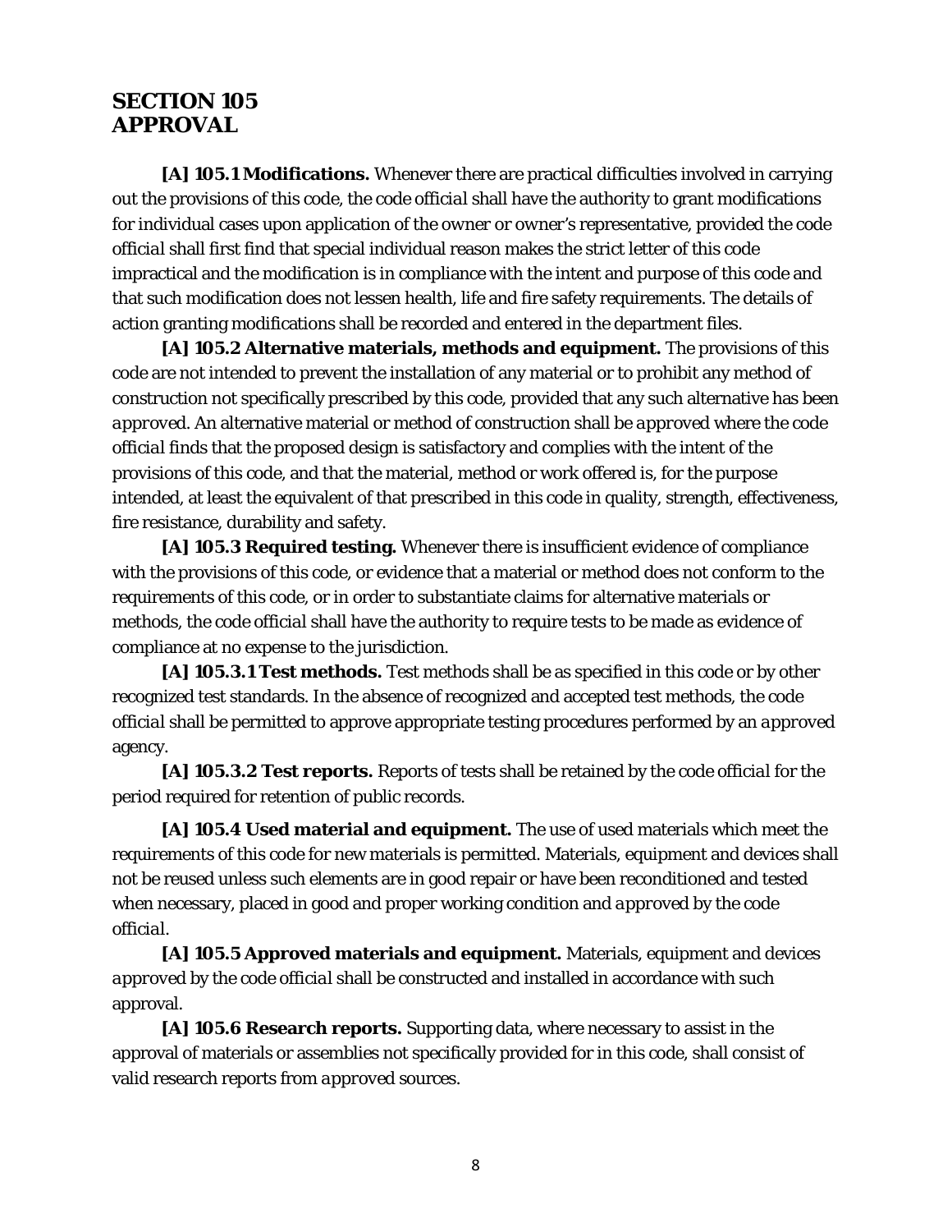# SECTION 105
# APPROVAL

**[A] 105.1 Modifications.** Whenever there are practical difficulties involved in carrying out the provisions of this code, the *code official* shall have the authority to grant modifications for individual cases upon application of the owner or owner's representative, provided the *code official* shall first find that special individual reason makes the strict letter of this code impractical and the modification is in compliance with the intent and purpose of this code and that such modification does not lessen health, life and fire safety requirements. The details of action granting modifications shall be recorded and entered in the department files.

**[A] 105.2 Alternative materials, methods and equipment.** The provisions of this code are not intended to prevent the installation of any material or to prohibit any method of construction not specifically prescribed by this code, provided that any such alternative has been *approved*. An alternative material or method of construction shall be *approved* where the *code official* finds that the proposed design is satisfactory and complies with the intent of the provisions of this code, and that the material, method or work offered is, for the purpose intended, at least the equivalent of that prescribed in this code in quality, strength, effectiveness, fire resistance, durability and safety.

**[A] 105.3 Required testing.** Whenever there is insufficient evidence of compliance with the provisions of this code, or evidence that a material or method does not conform to the requirements of this code, or in order to substantiate claims for alternative materials or methods, the *code official* shall have the authority to require tests to be made as evidence of compliance at no expense to the jurisdiction.

**[A] 105.3.1 Test methods.** Test methods shall be as specified in this code or by other recognized test standards. In the absence of recognized and accepted test methods, the *code official* shall be permitted to approve appropriate testing procedures performed by an *approved* agency.

**[A] 105.3.2 Test reports.** Reports of tests shall be retained by the *code official* for the period required for retention of public records.

**[A] 105.4 Used material and equipment.** The use of used materials which meet the requirements of this code for new materials is permitted. Materials, equipment and devices shall not be reused unless such elements are in good repair or have been reconditioned and tested when necessary, placed in good and proper working condition and *approved* by the *code official*.

**[A] 105.5 Approved materials and equipment.** Materials, equipment and devices *approved* by the *code official* shall be constructed and installed in accordance with such approval.

**[A] 105.6 Research reports.** Supporting data, where necessary to assist in the approval of materials or assemblies not specifically provided for in this code, shall consist of valid research reports from *approved* sources.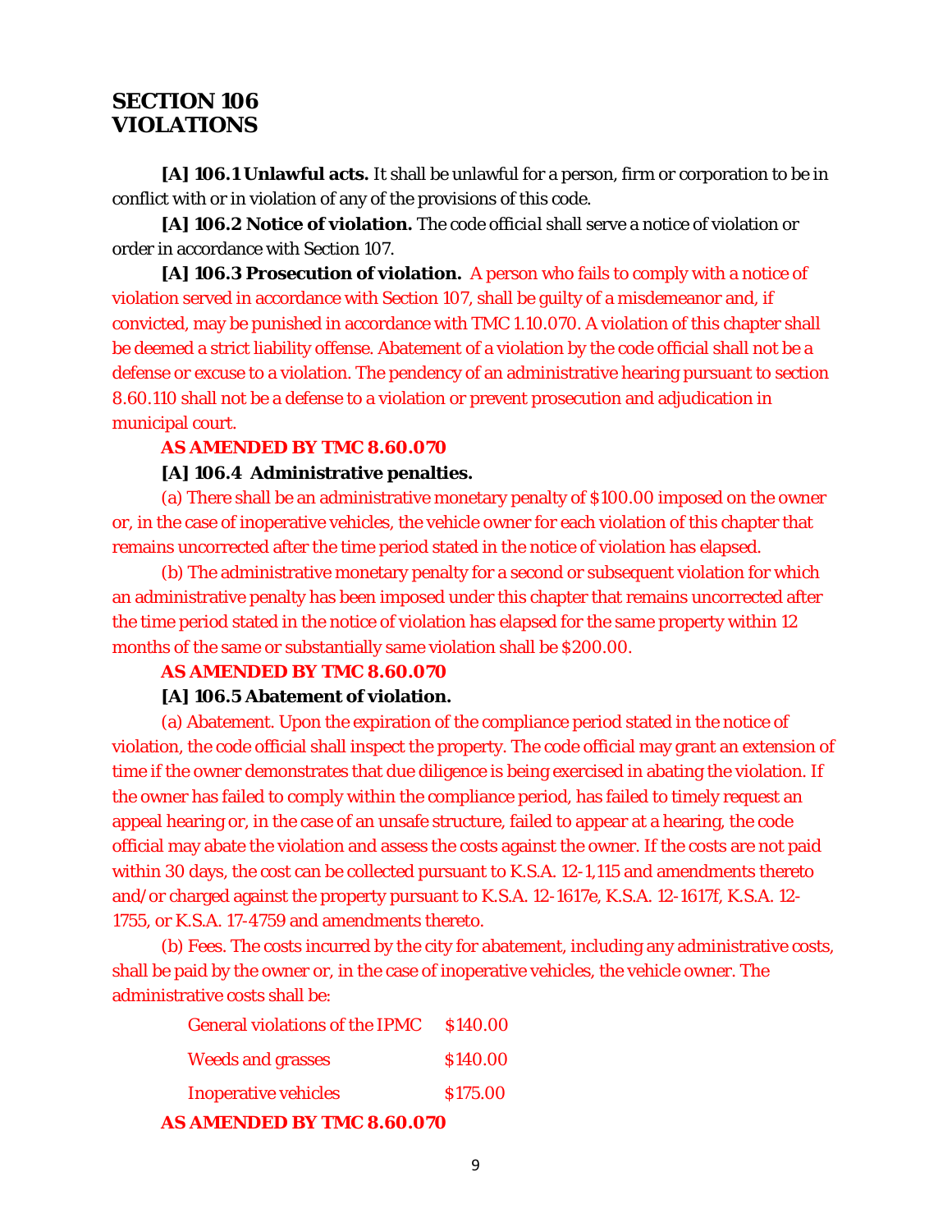# SECTION 106
# VIOLATIONS

**[A] 106.1 Unlawful acts.** It shall be unlawful for a person, firm or corporation to be in conflict with or in violation of any of the provisions of this code.

**[A] 106.2 Notice of violation.** The *code official* shall serve a notice of violation or order in accordance with Section 107.

**[A] 106.3 Prosecution of violation.** A person who fails to comply with a notice of violation served in accordance with Section 107, shall be guilty of a misdemeanor and, if convicted, may be punished in accordance with TMC 1.10.070. A violation of this chapter shall be deemed a strict liability offense. Abatement of a violation by the code official shall not be a defense or excuse to a violation. The pendency of an administrative hearing pursuant to section 8.60.110 shall not be a defense to a violation or prevent prosecution and adjudication in municipal court.

**AS AMENDED BY TMC 8.60.070**

**[A] 106.4 Administrative penalties.**

(a) There shall be an administrative monetary penalty of $100.00 imposed on the owner or, in the case of inoperative vehicles, the vehicle owner for each violation of this chapter that remains uncorrected after the time period stated in the notice of violation has elapsed.

(b) The administrative monetary penalty for a second or subsequent violation for which an administrative penalty has been imposed under this chapter that remains uncorrected after the time period stated in the notice of violation has elapsed for the same property within 12 months of the same or substantially same violation shall be $200.00.

**AS AMENDED BY TMC 8.60.070**

**[A] 106.5 Abatement of violation.**

(a) Abatement. Upon the expiration of the compliance period stated in the notice of violation, the code official shall inspect the property. The code official may grant an extension of time if the owner demonstrates that due diligence is being exercised in abating the violation. If the owner has failed to comply within the compliance period, has failed to timely request an appeal hearing or, in the case of an unsafe structure, failed to appear at a hearing, the code official may abate the violation and assess the costs against the owner. If the costs are not paid within 30 days, the cost can be collected pursuant to K.S.A. 12-1,115 and amendments thereto and/or charged against the property pursuant to K.S.A. 12-1617e, K.S.A. 12-1617f, K.S.A. 12-1755, or K.S.A. 17-4759 and amendments thereto.

(b) Fees. The costs incurred by the city for abatement, including any administrative costs, shall be paid by the owner or, in the case of inoperative vehicles, the vehicle owner. The administrative costs shall be:

| | |
|---|---|
| General violations of the IPMC | $140.00 |
| Weeds and grasses | $140.00 |
| Inoperative vehicles | $175.00 |

**AS AMENDED BY TMC 8.60.070**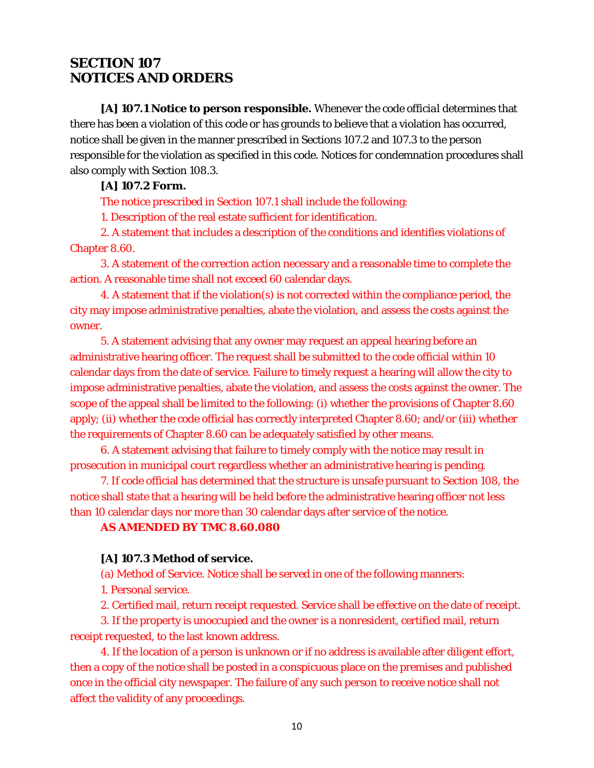## SECTION 107
## NOTICES AND ORDERS

**[A] 107.1 Notice to person responsible.** Whenever the code official determines that there has been a violation of this code or has grounds to believe that a violation has occurred, notice shall be given in the manner prescribed in Sections 107.2 and 107.3 to the person responsible for the violation as specified in this code. Notices for condemnation procedures shall also comply with Section 108.3.

**[A] 107.2 Form.**

The notice prescribed in Section 107.1 shall include the following:

1. Description of the real estate sufficient for identification.

2. A statement that includes a description of the conditions and identifies violations of Chapter 8.60.

3. A statement of the correction action necessary and a reasonable time to complete the action. A reasonable time shall not exceed 60 calendar days.

4. A statement that if the violation(s) is not corrected within the compliance period, the city may impose administrative penalties, abate the violation, and assess the costs against the owner.

5. A statement advising that any owner may request an appeal hearing before an administrative hearing officer. The request shall be submitted to the code official within 10 calendar days from the date of service. Failure to timely request a hearing will allow the city to impose administrative penalties, abate the violation, and assess the costs against the owner. The scope of the appeal shall be limited to the following: (i) whether the provisions of Chapter 8.60 apply; (ii) whether the code official has correctly interpreted Chapter 8.60; and/or (iii) whether the requirements of Chapter 8.60 can be adequately satisfied by other means.

6. A statement advising that failure to timely comply with the notice may result in prosecution in municipal court regardless whether an administrative hearing is pending.

7. If code official has determined that the structure is unsafe pursuant to Section 108, the notice shall state that a hearing will be held before the administrative hearing officer not less than 10 calendar days nor more than 30 calendar days after service of the notice.

**AS AMENDED BY TMC 8.60.080**

**[A] 107.3 Method of service.**

(a) Method of Service. Notice shall be served in one of the following manners:

1. Personal service.

2. Certified mail, return receipt requested. Service shall be effective on the date of receipt.

3. If the property is unoccupied and the owner is a nonresident, certified mail, return receipt requested, to the last known address.

4. If the location of a person is unknown or if no address is available after diligent effort, then a copy of the notice shall be posted in a conspicuous place on the premises and published once in the official city newspaper. The failure of any such person to receive notice shall not affect the validity of any proceedings.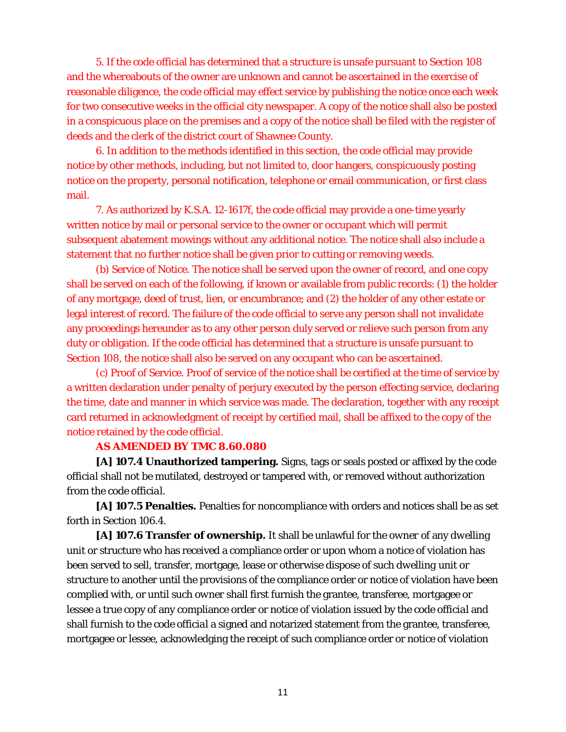5. If the code official has determined that a structure is unsafe pursuant to Section 108 and the whereabouts of the owner are unknown and cannot be ascertained in the exercise of reasonable diligence, the code official may effect service by publishing the notice once each week for two consecutive weeks in the official city newspaper. A copy of the notice shall also be posted in a conspicuous place on the premises and a copy of the notice shall be filed with the register of deeds and the clerk of the district court of Shawnee County.

6. In addition to the methods identified in this section, the code official may provide notice by other methods, including, but not limited to, door hangers, conspicuously posting notice on the property, personal notification, telephone or email communication, or first class mail.

7. As authorized by K.S.A. 12-1617f, the code official may provide a one-time yearly written notice by mail or personal service to the owner or occupant which will permit subsequent abatement mowings without any additional notice. The notice shall also include a statement that no further notice shall be given prior to cutting or removing weeds.

(b) Service of Notice. The notice shall be served upon the owner of record, and one copy shall be served on each of the following, if known or available from public records: (1) the holder of any mortgage, deed of trust, lien, or encumbrance; and (2) the holder of any other estate or legal interest of record. The failure of the code official to serve any person shall not invalidate any proceedings hereunder as to any other person duly served or relieve such person from any duty or obligation. If the code official has determined that a structure is unsafe pursuant to Section 108, the notice shall also be served on any occupant who can be ascertained.

(c) Proof of Service. Proof of service of the notice shall be certified at the time of service by a written declaration under penalty of perjury executed by the person effecting service, declaring the time, date and manner in which service was made. The declaration, together with any receipt card returned in acknowledgment of receipt by certified mail, shall be affixed to the copy of the notice retained by the code official.

**AS AMENDED BY TMC 8.60.080**

**[A] 107.4 Unauthorized tampering.** Signs, tags or seals posted or affixed by the code official shall not be mutilated, destroyed or tampered with, or removed without authorization from the code official.

**[A] 107.5 Penalties.** Penalties for noncompliance with orders and notices shall be as set forth in Section 106.4.

**[A] 107.6 Transfer of ownership.** It shall be unlawful for the owner of any dwelling unit or structure who has received a compliance order or upon whom a notice of violation has been served to sell, transfer, mortgage, lease or otherwise dispose of such dwelling unit or structure to another until the provisions of the compliance order or notice of violation have been complied with, or until such owner shall first furnish the grantee, transferee, mortgagee or lessee a true copy of any compliance order or notice of violation issued by the code official and shall furnish to the code official a signed and notarized statement from the grantee, transferee, mortgagee or lessee, acknowledging the receipt of such compliance order or notice of violation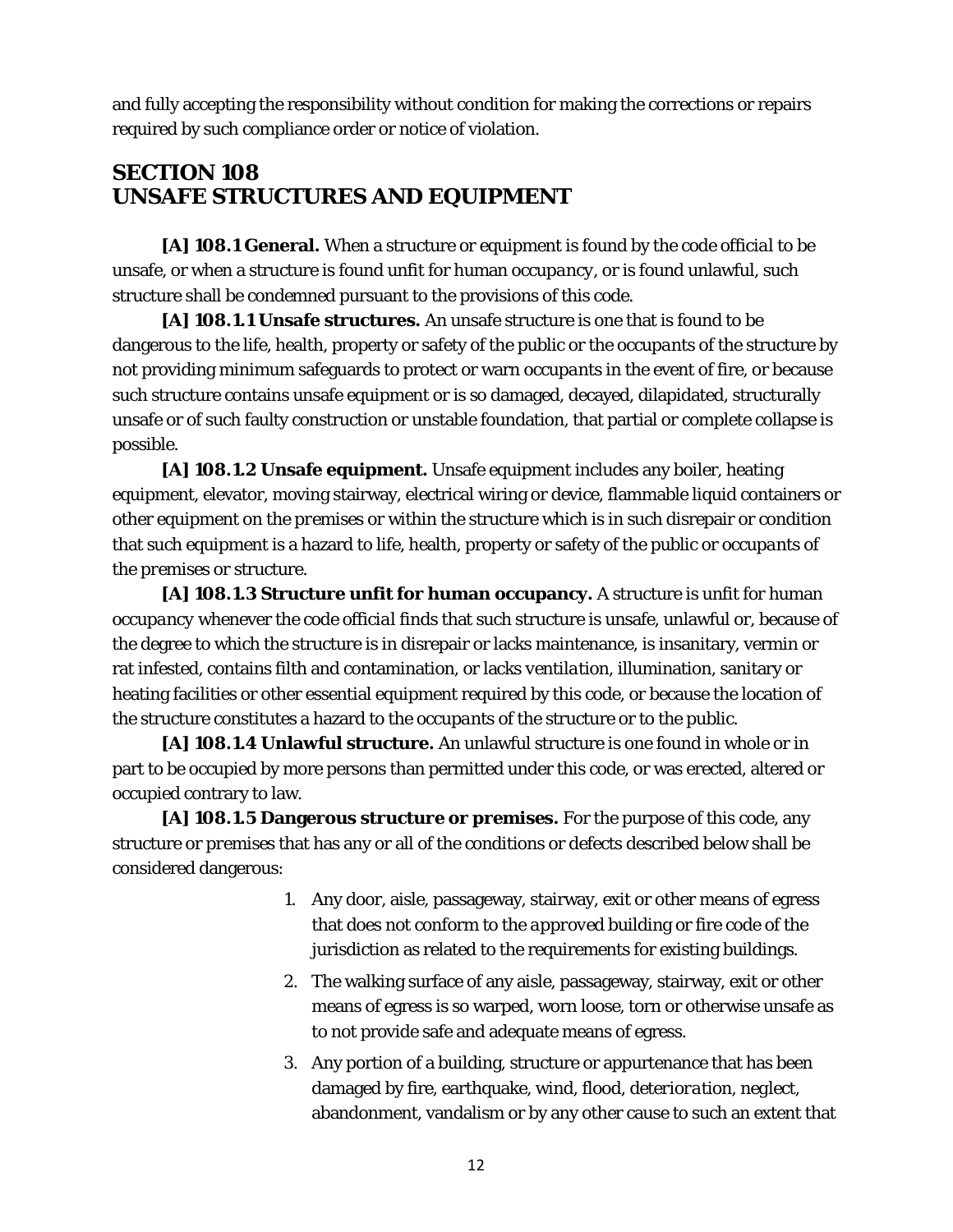and fully accepting the responsibility without condition for making the corrections or repairs required by such compliance order or notice of violation.

## SECTION 108 UNSAFE STRUCTURES AND EQUIPMENT

**[A] 108.1 General.** When a structure or equipment is found by the *code official* to be unsafe, or when a structure is found unfit for human *occupancy*, or is found unlawful, such structure shall be condemned pursuant to the provisions of this code.

**[A] 108.1.1 Unsafe structures.** An unsafe structure is one that is found to be dangerous to the life, health, property or safety of the public or the *occupants* of the structure by not providing minimum safeguards to protect or warn *occupants* in the event of fire, or because such structure contains unsafe equipment or is so damaged, decayed, dilapidated, structurally unsafe or of such faulty construction or unstable foundation, that partial or complete collapse is possible.

**[A] 108.1.2 Unsafe equipment.** Unsafe equipment includes any boiler, heating equipment, elevator, moving stairway, electrical wiring or device, flammable liquid containers or other equipment on the *premises* or within the structure which is in such disrepair or condition that such equipment is a hazard to life, health, property or safety of the public or *occupants* of the *premises* or structure.

**[A] 108.1.3 Structure unfit for human occupancy.** A structure is unfit for human *occupancy* whenever the *code official* finds that such structure is unsafe, unlawful or, because of the degree to which the structure is in disrepair or lacks maintenance, is insanitary, vermin or rat infested, contains filth and contamination, or lacks *ventilation*, illumination, sanitary or heating facilities or other essential equipment required by this code, or because the location of the structure constitutes a hazard to the *occupants* of the structure or to the public.

**[A] 108.1.4 Unlawful structure.** An unlawful structure is one found in whole or in part to be occupied by more persons than permitted under this code, or was erected, altered or occupied contrary to law.

**[A] 108.1.5 Dangerous *structure* or *premises*.** For the purpose of this code, any structure or *premises* that has any or all of the conditions or defects described below shall be considered dangerous:

1. Any door, aisle, passageway, stairway, exit or other means of egress that does not conform to the *approved* building or fire code of the jurisdiction as related to the requirements for existing buildings.
2. The walking surface of any aisle, passageway, stairway, exit or other means of egress is so warped, worn loose, torn or otherwise unsafe as to not provide safe and adequate means of egress.
3. Any portion of a building, structure or appurtenance that has been damaged by fire, earthquake, wind, flood, *deterioration*, neglect, abandonment, vandalism or by any other cause to such an extent that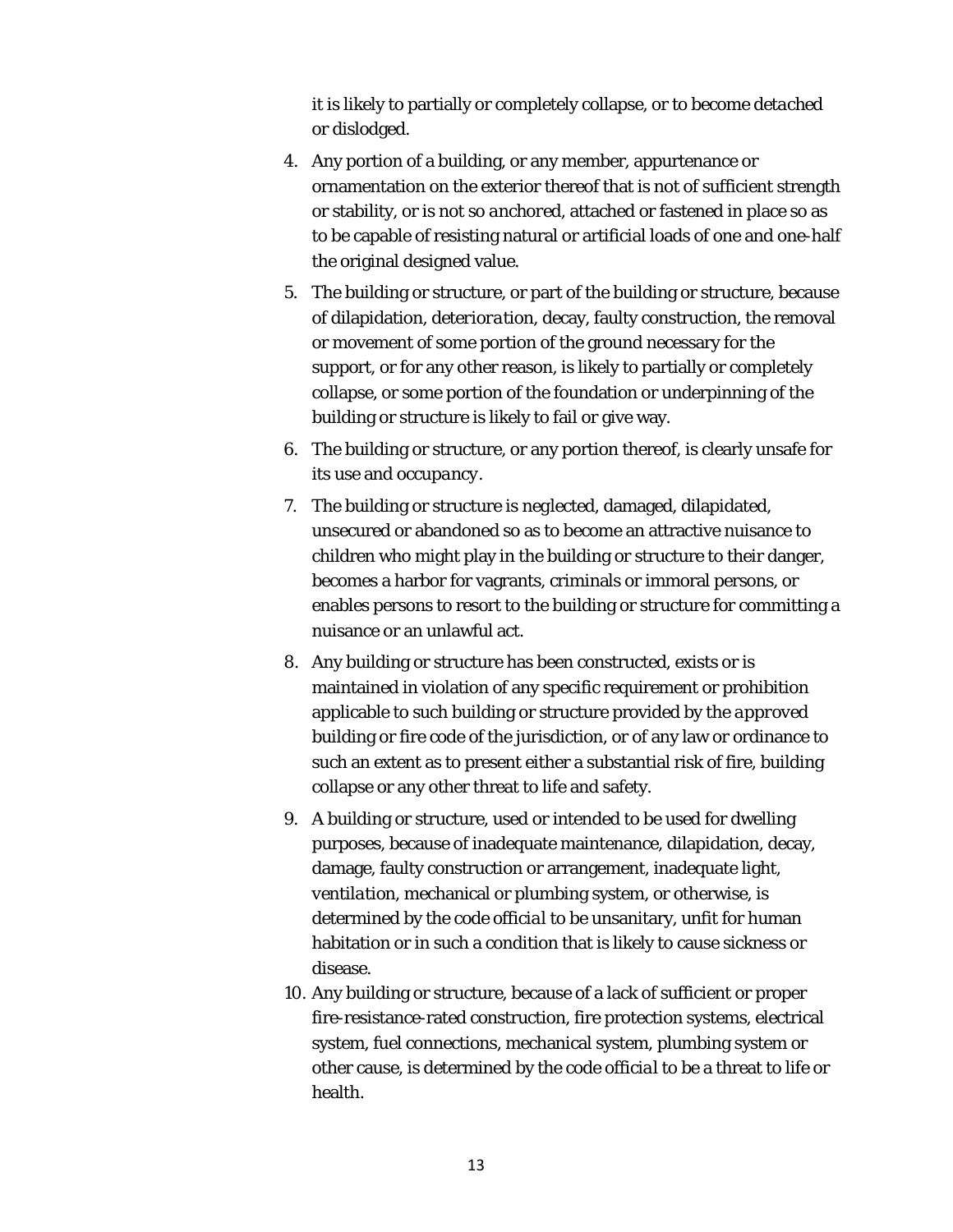it is likely to partially or completely collapse, or to become detached or dislodged.

4. Any portion of a building, or any member, appurtenance or ornamentation on the exterior thereof that is not of sufficient strength or stability, or is not so anchored, attached or fastened in place so as to be capable of resisting natural or artificial loads of one and one-half the original designed value.
5. The building or structure, or part of the building or structure, because of dilapidation, deterioration, decay, faulty construction, the removal or movement of some portion of the ground necessary for the support, or for any other reason, is likely to partially or completely collapse, or some portion of the foundation or underpinning of the building or structure is likely to fail or give way.
6. The building or structure, or any portion thereof, is clearly unsafe for its use and *occupancy*.
7. The building or structure is neglected, damaged, dilapidated, unsecured or abandoned so as to become an attractive nuisance to children who might play in the building or structure to their danger, becomes a harbor for vagrants, criminals or immoral persons, or enables persons to resort to the building or structure for committing a nuisance or an unlawful act.
8. Any building or structure has been constructed, exists or is maintained in violation of any specific requirement or prohibition applicable to such building or structure provided by the *approved* building or fire code of the jurisdiction, or of any law or ordinance to such an extent as to present either a substantial risk of fire, building collapse or any other threat to life and safety.
9. A building or structure, used or intended to be used for dwelling purposes, because of inadequate maintenance, dilapidation, decay, damage, faulty construction or arrangement, inadequate light, *ventilation*, mechanical or plumbing system, or otherwise, is determined by the *code official* to be unsanitary, unfit for human habitation or in such a condition that is likely to cause sickness or disease.
10. Any building or structure, because of a lack of sufficient or proper fire-resistance-rated construction, fire protection systems, electrical system, fuel connections, mechanical system, plumbing system or other cause, is determined by the *code official* to be a threat to life or health.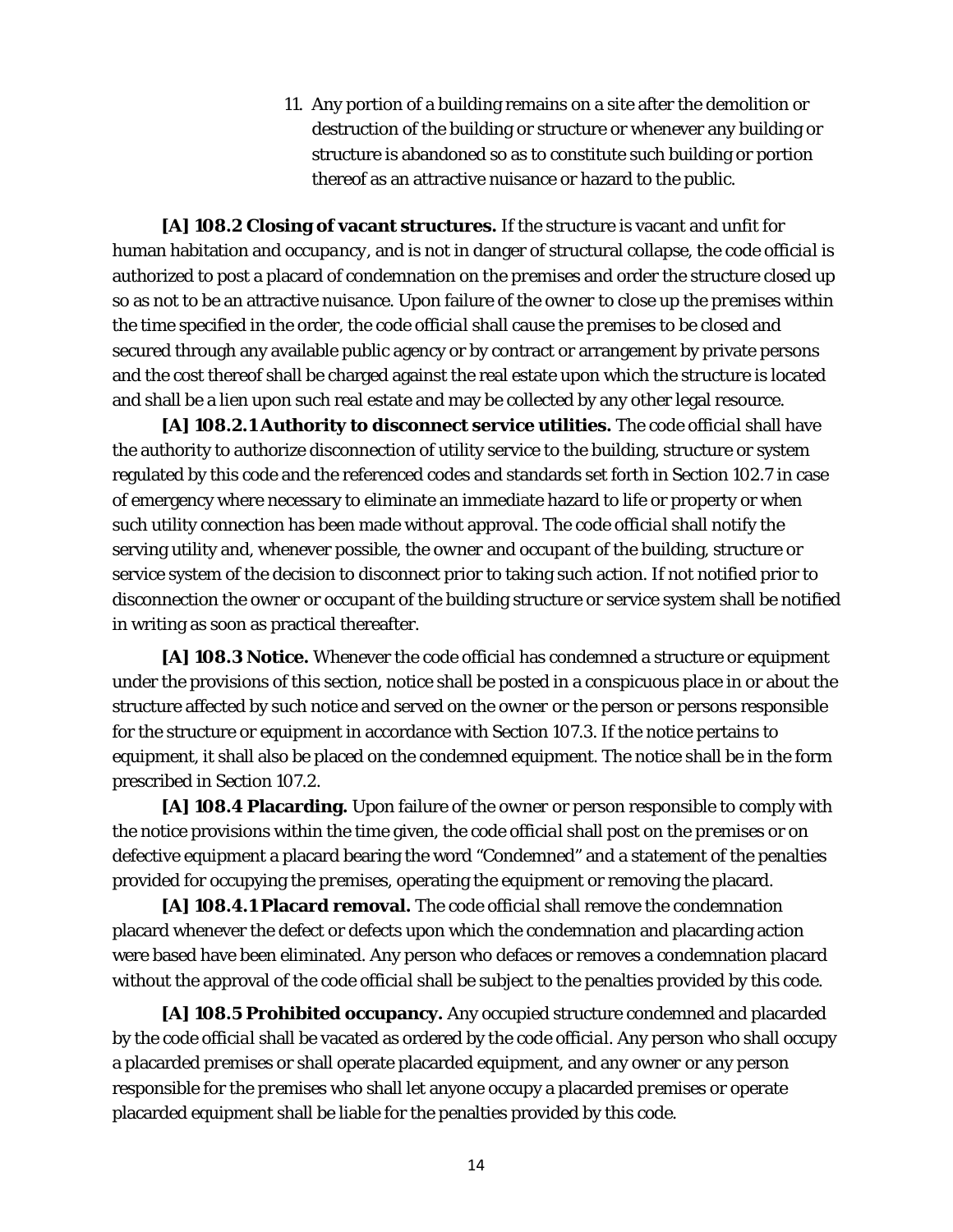11. Any portion of a building remains on a site after the demolition or destruction of the building or structure or whenever any building or structure is abandoned so as to constitute such building or portion thereof as an attractive nuisance or hazard to the public.

**[A] 108.2 Closing of vacant structures.** If the structure is vacant and unfit for human habitation and *occupancy*, and is not in danger of structural collapse, the *code official* is authorized to post a placard of condemnation on the *premises* and order the structure closed up so as not to be an attractive nuisance. Upon failure of the *owner* to close up the *premises* within the time specified in the order, the *code official* shall cause the *premises* to be closed and secured through any available public agency or by contract or arrangement by private persons and the cost thereof shall be charged against the real estate upon which the structure is located and shall be a lien upon such real estate and may be collected by any other legal resource.

**[A] 108.2.1 Authority to disconnect service utilities.** The *code official* shall have the authority to authorize disconnection of utility service to the building, structure or system regulated by this code and the referenced codes and standards set forth in Section 102.7 in case of emergency where necessary to eliminate an immediate hazard to life or property or when such utility connection has been made without approval. The *code official* shall notify the serving utility and, whenever possible, the *owner* and *occupant* of the building, structure or service system of the decision to disconnect prior to taking such action. If not notified prior to disconnection the *owner* or *occupant* of the building structure or service system shall be notified in writing as soon as practical thereafter.

**[A] 108.3 Notice.** Whenever the *code official* has condemned a structure or equipment under the provisions of this section, notice shall be posted in a conspicuous place in or about the structure affected by such notice and served on the *owner* or the person or persons responsible for the structure or equipment in accordance with Section 107.3. If the notice pertains to equipment, it shall also be placed on the condemned equipment. The notice shall be in the form prescribed in Section 107.2.

**[A] 108.4 Placarding.** Upon failure of the *owner* or person responsible to comply with the notice provisions within the time given, the *code official* shall post on the *premises* or on defective equipment a placard bearing the word "Condemned" and a statement of the penalties provided for occupying the *premises*, operating the equipment or removing the placard.

**[A] 108.4.1 Placard removal.** The *code official* shall remove the condemnation placard whenever the defect or defects upon which the condemnation and placarding action were based have been eliminated. Any person who defaces or removes a condemnation placard without the approval of the *code official* shall be subject to the penalties provided by this code.

**[A] 108.5 Prohibited occupancy.** Any occupied structure condemned and placarded by the *code official* shall be vacated as ordered by the *code official*. Any person who shall occupy a placarded *premises* or shall operate placarded equipment, and any *owner* or any person responsible for the *premises* who shall let anyone occupy a placarded *premises* or operate placarded equipment shall be liable for the penalties provided by this code.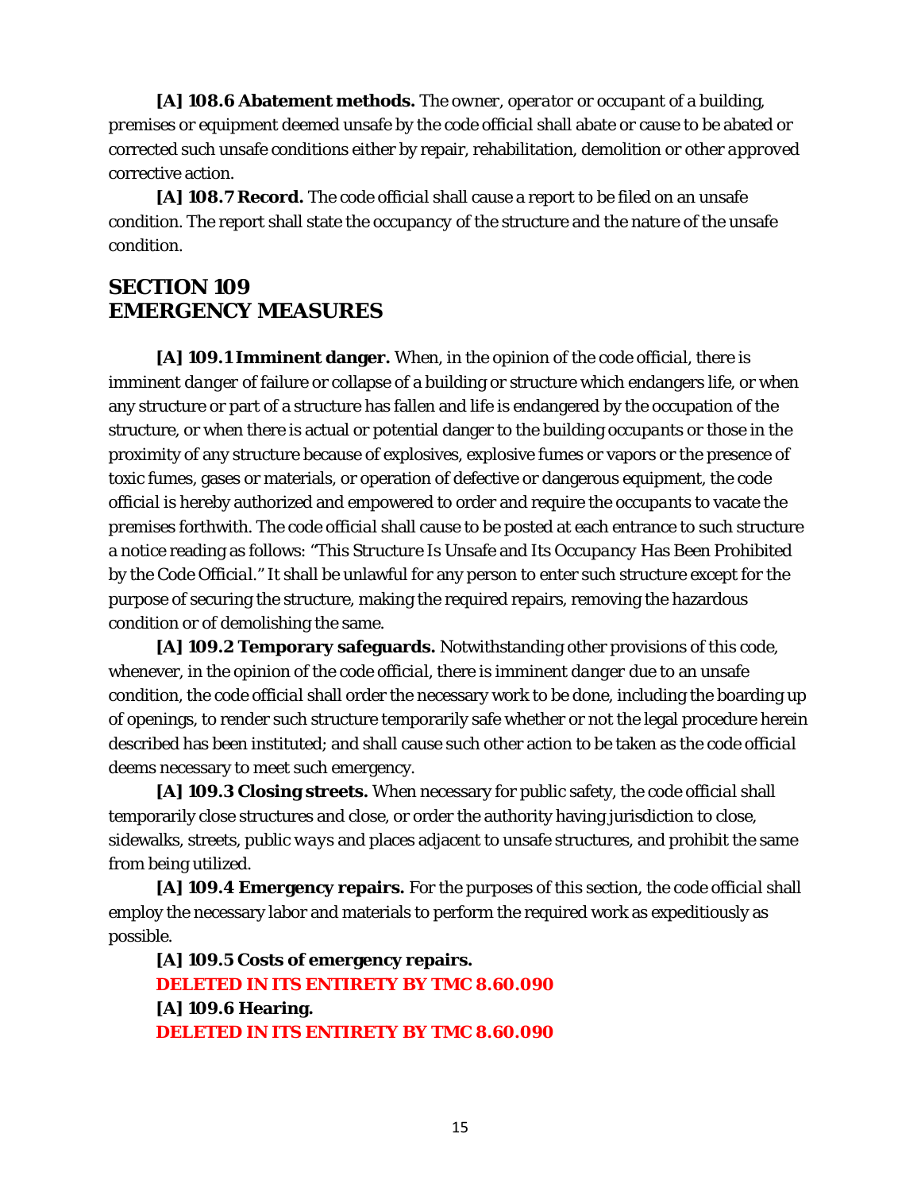**[A] 108.6 Abatement methods.** The owner, *operator* or *occupant* of a building, *premises* or equipment deemed unsafe by the *code official* shall abate or cause to be abated or corrected such unsafe conditions either by repair, rehabilitation, demolition or other *approved* corrective action.

**[A] 108.7 Record.** The *code official* shall cause a report to be filed on an unsafe condition. The report shall state the *occupancy* of the structure and the nature of the unsafe condition.

## SECTION 109 EMERGENCY MEASURES

**[A] 109.1 Imminent danger.** When, in the opinion of the *code official*, there is *imminent danger* of failure or collapse of a building or structure which endangers life, or when any structure or part of a structure has fallen and life is endangered by the occupation of the structure, or when there is actual or potential danger to the building *occupants* or those in the proximity of any structure because of explosives, explosive fumes or vapors or the presence of toxic fumes, gases or materials, or operation of defective or dangerous equipment, the *code official* is hereby authorized and empowered to order and require the *occupants* to vacate the *premises* forthwith. The *code official* shall cause to be posted at each entrance to such structure a notice reading as follows: "*This Structure Is Unsafe and Its Occupancy Has Been Prohibited by the Code Official*." It shall be unlawful for any person to enter such structure except for the purpose of securing the structure, making the required repairs, removing the hazardous condition or of demolishing the same.

**[A] 109.2 Temporary safeguards.** Notwithstanding other provisions of this code, whenever, in the opinion of the *code official*, there is *imminent danger* due to an unsafe condition, the *code official* shall order the necessary work to be done, including the boarding up of openings, to render such structure temporarily safe whether or not the legal procedure herein described has been instituted; and shall cause such other action to be taken as the *code official* deems necessary to meet such emergency.

**[A] 109.3 Closing streets.** When necessary for public safety, the *code official* shall temporarily close structures and close, or order the authority having jurisdiction to close, sidewalks, streets, public *ways* and places adjacent to unsafe structures, and prohibit the same from being utilized.

**[A] 109.4 Emergency repairs.** For the purposes of this section, the *code official* shall employ the necessary labor and materials to perform the required work as expeditiously as possible.

**[A] 109.5 Costs of emergency repairs.**
**DELETED IN ITS ENTIRETY BY TMC 8.60.090**

**[A] 109.6 Hearing.**
**DELETED IN ITS ENTIRETY BY TMC 8.60.090**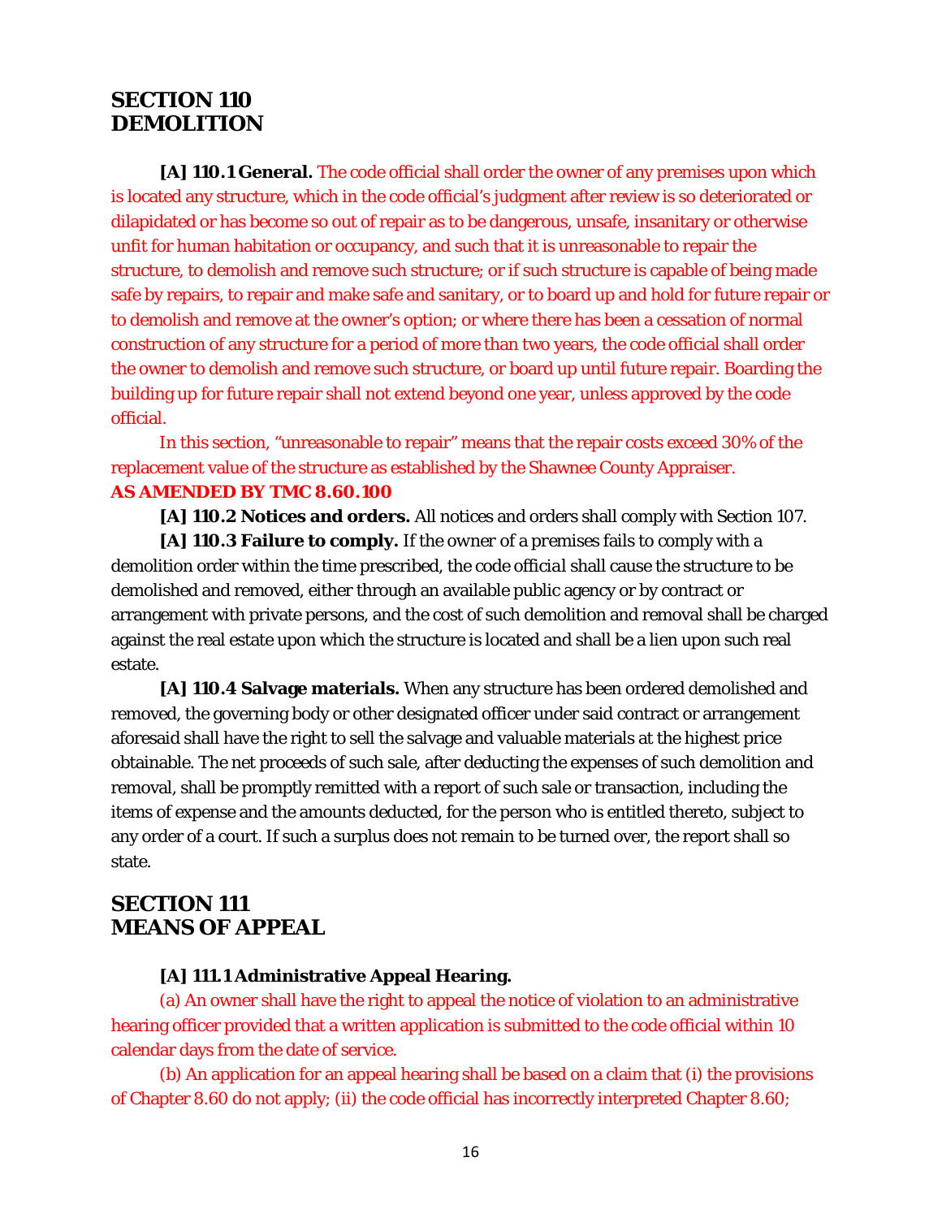## SECTION 110
## DEMOLITION

**[A] 110.1 General.** The code official shall order the owner of any premises upon which is located any structure, which in the code official's judgment after review is so deteriorated or dilapidated or has become so out of repair as to be dangerous, unsafe, insanitary or otherwise unfit for human habitation or occupancy, and such that it is unreasonable to repair the structure, to demolish and remove such structure; or if such structure is capable of being made safe by repairs, to repair and make safe and sanitary, or to board up and hold for future repair or to demolish and remove at the owner's option; or where there has been a cessation of normal construction of any structure for a period of more than two years, the code official shall order the owner to demolish and remove such structure, or board up until future repair. Boarding the building up for future repair shall not extend beyond one year, unless approved by the code official.

In this section, "unreasonable to repair" means that the repair costs exceed 30% of the replacement value of the structure as established by the Shawnee County Appraiser.

**AS AMENDED BY TMC 8.60.100**

**[A] 110.2 Notices and orders.** All notices and orders shall comply with Section 107.

**[A] 110.3 Failure to comply.** If the owner of a premises fails to comply with a demolition order within the time prescribed, the code official shall cause the structure to be demolished and removed, either through an available public agency or by contract or arrangement with private persons, and the cost of such demolition and removal shall be charged against the real estate upon which the structure is located and shall be a lien upon such real estate.

**[A] 110.4 Salvage materials.** When any structure has been ordered demolished and removed, the governing body or other designated officer under said contract or arrangement aforesaid shall have the right to sell the salvage and valuable materials at the highest price obtainable. The net proceeds of such sale, after deducting the expenses of such demolition and removal, shall be promptly remitted with a report of such sale or transaction, including the items of expense and the amounts deducted, for the person who is entitled thereto, subject to any order of a court. If such a surplus does not remain to be turned over, the report shall so state.

## SECTION 111
## MEANS OF APPEAL

**[A] 111.1 Administrative Appeal Hearing.**

(a) An owner shall have the right to appeal the notice of violation to an administrative hearing officer provided that a written application is submitted to the code official within 10 calendar days from the date of service.

(b) An application for an appeal hearing shall be based on a claim that (i) the provisions of Chapter 8.60 do not apply; (ii) the code official has incorrectly interpreted Chapter 8.60;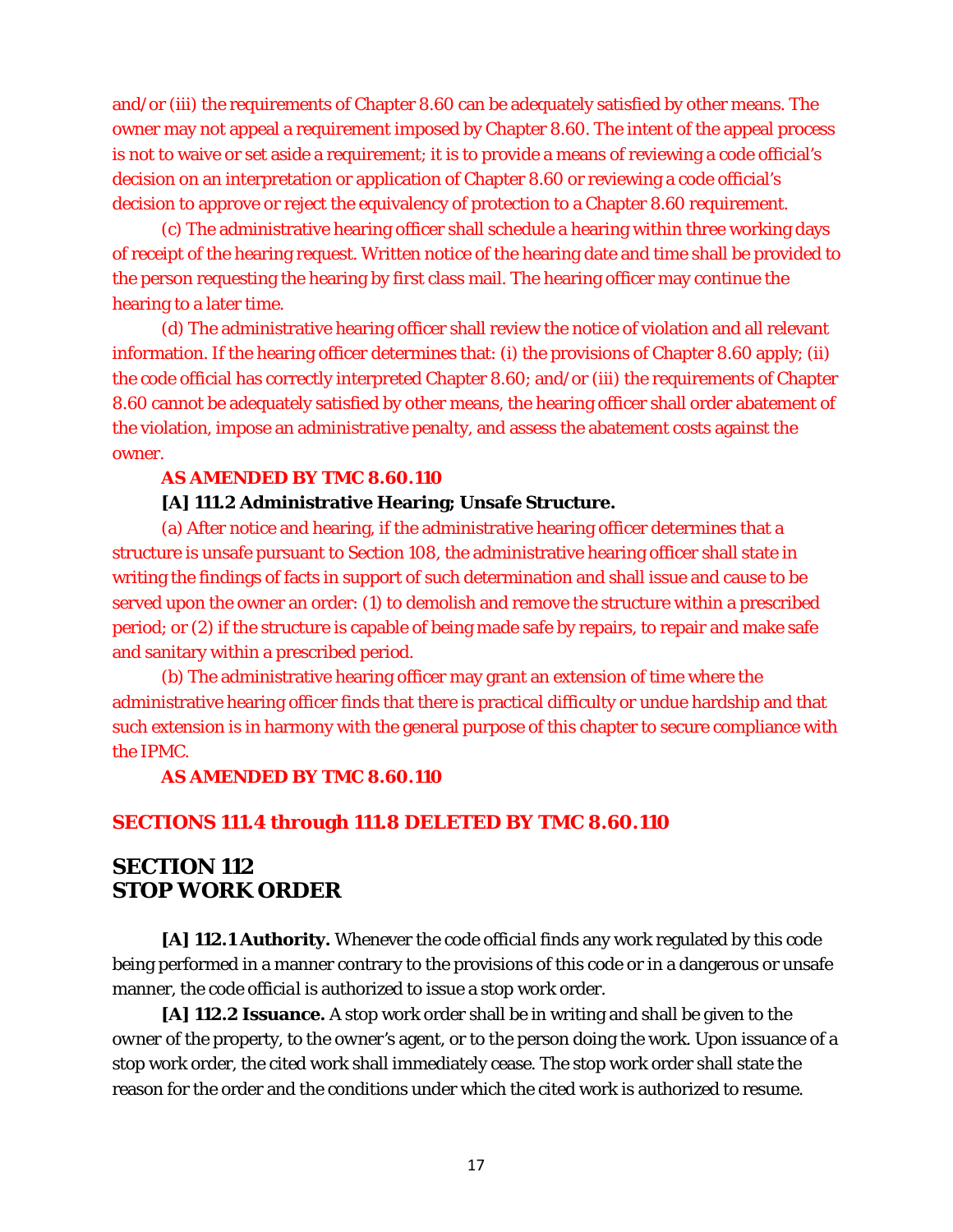and/or (iii) the requirements of Chapter 8.60 can be adequately satisfied by other means. The owner may not appeal a requirement imposed by Chapter 8.60. The intent of the appeal process is not to waive or set aside a requirement; it is to provide a means of reviewing a code official's decision on an interpretation or application of Chapter 8.60 or reviewing a code official's decision to approve or reject the equivalency of protection to a Chapter 8.60 requirement.

(c) The administrative hearing officer shall schedule a hearing within three working days of receipt of the hearing request. Written notice of the hearing date and time shall be provided to the person requesting the hearing by first class mail. The hearing officer may continue the hearing to a later time.

(d) The administrative hearing officer shall review the notice of violation and all relevant information. If the hearing officer determines that: (i) the provisions of Chapter 8.60 apply; (ii) the code official has correctly interpreted Chapter 8.60; and/or (iii) the requirements of Chapter 8.60 cannot be adequately satisfied by other means, the hearing officer shall order abatement of the violation, impose an administrative penalty, and assess the abatement costs against the owner.

**AS AMENDED BY TMC 8.60.110**

**[A] 111.2 Administrative Hearing; Unsafe Structure.**

(a) After notice and hearing, if the administrative hearing officer determines that a structure is unsafe pursuant to Section 108, the administrative hearing officer shall state in writing the findings of facts in support of such determination and shall issue and cause to be served upon the owner an order: (1) to demolish and remove the structure within a prescribed period; or (2) if the structure is capable of being made safe by repairs, to repair and make safe and sanitary within a prescribed period.

(b) The administrative hearing officer may grant an extension of time where the administrative hearing officer finds that there is practical difficulty or undue hardship and that such extension is in harmony with the general purpose of this chapter to secure compliance with the IPMC.

**AS AMENDED BY TMC 8.60.110**

**SECTIONS 111.4 through 111.8 DELETED BY TMC 8.60.110**

## SECTION 112
## STOP WORK ORDER

**[A] 112.1 Authority.** Whenever the *code official* finds any work regulated by this code being performed in a manner contrary to the provisions of this code or in a dangerous or unsafe manner, the *code official* is authorized to issue a stop work order.

**[A] 112.2 Issuance.** A stop work order shall be in writing and shall be given to the owner of the property, to the owner's agent, or to the person doing the work. Upon issuance of a stop work order, the cited work shall immediately cease. The stop work order shall state the reason for the order and the conditions under which the cited work is authorized to resume.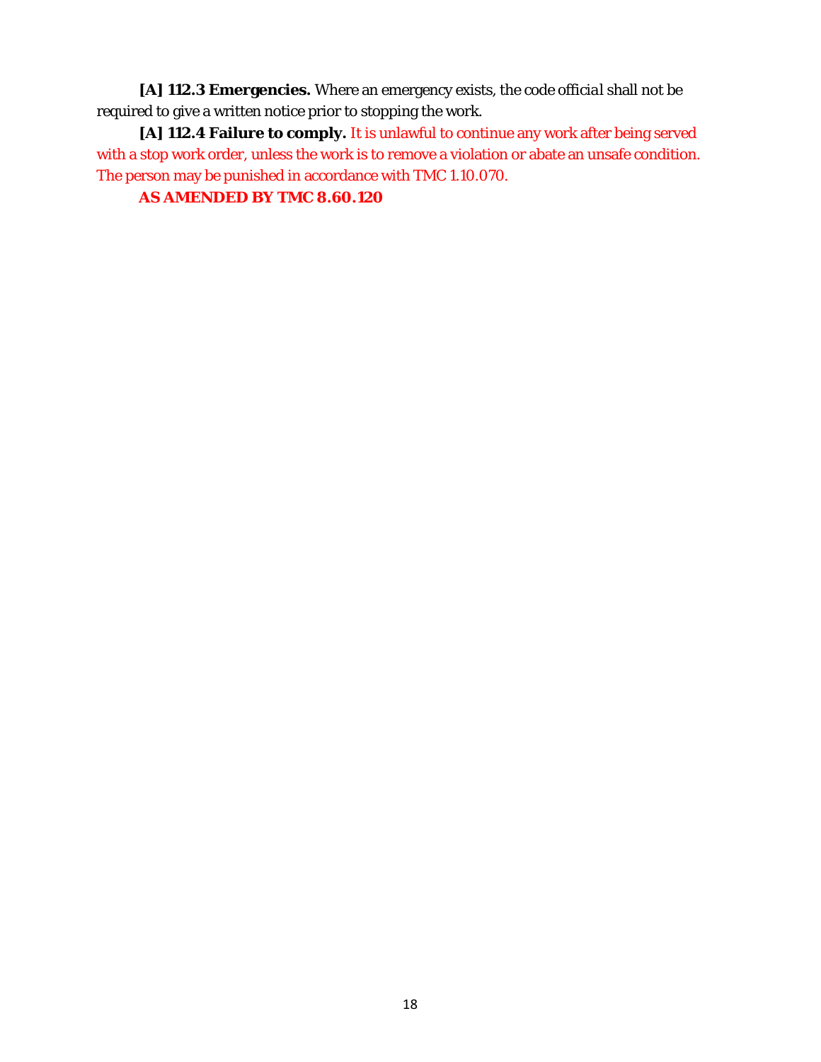**[A] 112.3 Emergencies.** Where an emergency exists, the *code official* shall not be required to give a written notice prior to stopping the work.

**[A] 112.4 Failure to comply.** It is unlawful to continue any work after being served with a stop work order, unless the work is to remove a violation or abate an unsafe condition. The person may be punished in accordance with TMC 1.10.070.

**AS AMENDED BY TMC 8.60.120**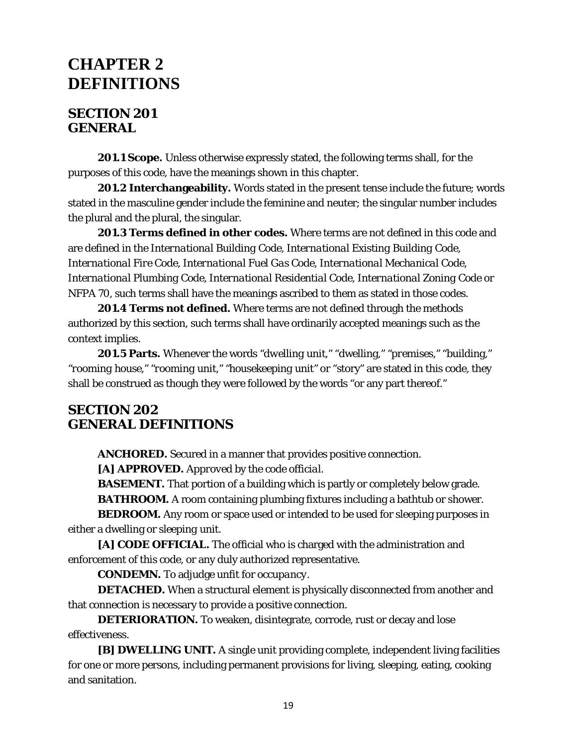# CHAPTER 2
# DEFINITIONS

## SECTION 201
## GENERAL

**201.1 Scope.** Unless otherwise expressly stated, the following terms shall, for the purposes of this code, have the meanings shown in this chapter.

**201.2 Interchangeability.** Words stated in the present tense include the future; words stated in the masculine gender include the feminine and neuter; the singular number includes the plural and the plural, the singular.

**201.3 Terms defined in other codes.** Where terms are not defined in this code and are defined in the *International Building Code*, *International Existing Building Code*, *International Fire Code*, *International Fuel Gas Code*, *International Mechanical Code*, *International Plumbing Code*, *International Residential Code*, *International Zoning Code* or NFPA 70, such terms shall have the meanings ascribed to them as stated in those codes.

**201.4 Terms not defined.** Where terms are not defined through the methods authorized by this section, such terms shall have ordinarily accepted meanings such as the context implies.

**201.5 Parts.** Whenever the words "dwelling unit," "dwelling," "premises," "building," "rooming house," "rooming unit," "housekeeping unit" or "story" are stated in this code, they shall be construed as though they were followed by the words "or any part thereof."

## SECTION 202
## GENERAL DEFINITIONS

**ANCHORED.** Secured in a manner that provides positive connection.

**[A] APPROVED.** Approved by the *code official*.

**BASEMENT.** That portion of a building which is partly or completely below grade.

**BATHROOM.** A room containing plumbing fixtures including a bathtub or shower.

**BEDROOM.** Any room or space used or intended to be used for sleeping purposes in either a dwelling or sleeping unit.

**[A] CODE OFFICIAL.** The official who is charged with the administration and enforcement of this code, or any duly authorized representative.

**CONDEMN.** To adjudge unfit for *occupancy*.

**DETACHED.** When a structural element is physically disconnected from another and that connection is necessary to provide a positive connection.

**DETERIORATION.** To weaken, disintegrate, corrode, rust or decay and lose effectiveness.

**[B] DWELLING UNIT.** A single unit providing complete, independent living facilities for one or more persons, including permanent provisions for living, sleeping, eating, cooking and sanitation.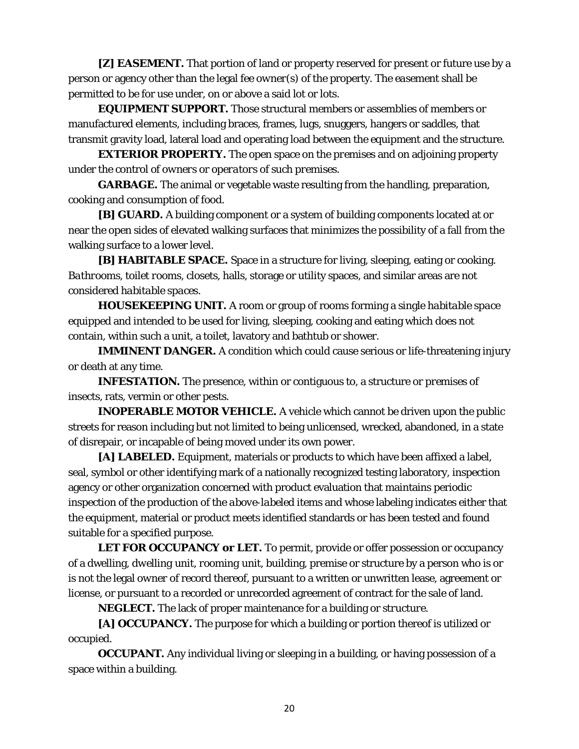**[Z] EASEMENT.** That portion of land or property reserved for present or future use by a person or agency other than the legal fee owner(s) of the property. The *easement* shall be permitted to be for use under, on or above a said lot or lots.

**EQUIPMENT SUPPORT.** Those structural members or assemblies of members or manufactured elements, including braces, frames, lugs, snuggers, hangers or saddles, that transmit gravity load, lateral load and operating load between the equipment and the structure.

**EXTERIOR PROPERTY.** The open space on the *premises* and on adjoining property under the control of *owners* or *operators* of such *premises*.

**GARBAGE.** The animal or vegetable waste resulting from the handling, preparation, cooking and consumption of food.

**[B] GUARD.** A building component or a system of building components located at or near the open sides of elevated walking surfaces that minimizes the possibility of a fall from the walking surface to a lower level.

**[B] HABITABLE SPACE.** Space in a structure for living, sleeping, eating or cooking. *Bathrooms, toilet rooms*, closets, halls, storage or utility spaces, and similar areas are not considered *habitable spaces*.

**HOUSEKEEPING UNIT.** A room or group of rooms forming a single *habitable space* equipped and intended to be used for living, sleeping, cooking and eating which does not contain, within such a unit, a toilet, lavatory and bathtub or shower.

**IMMINENT DANGER.** A condition which could cause serious or life-threatening injury or death at any time.

**INFESTATION.** The presence, within or contiguous to, a structure or *premises* of insects, rats, vermin or other pests.

**INOPERABLE MOTOR VEHICLE.** A vehicle which cannot be driven upon the public streets for reason including but not limited to being unlicensed, wrecked, abandoned, in a state of disrepair, or incapable of being moved under its own power.

**[A] LABELED.** Equipment, materials or products to which have been affixed a label, seal, symbol or other identifying mark of a nationally recognized testing laboratory, inspection agency or other organization concerned with product evaluation that maintains periodic inspection of the production of the *above-labeled* items and whose labeling indicates either that the equipment, material or product meets identified standards or has been tested and found suitable for a specified purpose.

**LET FOR OCCUPANCY or LET.** To permit, provide or offer possession or *occupancy* of a dwelling, dwelling unit, rooming unit, building, premise or structure by a person who is or is not the legal owner of record thereof, pursuant to a written or unwritten lease, agreement or license, or pursuant to a recorded or unrecorded agreement of contract for the sale of land.

**NEGLECT.** The lack of proper maintenance for a building or *structure*.

**[A] OCCUPANCY.** The purpose for which a building or portion thereof is utilized or occupied.

**OCCUPANT.** Any individual living or sleeping in a building, or having possession of a space within a building.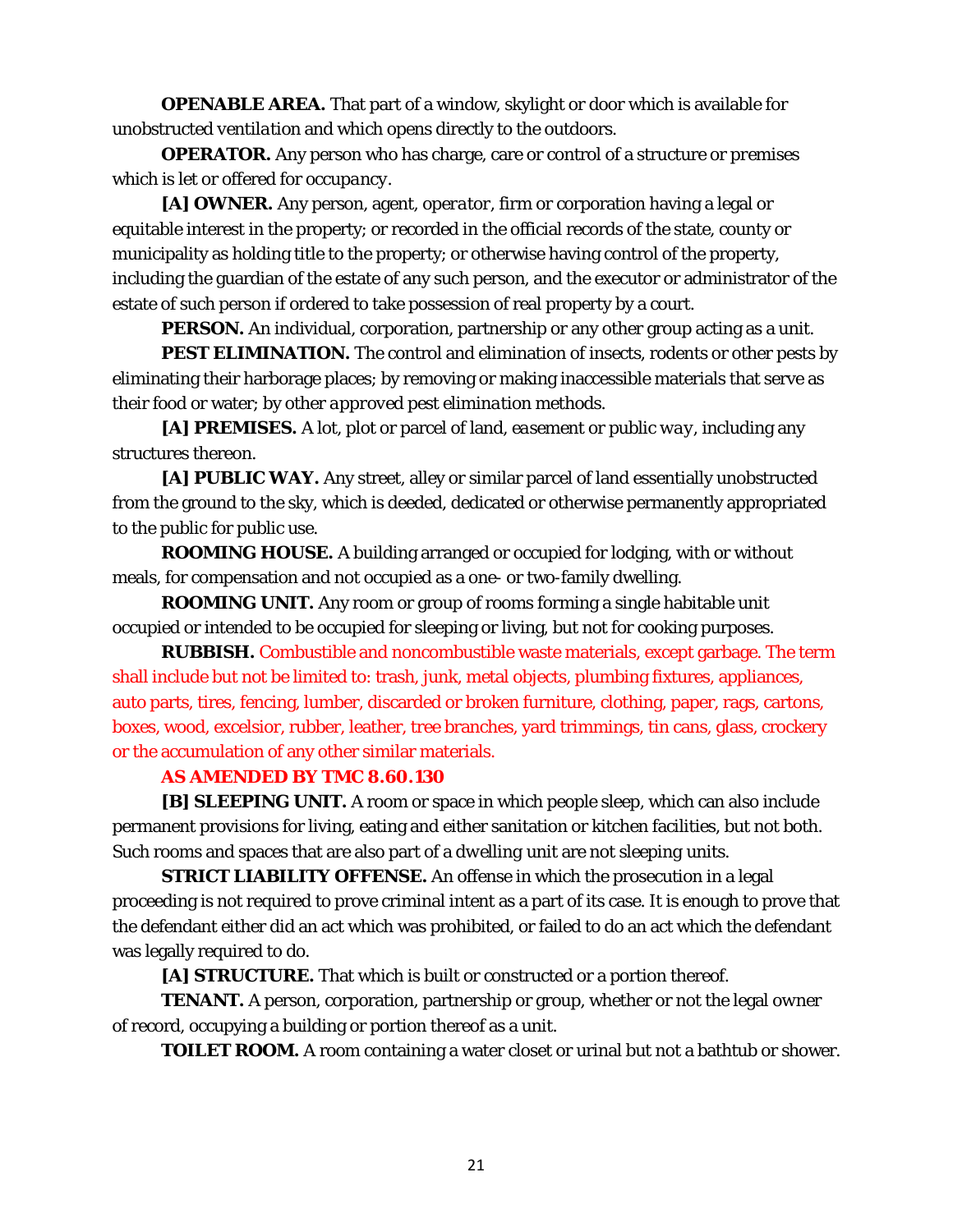**OPENABLE AREA.** That part of a window, skylight or door which is available for unobstructed ventilation and which opens directly to the outdoors.

**OPERATOR.** Any person who has charge, care or control of a structure or *premises* which is let or offered for *occupancy*.

**[A] OWNER.** Any person, agent, *operator*, firm or corporation having a legal or equitable interest in the property; or recorded in the official records of the state, county or municipality as holding title to the property; or otherwise having control of the property, including the guardian of the estate of any such person, and the executor or administrator of the estate of such person if ordered to take possession of real property by a court.

**PERSON.** An individual, corporation, partnership or any other group acting as a unit.

**PEST ELIMINATION.** The control and elimination of insects, rodents or other pests by eliminating their harborage places; by removing or making inaccessible materials that serve as their food or water; by other *approved* pest elimination methods.

**[A] PREMISES.** A lot, plot or parcel of land, *easement* or *public way*, including any structures thereon.

**[A] PUBLIC WAY.** Any street, alley or similar parcel of land essentially unobstructed from the ground to the sky, which is deeded, dedicated or otherwise permanently appropriated to the public for public use.

**ROOMING HOUSE.** A building arranged or occupied for lodging, with or without meals, for compensation and not occupied as a one- or two-family dwelling.

**ROOMING UNIT.** Any room or group of rooms forming a single habitable unit occupied or intended to be occupied for sleeping or living, but not for cooking purposes.

**RUBBISH.** Combustible and noncombustible waste materials, except garbage. The term shall include but not be limited to: trash, junk, metal objects, plumbing fixtures, appliances, auto parts, tires, fencing, lumber, discarded or broken furniture, clothing, paper, rags, cartons, boxes, wood, excelsior, rubber, leather, tree branches, yard trimmings, tin cans, glass, crockery or the accumulation of any other similar materials.

**AS AMENDED BY TMC 8.60.130**

**[B] SLEEPING UNIT.** A room or space in which people sleep, which can also include permanent provisions for living, eating and either sanitation or kitchen facilities, but not both. Such rooms and spaces that are also part of a dwelling unit are not sleeping units.

**STRICT LIABILITY OFFENSE.** An offense in which the prosecution in a legal proceeding is not required to prove criminal intent as a part of its case. It is enough to prove that the defendant either did an act which was prohibited, or failed to do an act which the defendant was legally required to do.

**[A] STRUCTURE.** That which is built or constructed or a portion thereof.

**TENANT.** A person, corporation, partnership or group, whether or not the legal owner of record, occupying a building or portion thereof as a unit.

**TOILET ROOM.** A room containing a water closet or urinal but not a bathtub or shower.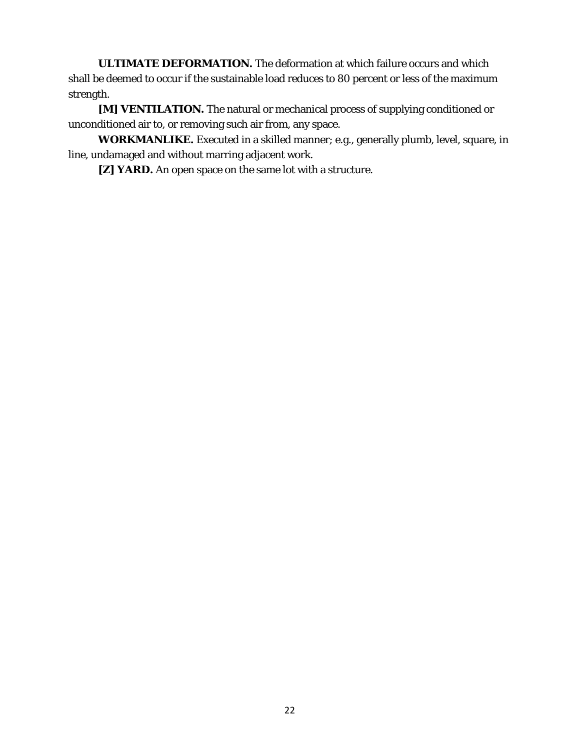**ULTIMATE DEFORMATION.** The deformation at which failure occurs and which shall be deemed to occur if the sustainable load reduces to 80 percent or less of the maximum strength.

**[M] VENTILATION.** The natural or mechanical process of supplying conditioned or unconditioned air to, or removing such air from, any space.

**WORKMANLIKE.** Executed in a skilled manner; e.g., generally plumb, level, square, in line, undamaged and without marring adjacent work.

**[Z] YARD.** An open space on the same lot with a structure.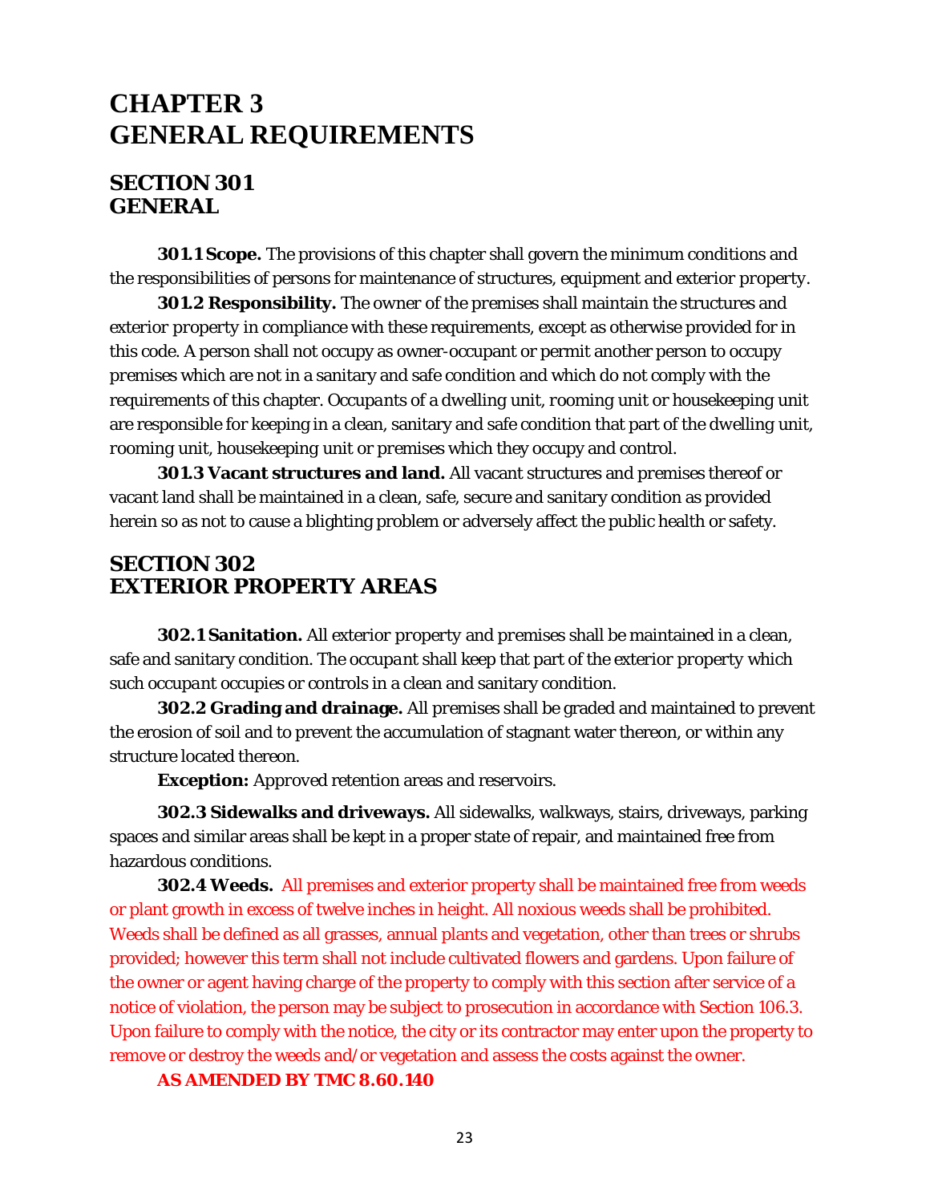# CHAPTER 3
# GENERAL REQUIREMENTS

## SECTION 301
## GENERAL

**301.1 Scope.** The provisions of this chapter shall govern the minimum conditions and the responsibilities of persons for maintenance of structures, equipment and *exterior property*.

**301.2 Responsibility.** The *owner* of the *premises* shall maintain the structures and *exterior property* in compliance with these requirements, except as otherwise provided for in this code. A person shall not occupy as owner-occupant or permit another person to occupy *premises* which are not in a sanitary and safe condition and which do not comply with the requirements of this chapter. *Occupants* of a *dwelling unit*, *rooming unit* or *housekeeping unit* are responsible for keeping in a clean, sanitary and safe condition that part of the *dwelling unit*, *rooming unit*, *housekeeping unit* or *premises* which they occupy and control.

**301.3 Vacant structures and land.** All vacant structures and *premises* thereof or vacant land shall be maintained in a clean, safe, secure and sanitary condition as provided herein so as not to cause a blighting problem or adversely affect the public health or safety.

## SECTION 302
## EXTERIOR PROPERTY AREAS

**302.1 Sanitation.** All *exterior property* and *premises* shall be maintained in a clean, safe and sanitary condition. The *occupant* shall keep that part of the *exterior property* which such *occupant* occupies or controls in a clean and sanitary condition.

**302.2 Grading and drainage.** All *premises* shall be graded and maintained to prevent the erosion of soil and to prevent the accumulation of stagnant water thereon, or within any structure located thereon.

**Exception:** Approved retention areas and reservoirs.

**302.3 Sidewalks and driveways.** All sidewalks, walkways, stairs, driveways, parking spaces and similar areas shall be kept in a proper state of repair, and maintained free from hazardous conditions.

**302.4 Weeds.** All premises and exterior property shall be maintained free from weeds or plant growth in excess of twelve inches in height. All noxious weeds shall be prohibited. Weeds shall be defined as all grasses, annual plants and vegetation, other than trees or shrubs provided; however this term shall not include cultivated flowers and gardens. Upon failure of the owner or agent having charge of the property to comply with this section after service of a notice of violation, the person may be subject to prosecution in accordance with Section 106.3. Upon failure to comply with the notice, the city or its contractor may enter upon the property to remove or destroy the weeds and/or vegetation and assess the costs against the owner.

**AS AMENDED BY TMC 8.60.140**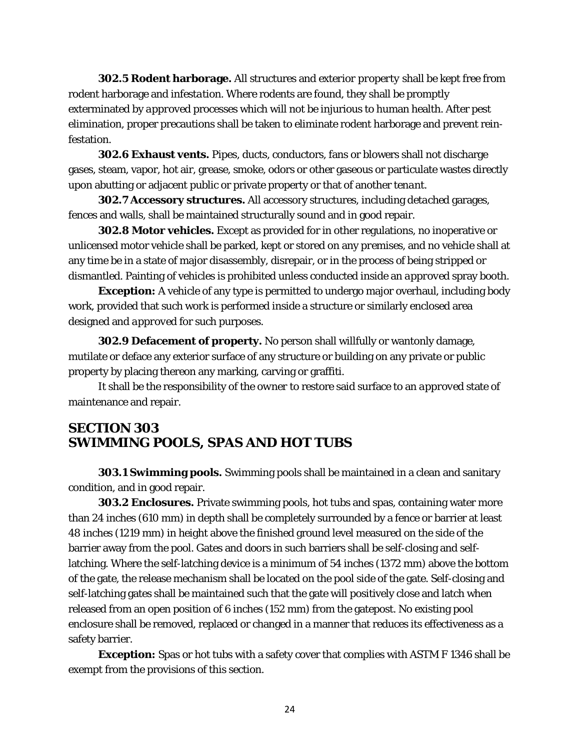**302.5 Rodent harborage.** All structures and *exterior property* shall be kept free from rodent harborage and *infestation*. Where rodents are found, they shall be promptly exterminated by *approved* processes which will not be injurious to human health. After pest elimination, proper precautions shall be taken to eliminate rodent harborage and prevent reinfestation.

**302.6 Exhaust vents.** Pipes, ducts, conductors, fans or blowers shall not discharge gases, steam, vapor, hot air, grease, smoke, odors or other gaseous or particulate wastes directly upon abutting or adjacent public or private property or that of another *tenant*.

**302.7 Accessory structures.** All accessory structures, including *detached* garages, fences and walls, shall be maintained structurally sound and in good repair.

**302.8 Motor vehicles.** Except as provided for in other regulations, no inoperative or unlicensed motor vehicle shall be parked, kept or stored on any *premises*, and no vehicle shall at any time be in a state of major disassembly, disrepair, or in the process of being stripped or dismantled. Painting of vehicles is prohibited unless conducted inside an *approved* spray booth.

**Exception:** A vehicle of any type is permitted to undergo major overhaul, including body work, provided that such work is performed inside a structure or similarly enclosed area designed and *approved* for such purposes.

**302.9 Defacement of property.** No person shall willfully or wantonly damage, mutilate or deface any exterior surface of any structure or building on any private or public property by placing thereon any marking, carving or graffiti.

It shall be the responsibility of the owner to restore said surface to an *approved* state of maintenance and repair.

## SECTION 303
## SWIMMING POOLS, SPAS AND HOT TUBS

**303.1 Swimming pools.** Swimming pools shall be maintained in a clean and sanitary condition, and in good repair.

**303.2 Enclosures.** Private swimming pools, hot tubs and spas, containing water more than 24 inches (610 mm) in depth shall be completely surrounded by a fence or barrier at least 48 inches (1219 mm) in height above the finished ground level measured on the side of the barrier away from the pool. Gates and doors in such barriers shall be self-closing and self-latching. Where the self-latching device is a minimum of 54 inches (1372 mm) above the bottom of the gate, the release mechanism shall be located on the pool side of the gate. Self-closing and self-latching gates shall be maintained such that the gate will positively close and latch when released from an open position of 6 inches (152 mm) from the gatepost. No existing pool enclosure shall be removed, replaced or changed in a manner that reduces its effectiveness as a safety barrier.

**Exception:** Spas or hot tubs with a safety cover that complies with ASTM F 1346 shall be exempt from the provisions of this section.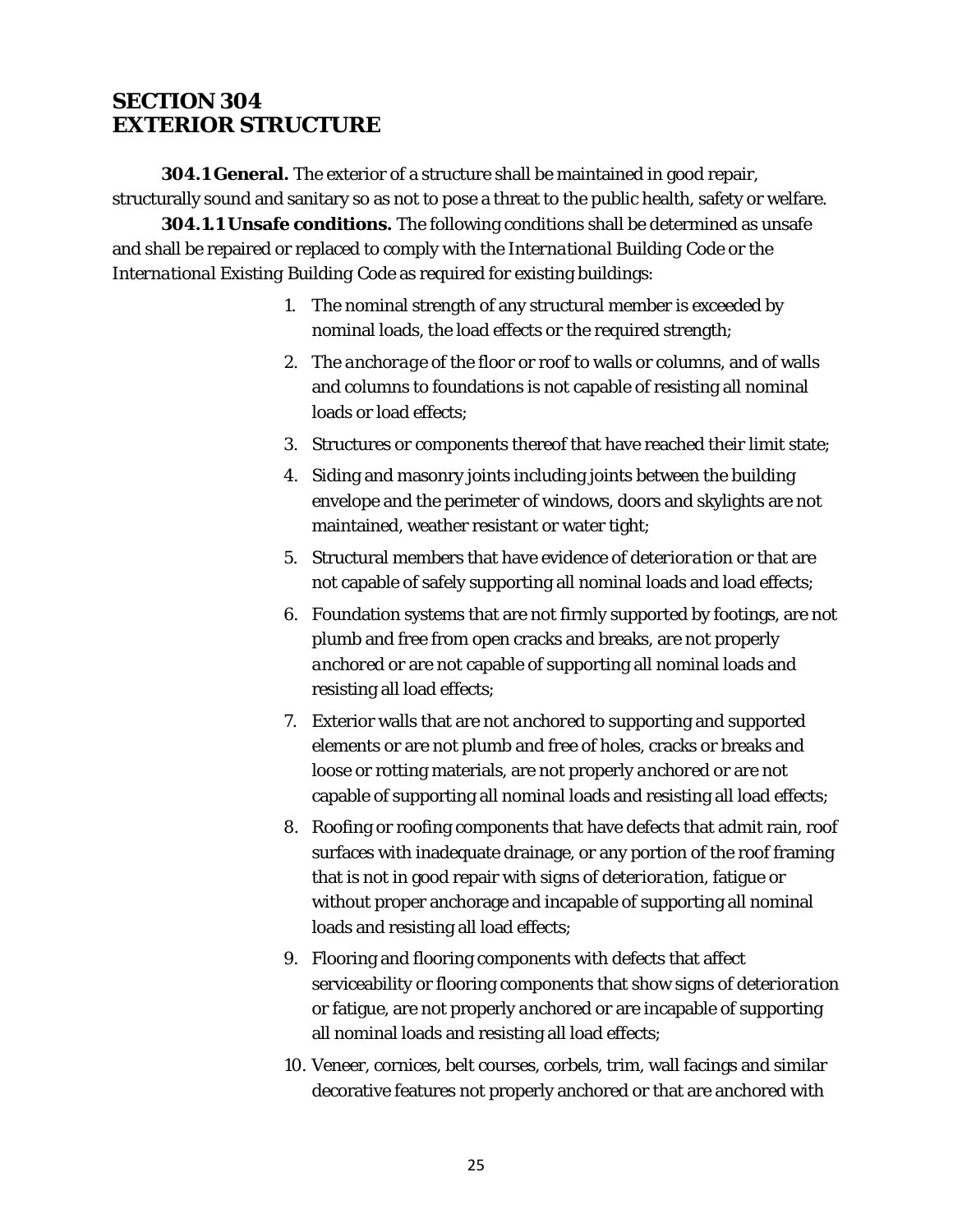## SECTION 304
## EXTERIOR STRUCTURE

**304.1 General.** The exterior of a structure shall be maintained in good repair, structurally sound and sanitary so as not to pose a threat to the public health, safety or welfare.

**304.1.1 Unsafe conditions.** The following conditions shall be determined as unsafe and shall be repaired or replaced to comply with the *International Building Code* or the *International Existing Building Code* as required for existing buildings:

1. The nominal strength of any structural member is exceeded by nominal loads, the load effects or the required strength;
2. The *anchorage* of the floor or roof to walls or columns, and of walls and columns to foundations is not capable of resisting all nominal loads or load effects;
3. Structures or components thereof that have reached their limit state;
4. Siding and masonry joints including joints between the building envelope and the perimeter of windows, doors and skylights are not maintained, weather resistant or water tight;
5. Structural members that have evidence of *deterioration* or that are not capable of safely supporting all nominal loads and load effects;
6. Foundation systems that are not firmly supported by footings, are not plumb and free from open cracks and breaks, are not properly *anchored* or are not capable of supporting all nominal loads and resisting all load effects;
7. Exterior walls that are not *anchored* to supporting and supported elements or are not plumb and free of holes, cracks or breaks and loose or rotting materials, are not properly *anchored* or are not capable of supporting all nominal loads and resisting all load effects;
8. Roofing or roofing components that have defects that admit rain, roof surfaces with inadequate drainage, or any portion of the roof framing that is not in good repair with signs of *deterioration*, fatigue or without proper anchorage and incapable of supporting all nominal loads and resisting all load effects;
9. Flooring and flooring components with defects that affect serviceability or flooring components that show signs of *deterioration* or fatigue, are not properly *anchored* or are incapable of supporting all nominal loads and resisting all load effects;
10. Veneer, cornices, belt courses, corbels, trim, wall facings and similar decorative features not properly anchored or that are anchored with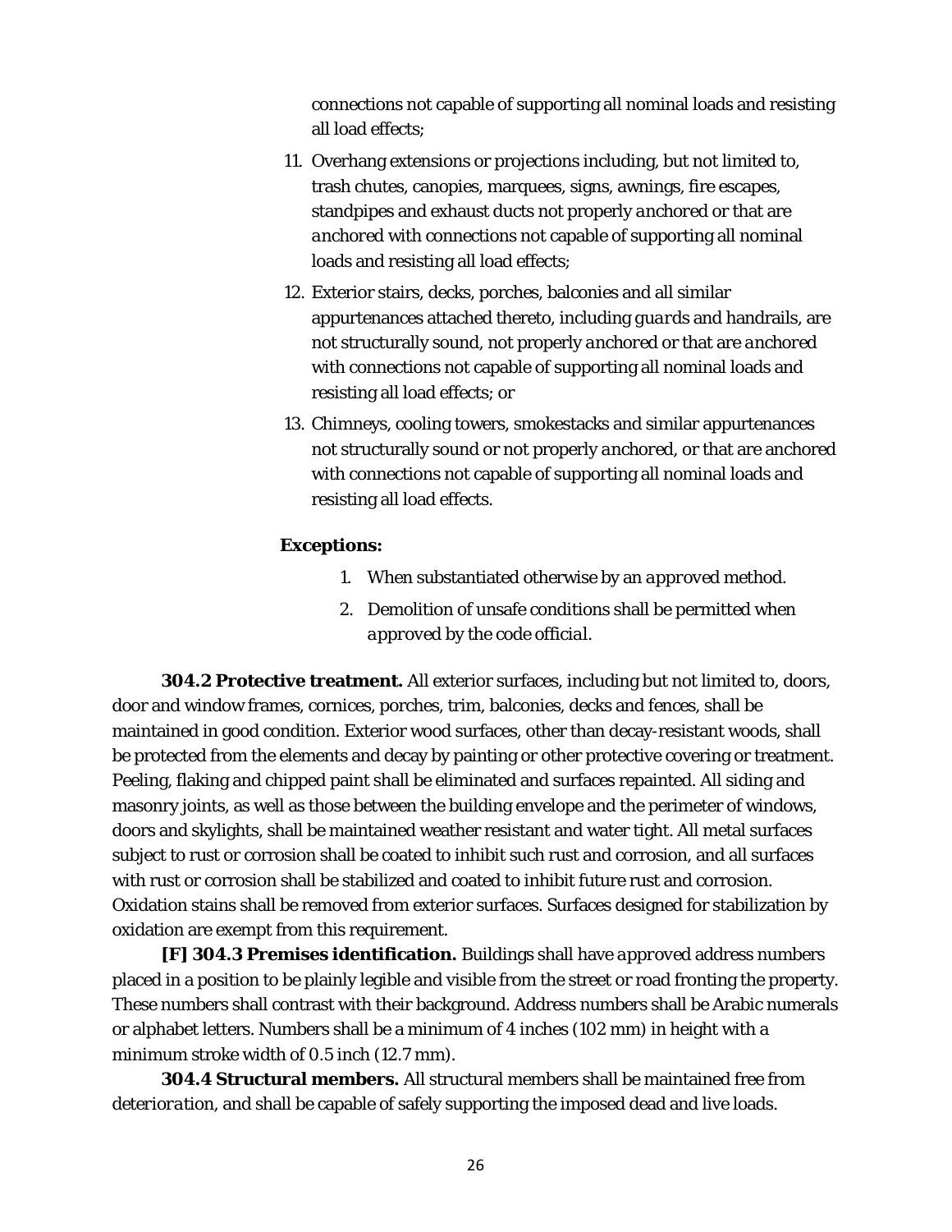connections not capable of supporting all nominal loads and resisting all load effects;

11. Overhang extensions or projections including, but not limited to, trash chutes, canopies, marquees, signs, awnings, fire escapes, standpipes and exhaust ducts not properly *anchored* or that are *anchored* with connections not capable of supporting all nominal loads and resisting all load effects;
12. Exterior stairs, decks, porches, balconies and all similar appurtenances attached thereto, including *guards* and handrails, are not structurally sound, not properly *anchored* or that are *anchored* with connections not capable of supporting all nominal loads and resisting all load effects; or
13. Chimneys, cooling towers, smokestacks and similar appurtenances not structurally sound or not properly *anchored*, or that are anchored with connections not capable of supporting all nominal loads and resisting all load effects.

**Exceptions:**

1. When substantiated otherwise by an *approved* method.
2. Demolition of unsafe conditions shall be permitted when *approved* by the *code official*.

**304.2 Protective treatment.** All exterior surfaces, including but not limited to, doors, door and window frames, cornices, porches, trim, balconies, decks and fences, shall be maintained in good condition. Exterior wood surfaces, other than decay-resistant woods, shall be protected from the elements and decay by painting or other protective covering or treatment. Peeling, flaking and chipped paint shall be eliminated and surfaces repainted. All siding and masonry joints, as well as those between the building envelope and the perimeter of windows, doors and skylights, shall be maintained weather resistant and water tight. All metal surfaces subject to rust or corrosion shall be coated to inhibit such rust and corrosion, and all surfaces with rust or corrosion shall be stabilized and coated to inhibit future rust and corrosion. Oxidation stains shall be removed from exterior surfaces. Surfaces designed for stabilization by oxidation are exempt from this requirement.

**[F] 304.3 Premises identification.** Buildings shall have *approved* address numbers placed in a position to be plainly legible and visible from the street or road fronting the property. These numbers shall contrast with their background. Address numbers shall be Arabic numerals or alphabet letters. Numbers shall be a minimum of 4 inches (102 mm) in height with a minimum stroke width of 0.5 inch (12.7 mm).

**304.4 Structural members.** All structural members shall be maintained free from *deterioration*, and shall be capable of safely supporting the imposed dead and live loads.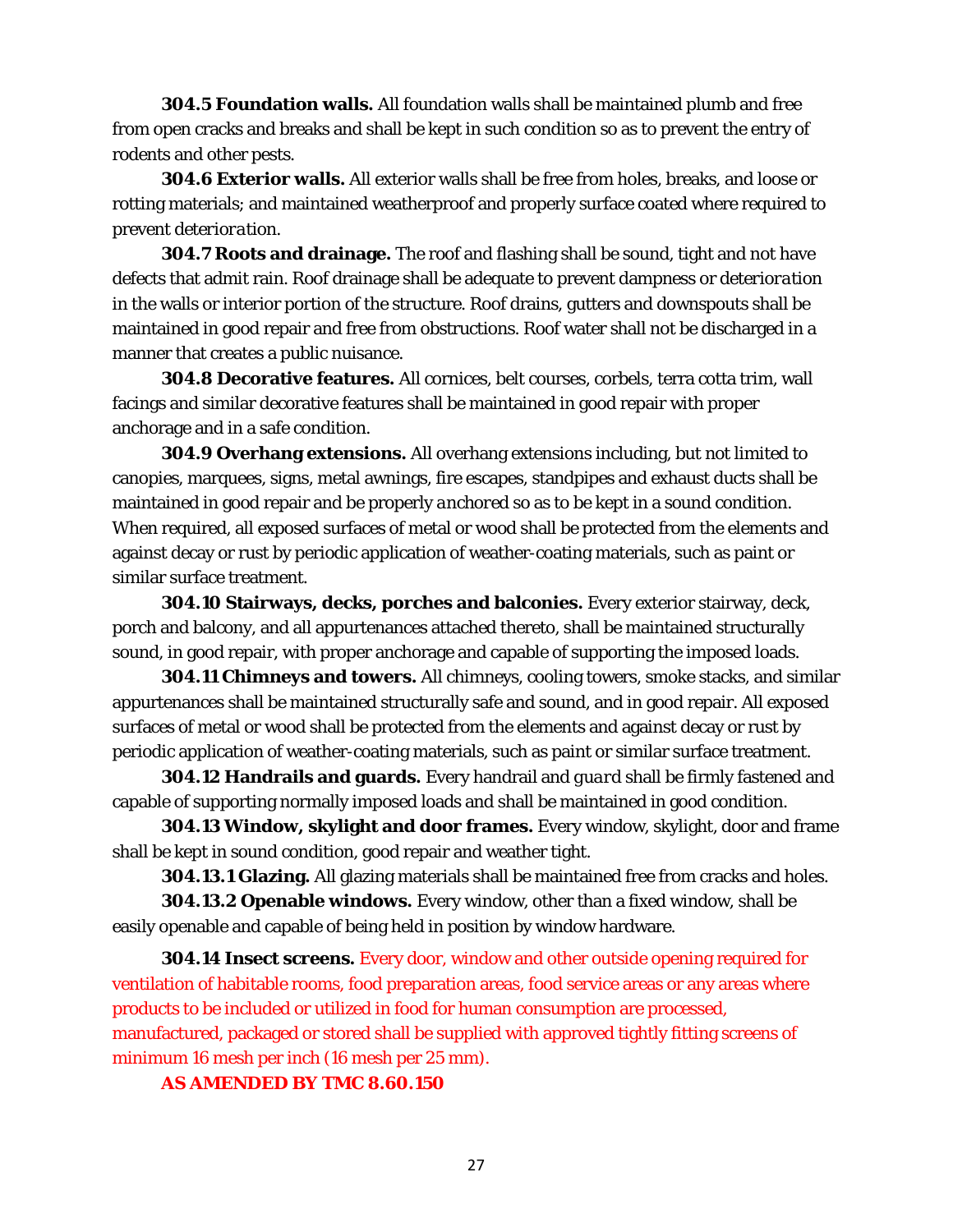**304.5 Foundation walls.** All foundation walls shall be maintained plumb and free from open cracks and breaks and shall be kept in such condition so as to prevent the entry of rodents and other pests.

**304.6 Exterior walls.** All exterior walls shall be free from holes, breaks, and loose or rotting materials; and maintained weatherproof and properly surface coated where required to prevent *deterioration*.

**304.7 Roots and drainage.** The roof and flashing shall be sound, tight and not have defects that admit rain. Roof drainage shall be adequate to prevent dampness or *deterioration* in the walls or interior portion of the structure. Roof drains, gutters and downspouts shall be maintained in good repair and free from obstructions. Roof water shall not be discharged in a manner that creates a public nuisance.

**304.8 Decorative features.** All cornices, belt courses, corbels, terra cotta trim, wall facings and similar decorative features shall be maintained in good repair with proper anchorage and in a safe condition.

**304.9 Overhang extensions.** All overhang extensions including, but not limited to canopies, marquees, signs, metal awnings, fire escapes, standpipes and exhaust ducts shall be maintained in good repair and be properly *anchored* so as to be kept in a sound condition. When required, all exposed surfaces of metal or wood shall be protected from the elements and against decay or rust by periodic application of weather-coating materials, such as paint or similar surface treatment.

**304.10 Stairways, decks, porches and balconies.** Every exterior stairway, deck, porch and balcony, and all appurtenances attached thereto, shall be maintained structurally sound, in good repair, with proper anchorage and capable of supporting the imposed loads.

**304.11 Chimneys and towers.** All chimneys, cooling towers, smoke stacks, and similar appurtenances shall be maintained structurally safe and sound, and in good repair. All exposed surfaces of metal or wood shall be protected from the elements and against decay or rust by periodic application of weather-coating materials, such as paint or similar surface treatment.

**304.12 Handrails and guards.** Every handrail and *guard* shall be firmly fastened and capable of supporting normally imposed loads and shall be maintained in good condition.

**304.13 Window, skylight and door frames.** Every window, skylight, door and frame shall be kept in sound condition, good repair and weather tight.

**304.13.1 Glazing.** All glazing materials shall be maintained free from cracks and holes.

**304.13.2 Openable windows.** Every window, other than a fixed window, shall be easily openable and capable of being held in position by window hardware.

**304.14 Insect screens.** Every door, window and other outside opening required for ventilation of habitable rooms, food preparation areas, food service areas or any areas where products to be included or utilized in food for human consumption are processed, manufactured, packaged or stored shall be supplied with approved tightly fitting screens of minimum 16 mesh per inch (16 mesh per 25 mm).

**AS AMENDED BY TMC 8.60.150**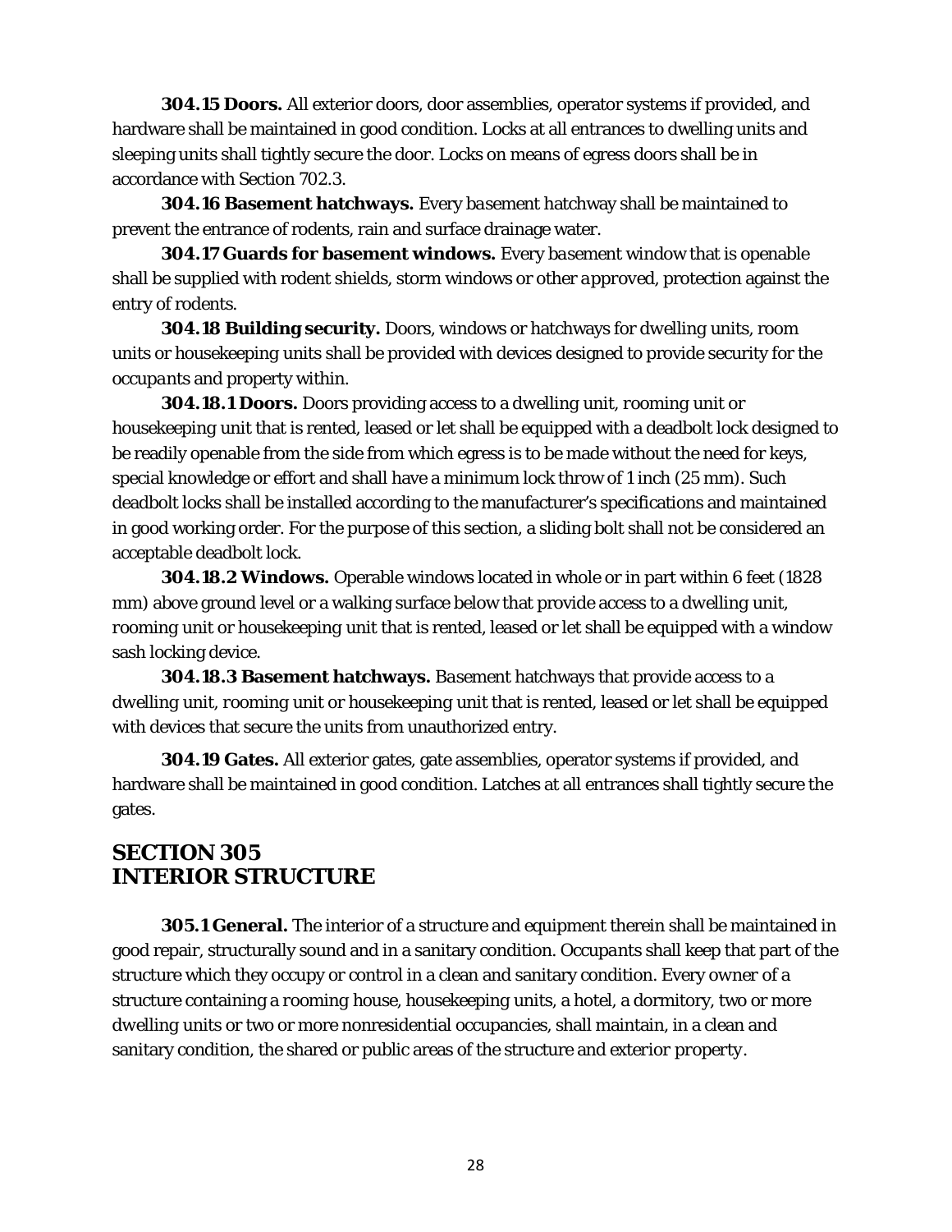**304.15 Doors.** All exterior doors, door assemblies, operator systems if provided, and hardware shall be maintained in good condition. Locks at all entrances to dwelling units and sleeping units shall tightly secure the door. Locks on means of egress doors shall be in accordance with Section 702.3.

**304.16 Basement hatchways.** Every *basement* hatchway shall be maintained to prevent the entrance of rodents, rain and surface drainage water.

**304.17 Guards for basement windows.** Every *basement* window that is openable shall be supplied with rodent shields, storm windows or other *approved*, protection against the entry of rodents.

**304.18 Building security.** Doors, windows or hatchways for dwelling units, room units or housekeeping units shall be provided with devices designed to provide security for the *occupants* and property within.

**304.18.1 Doors.** Doors providing access to a dwelling unit, *rooming unit* or housekeeping unit that is rented, leased or let shall be equipped with a deadbolt lock designed to be readily openable from the side from which egress is to be made without the need for keys, special knowledge or effort and shall have a minimum lock throw of 1 inch (25 mm). Such deadbolt locks shall be installed according to the manufacturer's specifications and maintained in good working order. For the purpose of this section, a sliding bolt shall not be considered an acceptable deadbolt lock.

**304.18.2 Windows.** Operable windows located in whole or in part within 6 feet (1828 mm) above ground level or a walking surface below that provide access to a dwelling unit, *rooming unit* or housekeeping unit that is rented, leased or let shall be equipped with a window sash locking device.

**304.18.3 Basement hatchways.** *Basement* hatchways that provide access to a dwelling unit, *rooming unit* or housekeeping unit that is rented, leased or let shall be equipped with devices that secure the units from unauthorized entry.

**304.19 Gates.** All exterior gates, gate assemblies, operator systems if provided, and hardware shall be maintained in good condition. Latches at all entrances shall tightly secure the gates.

## SECTION 305
## INTERIOR STRUCTURE

**305.1 General.** The interior of a structure and equipment therein shall be maintained in good repair, structurally sound and in a sanitary condition. *Occupants* shall keep that part of the structure which they occupy or control in a clean and sanitary condition. Every owner of a structure containing a rooming house, housekeeping units, a hotel, a dormitory, two or more dwelling units or two or more nonresidential occupancies, shall maintain, in a clean and sanitary condition, the shared or public areas of the structure and *exterior property*.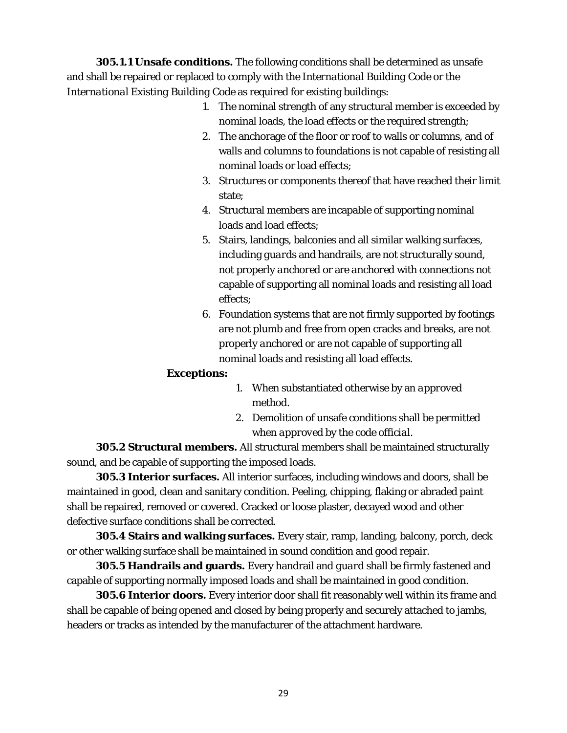**305.1.1 Unsafe conditions.** The following conditions shall be determined as unsafe and shall be repaired or replaced to comply with the *International Building Code* or the *International Existing Building Code* as required for existing buildings:

1. The nominal strength of any structural member is exceeded by nominal loads, the load effects or the required strength;
2. The anchorage of the floor or roof to walls or columns, and of walls and columns to foundations is not capable of resisting all nominal loads or load effects;
3. Structures or components thereof that have reached their limit state;
4. Structural members are incapable of supporting nominal loads and load effects;
5. Stairs, landings, balconies and all similar walking surfaces, including *guards* and handrails, are not structurally sound, not properly *anchored* or are *anchored* with connections not capable of supporting all nominal loads and resisting all load effects;
6. Foundation systems that are not firmly supported by footings are not plumb and free from open cracks and breaks, are not properly *anchored* or are not capable of supporting all nominal loads and resisting all load effects.

**Exceptions:**

1. When substantiated otherwise by an *approved* method.
2. Demolition of unsafe conditions shall be permitted when *approved* by the *code official*.

**305.2 Structural members.** All structural members shall be maintained structurally sound, and be capable of supporting the imposed loads.

**305.3 Interior surfaces.** All interior surfaces, including windows and doors, shall be maintained in good, clean and sanitary condition. Peeling, chipping, flaking or abraded paint shall be repaired, removed or covered. Cracked or loose plaster, decayed wood and other defective surface conditions shall be corrected.

**305.4 Stairs and walking surfaces.** Every stair, ramp, landing, balcony, porch, deck or other walking surface shall be maintained in sound condition and good repair.

**305.5 Handrails and guards.** Every handrail and *guard* shall be firmly fastened and capable of supporting normally imposed loads and shall be maintained in good condition.

**305.6 Interior doors.** Every interior door shall fit reasonably well within its frame and shall be capable of being opened and closed by being properly and securely attached to jambs, headers or tracks as intended by the manufacturer of the attachment hardware.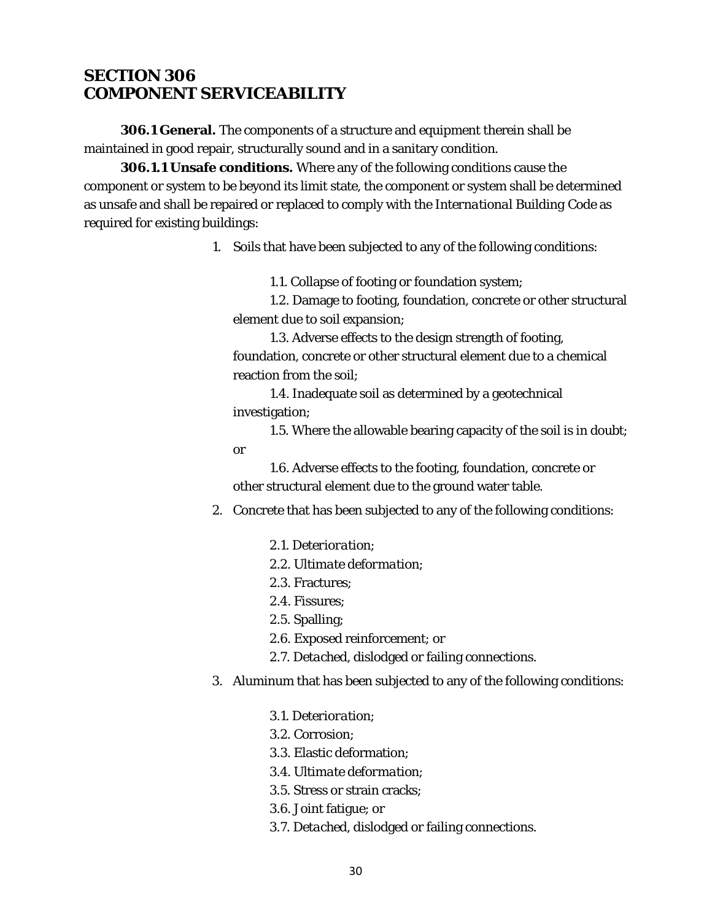## SECTION 306 COMPONENT SERVICEABILITY

**306.1 General.** The components of a structure and equipment therein shall be maintained in good repair, structurally sound and in a sanitary condition.

**306.1.1 Unsafe conditions.** Where any of the following conditions cause the component or system to be beyond its limit state, the component or system shall be determined as unsafe and shall be repaired or replaced to comply with the *International Building Code* as required for existing buildings:

1. Soils that have been subjected to any of the following conditions:

   1.1. Collapse of footing or foundation system;

   1.2. Damage to footing, foundation, concrete or other structural element due to soil expansion;

   1.3. Adverse effects to the design strength of footing, foundation, concrete or other structural element due to a chemical reaction from the soil;

   1.4. Inadequate soil as determined by a geotechnical investigation;

   1.5. Where the allowable bearing capacity of the soil is in doubt; or

   1.6. Adverse effects to the footing, foundation, concrete or other structural element due to the ground water table.

2. Concrete that has been subjected to any of the following conditions:

   2.1. *Deterioration*;
   2.2. *Ultimate deformation*;
   2.3. Fractures;
   2.4. Fissures;
   2.5. Spalling;
   2.6. Exposed reinforcement; or
   2.7. Detached, dislodged or failing connections.

3. Aluminum that has been subjected to any of the following conditions:

   3.1. *Deterioration*;
   3.2. Corrosion;
   3.3. Elastic deformation;
   3.4. *Ultimate deformation*;
   3.5. Stress or strain cracks;
   3.6. Joint fatigue; or
   3.7. Detached, dislodged or failing connections.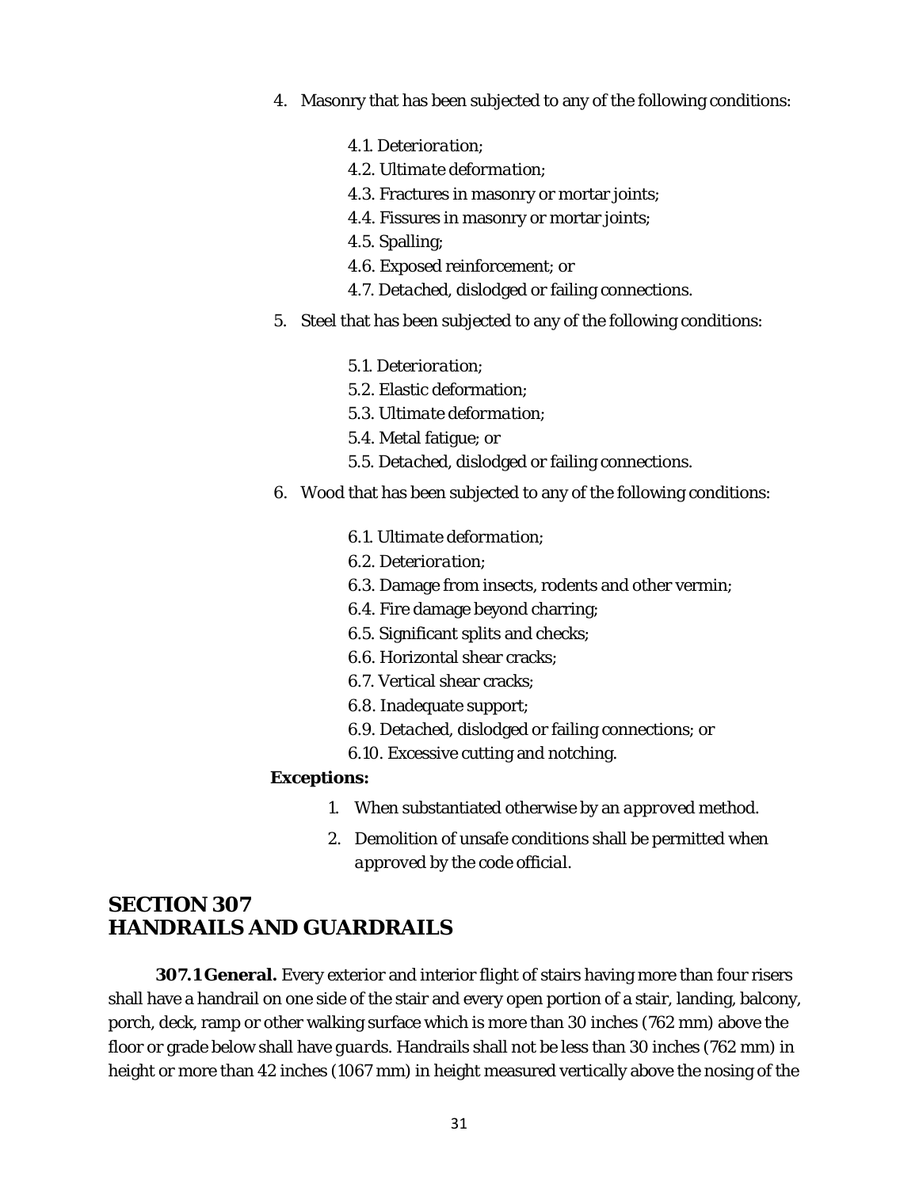4. Masonry that has been subjected to any of the following conditions:

   4.1. *Deterioration*;
   4.2. *Ultimate deformation*;
   4.3. Fractures in masonry or mortar joints;
   4.4. Fissures in masonry or mortar joints;
   4.5. Spalling;
   4.6. Exposed reinforcement; or
   4.7. Detached, dislodged or failing connections.

5. Steel that has been subjected to any of the following conditions:

   5.1. *Deterioration*;
   5.2. Elastic deformation;
   5.3. *Ultimate deformation*;
   5.4. Metal fatigue; or
   5.5. Detached, dislodged or failing connections.

6. Wood that has been subjected to any of the following conditions:

   6.1. *Ultimate deformation*;
   6.2. *Deterioration*;
   6.3. Damage from insects, rodents and other vermin;
   6.4. Fire damage beyond charring;
   6.5. Significant splits and checks;
   6.6. Horizontal shear cracks;
   6.7. Vertical shear cracks;
   6.8. Inadequate support;
   6.9. Detached, dislodged or failing connections; or
   6.10. Excessive cutting and notching.

**Exceptions:**

1. When substantiated otherwise by an *approved* method.
2. Demolition of unsafe conditions shall be permitted when *approved* by the *code official*.

## SECTION 307 HANDRAILS AND GUARDRAILS

**307.1 General.** Every exterior and interior flight of stairs having more than four risers shall have a handrail on one side of the stair and every open portion of a stair, landing, balcony, porch, deck, ramp or other walking surface which is more than 30 inches (762 mm) above the floor or grade below shall have *guards*. Handrails shall not be less than 30 inches (762 mm) in height or more than 42 inches (1067 mm) in height measured vertically above the nosing of the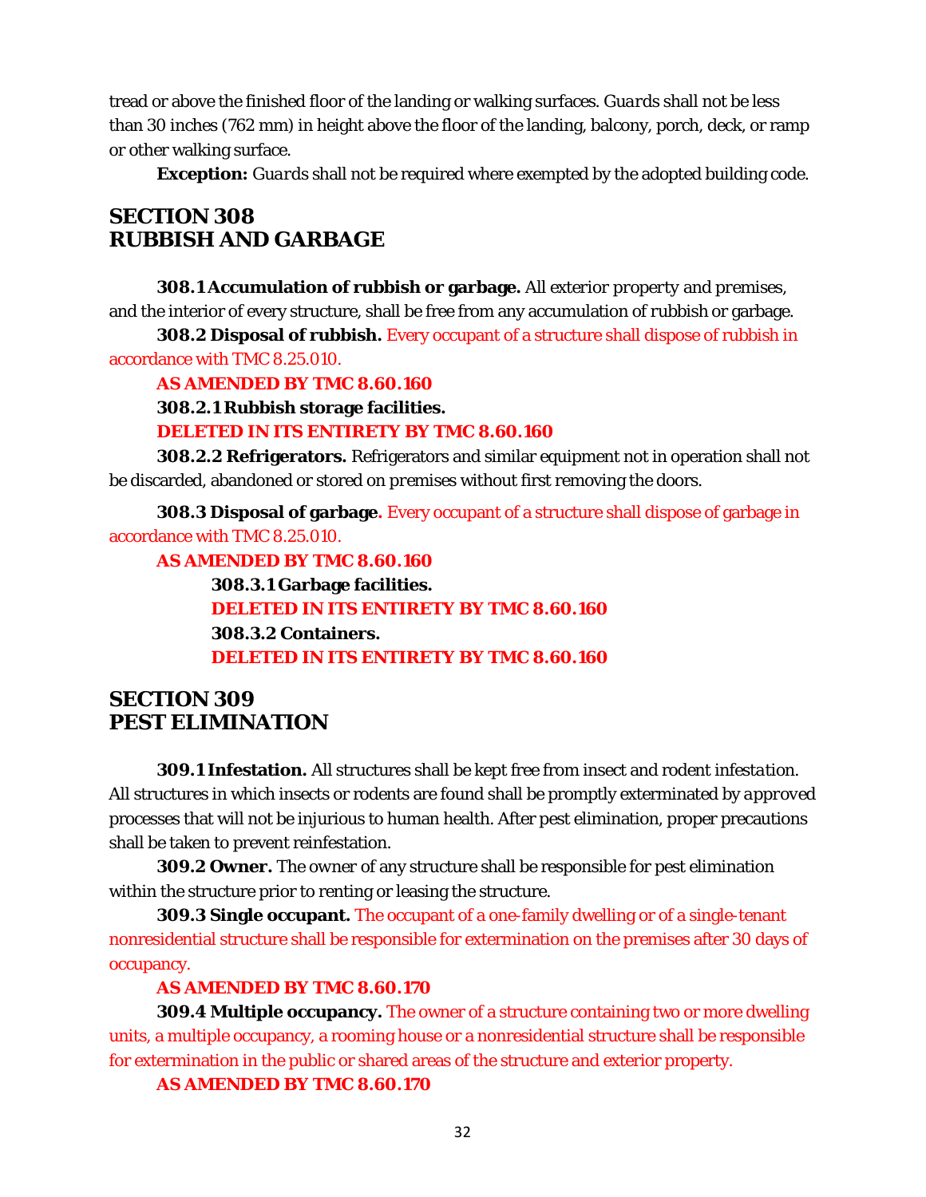tread or above the finished floor of the landing or walking surfaces. *Guards* shall not be less than 30 inches (762 mm) in height above the floor of the landing, balcony, porch, deck, or ramp or other walking surface.

**Exception:** *Guards* shall not be required where exempted by the adopted building code.

## SECTION 308
## RUBBISH AND GARBAGE

**308.1 Accumulation of rubbish or garbage.** All *exterior property* and *premises*, and the interior of every structure, shall be free from any accumulation of *rubbish* or *garbage*.

**308.2 Disposal of rubbish.** Every occupant of a structure shall dispose of rubbish in accordance with TMC 8.25.010.

**AS AMENDED BY TMC 8.60.160**

**308.2.1 Rubbish storage facilities.**

**DELETED IN ITS ENTIRETY BY TMC 8.60.160**

**308.2.2 Refrigerators.** Refrigerators and similar equipment not in operation shall not be discarded, abandoned or stored on *premises* without first removing the doors.

**308.3 Disposal of garbage**. Every occupant of a structure shall dispose of garbage in accordance with TMC 8.25.010.

**AS AMENDED BY TMC 8.60.160**

**308.3.1 Garbage facilities.**

**DELETED IN ITS ENTIRETY BY TMC 8.60.160**

**308.3.2 Containers.**

**DELETED IN ITS ENTIRETY BY TMC 8.60.160**

## SECTION 309
## PEST ELIMINATION

**309.1 Infestation.** All structures shall be kept free from insect and rodent *infestation*. All structures in which insects or rodents are found shall be promptly exterminated by *approved* processes that will not be injurious to human health. After pest elimination, proper precautions shall be taken to prevent reinfestation.

**309.2 Owner.** The *owner* of any structure shall be responsible for pest elimination within the structure prior to renting or leasing the structure.

**309.3 Single occupant.** The occupant of a one-family dwelling or of a single-tenant nonresidential structure shall be responsible for extermination on the premises after 30 days of occupancy.

**AS AMENDED BY TMC 8.60.170**

**309.4 Multiple occupancy.** The owner of a structure containing two or more dwelling units, a multiple occupancy, a rooming house or a nonresidential structure shall be responsible for extermination in the public or shared areas of the structure and exterior property.

**AS AMENDED BY TMC 8.60.170**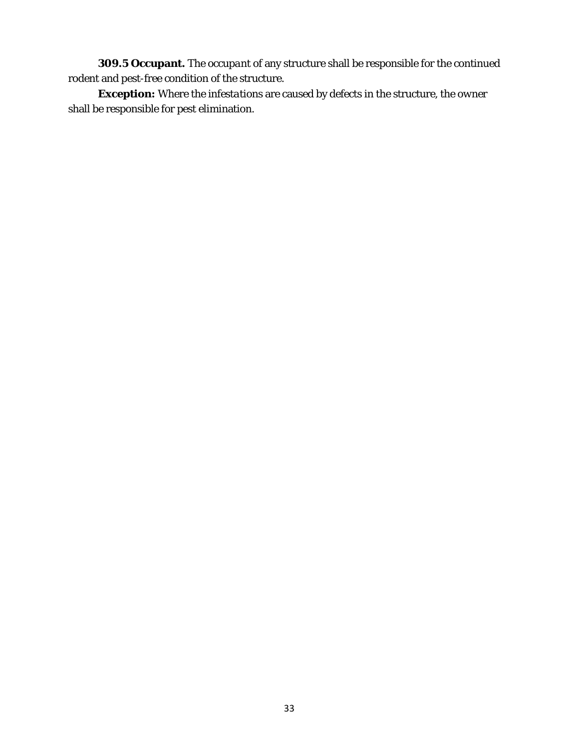**309.5 Occupant.** The *occupant* of any structure shall be responsible for the continued rodent and pest-free condition of the structure.

**Exception:** Where the *infestations* are caused by defects in the structure, the *owner* shall be responsible for pest elimination.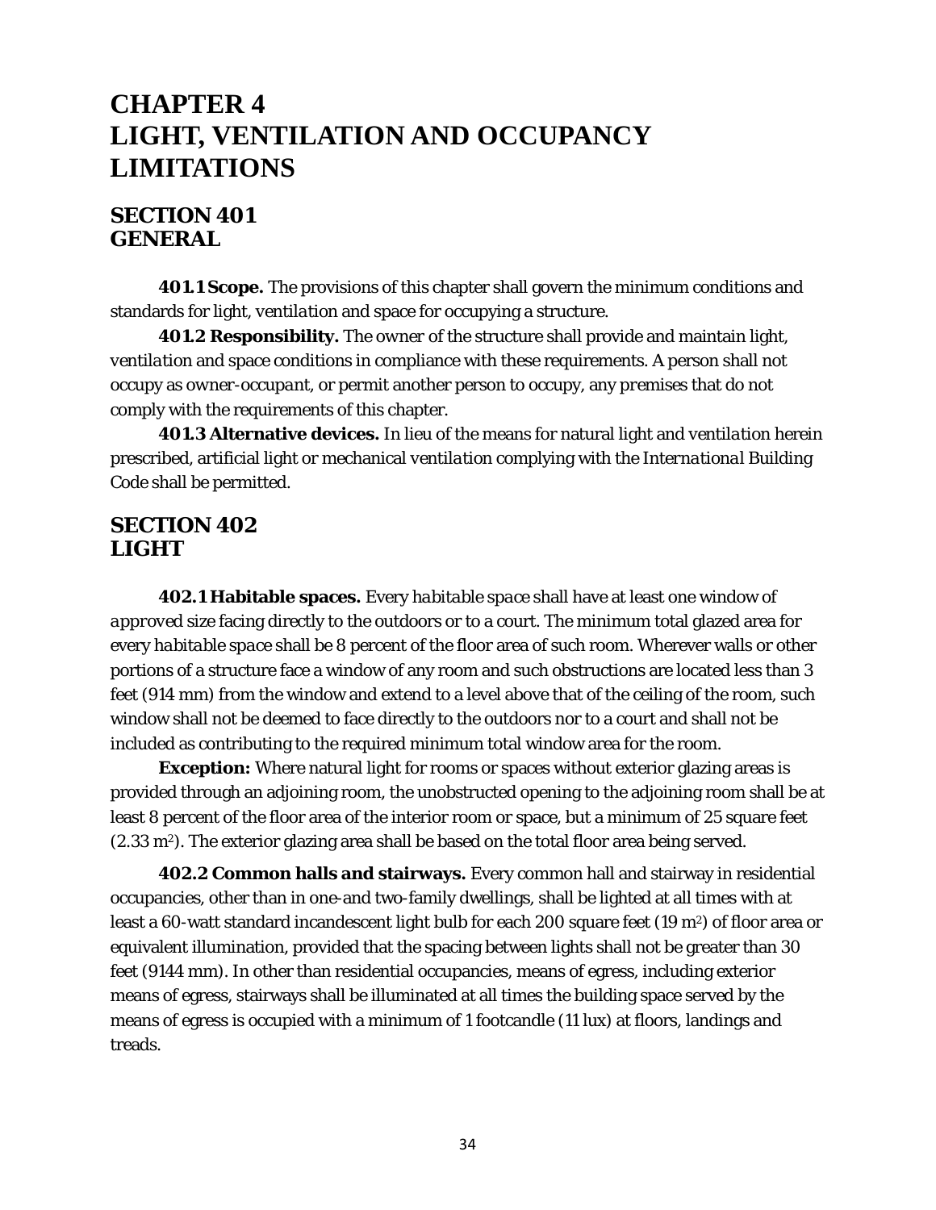# CHAPTER 4
# LIGHT, VENTILATION AND OCCUPANCY LIMITATIONS

## SECTION 401
## GENERAL

**401.1 Scope.** The provisions of this chapter shall govern the minimum conditions and standards for light, *ventilation* and space for occupying a structure.

**401.2 Responsibility.** The owner of the structure shall provide and maintain light, *ventilation* and space conditions in compliance with these requirements. A person shall not occupy as owner-*occupant*, or permit another person to occupy, any *premises* that do not comply with the requirements of this chapter.

**401.3 Alternative devices.** In lieu of the means for natural light and *ventilation* herein prescribed, artificial light or mechanical *ventilation* complying with the *International* Building Code shall be permitted.

## SECTION 402
## LIGHT

**402.1 Habitable spaces.** Every *habitable space* shall have at least one window of *approved* size facing directly to the outdoors or to a court. The minimum total glazed area for every *habitable space* shall be 8 percent of the floor area of such room. Wherever walls or other portions of a structure face a window of any room and such obstructions are located less than 3 feet (914 mm) from the window and extend to a level above that of the ceiling of the room, such window shall not be deemed to face directly to the outdoors nor to a court and shall not be included as contributing to the required minimum total window area for the room.

**Exception:** Where natural light for rooms or spaces without exterior glazing areas is provided through an adjoining room, the unobstructed opening to the adjoining room shall be at least 8 percent of the floor area of the interior room or space, but a minimum of 25 square feet (2.33 $m^2$). The exterior glazing area shall be based on the total floor area being served.

**402.2 Common halls and stairways.** Every common hall and stairway in residential occupancies, other than in one-and two-family dwellings, shall be lighted at all times with at least a 60-watt standard incandescent light bulb for each 200 square feet (19 $m^2$) of floor area or equivalent illumination, provided that the spacing between lights shall not be greater than 30 feet (9144 mm). In other than residential occupancies, means of egress, including exterior means of egress, stairways shall be illuminated at all times the building space served by the means of egress is occupied with a minimum of 1 footcandle (11 lux) at floors, landings and treads.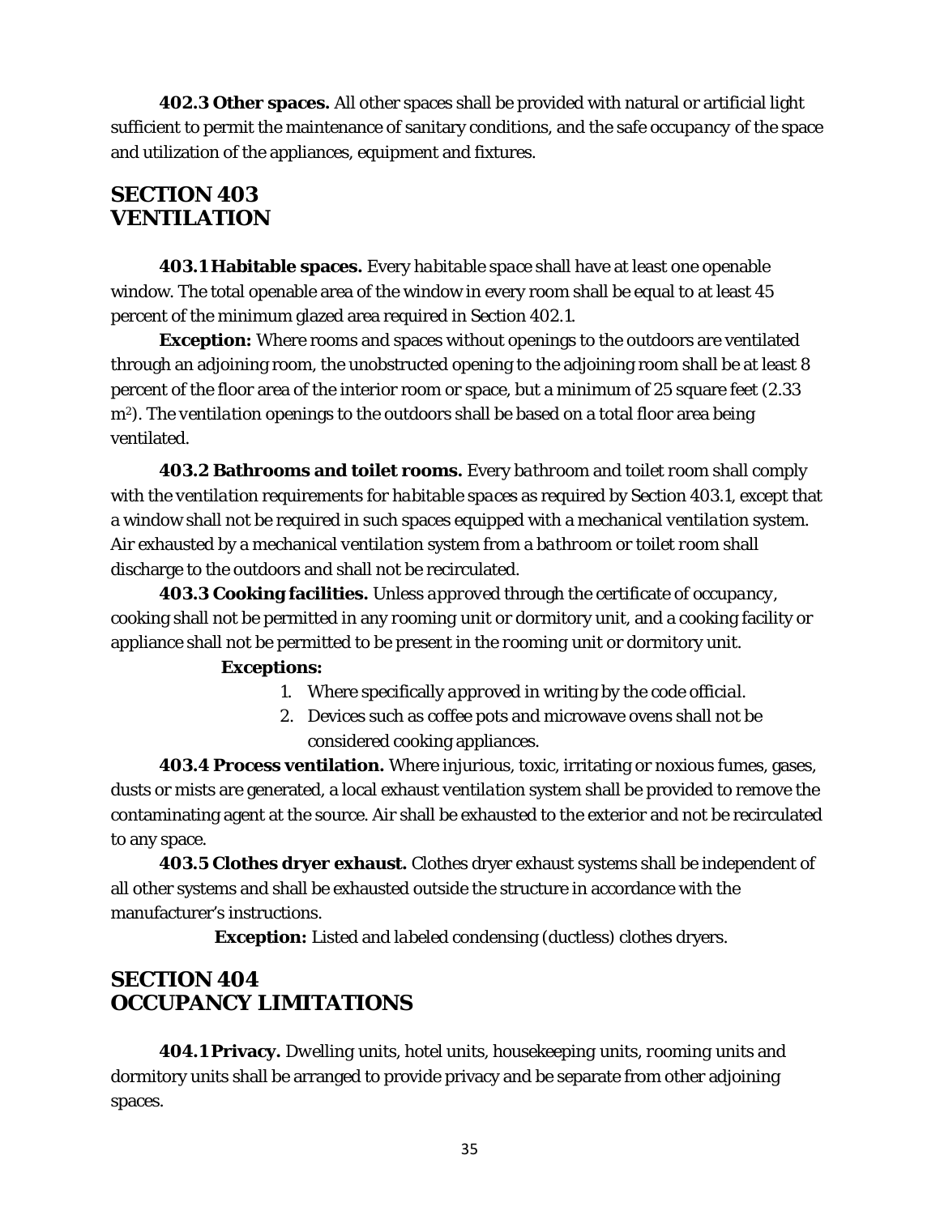**402.3 Other spaces.** All other spaces shall be provided with natural or artificial light sufficient to permit the maintenance of sanitary conditions, and the safe *occupancy* of the space and utilization of the appliances, equipment and fixtures.

## SECTION 403 VENTILATION

**403.1 Habitable spaces.** Every *habitable space* shall have at least one openable window. The total openable area of the window in every room shall be equal to at least 45 percent of the minimum glazed area required in Section 402.1.

**Exception:** Where rooms and spaces without openings to the outdoors are ventilated through an adjoining room, the unobstructed opening to the adjoining room shall be at least 8 percent of the floor area of the interior room or space, but a minimum of 25 square feet (2.33 $m^2$). The *ventilation* openings to the outdoors shall be based on a total floor area being ventilated.

**403.2 Bathrooms and toilet rooms.** Every *bathroom* and *toilet room* shall comply with the *ventilation* requirements for *habitable spaces* as required by Section 403.1, except that a window shall not be required in such spaces equipped with a mechanical *ventilation* system. Air exhausted by a mechanical *ventilation* system from a *bathroom* or *toilet room* shall discharge to the outdoors and shall not be recirculated.

**403.3 Cooking facilities.** Unless *approved* through the certificate of occupancy, cooking shall not be permitted in any *rooming unit* or *dormitory unit*, and a cooking facility or appliance shall not be permitted to be present in the *rooming unit* or *dormitory unit*.

**Exceptions:**

1. Where specifically *approved* in writing by the *code official*.
2. Devices such as coffee pots and microwave ovens shall not be considered cooking appliances.

**403.4 Process ventilation.** Where injurious, toxic, irritating or noxious fumes, gases, dusts or mists are generated, a local exhaust *ventilation* system shall be provided to remove the contaminating agent at the source. Air shall be exhausted to the exterior and not be recirculated to any space.

**403.5 Clothes dryer exhaust.** Clothes dryer exhaust systems shall be independent of all other systems and shall be exhausted outside the structure in accordance with the manufacturer's instructions.

**Exception:** Listed and *labeled* condensing (ductless) clothes dryers.

## SECTION 404 OCCUPANCY LIMITATIONS

**404.1 Privacy.** *Dwelling units*, hotel units, *housekeeping units*, *rooming units* and *dormitory units* shall be arranged to provide privacy and be separate from other adjoining spaces.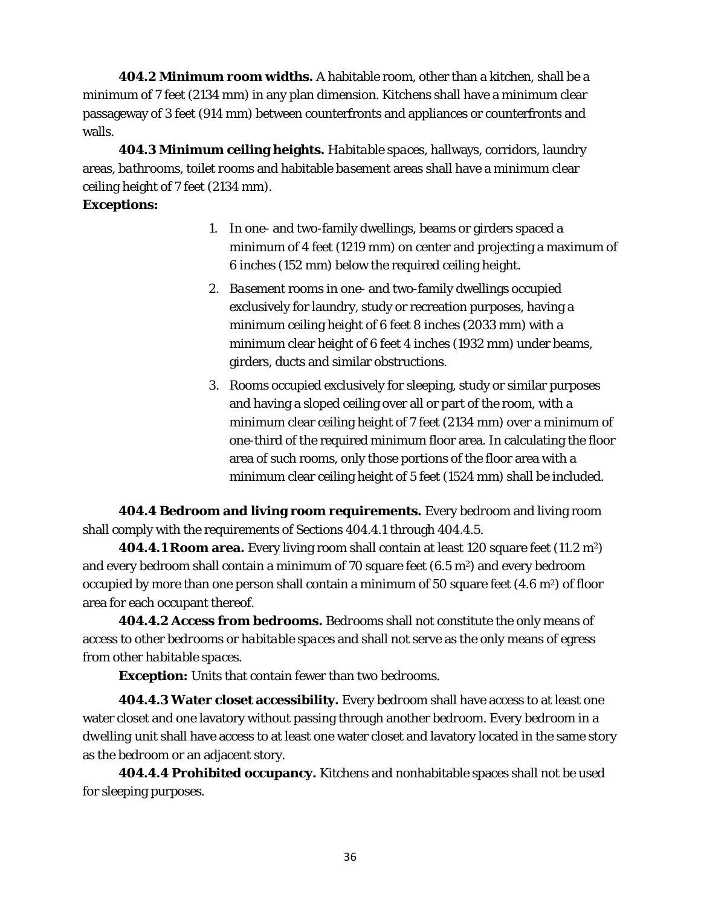**404.2 Minimum room widths.** A habitable room, other than a kitchen, shall be a minimum of 7 feet (2134 mm) in any plan dimension. Kitchens shall have a minimum clear passageway of 3 feet (914 mm) between counterfronts and appliances or counterfronts and walls.

**404.3 Minimum ceiling heights.** *Habitable spaces*, hallways, corridors, laundry areas, *bathrooms*, *toilet rooms* and habitable *basement* areas shall have a minimum clear ceiling height of 7 feet (2134 mm).

**Exceptions:**

1. In one- and two-family dwellings, beams or girders spaced a minimum of 4 feet (1219 mm) on center and projecting a maximum of 6 inches (152 mm) below the required ceiling height.
2. *Basement* rooms in one- and two-family dwellings occupied exclusively for laundry, study or recreation purposes, having a minimum ceiling height of 6 feet 8 inches (2033 mm) with a minimum clear height of 6 feet 4 inches (1932 mm) under beams, girders, ducts and similar obstructions.
3. Rooms occupied exclusively for sleeping, study or similar purposes and having a sloped ceiling over all or part of the room, with a minimum clear ceiling height of 7 feet (2134 mm) over a minimum of one-third of the required minimum floor area. In calculating the floor area of such rooms, only those portions of the floor area with a minimum clear ceiling height of 5 feet (1524 mm) shall be included.

**404.4 Bedroom and living room requirements.** Every *bedroom* and living room shall comply with the requirements of Sections 404.4.1 through 404.4.5.

**404.4.1 Room area.** Every living room shall contain at least 120 square feet (11.2 $m^2$) and every bedroom shall contain a minimum of 70 square feet (6.5 $m^2$) and every bedroom occupied by more than one person shall contain a minimum of 50 square feet (4.6 $m^2$) of floor area for each occupant thereof.

**404.4.2 Access from bedrooms.** *Bedrooms* shall not constitute the only means of access to other *bedrooms* or *habitable spaces* and shall not serve as the only means of egress from other *habitable spaces*.

**Exception:** Units that contain fewer than two bedrooms.

**404.4.3 Water closet accessibility.** Every *bedroom* shall have access to at least one water closet and one lavatory without passing through another *bedroom*. Every *bedroom* in a dwelling unit shall have access to at least one water closet and lavatory located in the same story as the *bedroom* or an adjacent story.

**404.4.4 Prohibited occupancy.** Kitchens and nonhabitable spaces shall not be used for sleeping purposes.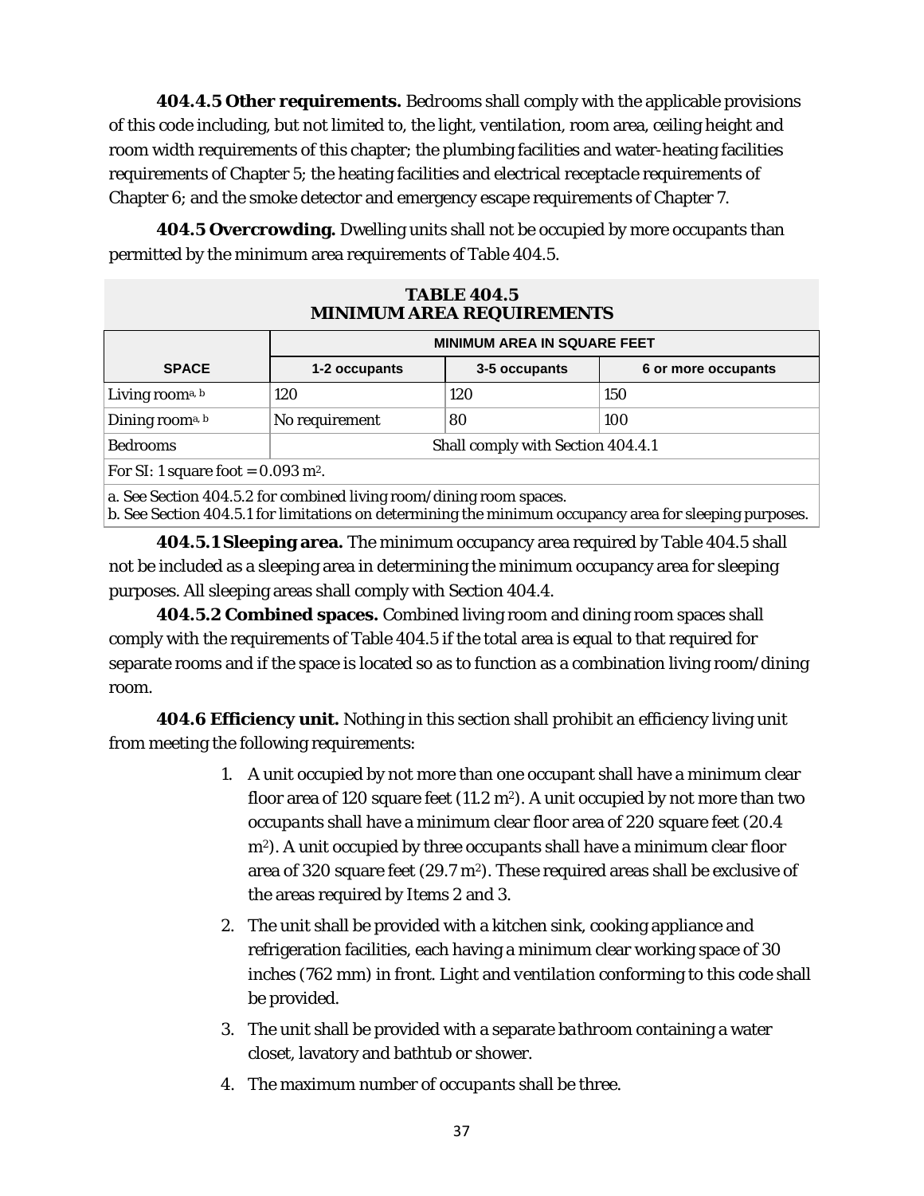**404.4.5 Other requirements.** Bedrooms shall comply with the applicable provisions of this code including, but not limited to, the light, ventilation, room area, ceiling height and room width requirements of this chapter; the plumbing facilities and water-heating facilities requirements of Chapter 5; the heating facilities and electrical receptacle requirements of Chapter 6; and the smoke detector and emergency escape requirements of Chapter 7.

**404.5 Overcrowding.** Dwelling units shall not be occupied by more occupants than permitted by the minimum area requirements of Table 404.5.

**TABLE 404.5**
**MINIMUM AREA REQUIREMENTS**

| SPACE | MINIMUM AREA IN SQUARE FEET | | |
|---|---|---|---|
| | 1-2 occupants | 3-5 occupants | 6 or more occupants |
| Living room[a, b] | 120 | 120 | 150 |
| Dining room[a, b] | No requirement | 80 | 100 |
| Bedrooms | Shall comply with Section 404.4.1 | | |

For SI: 1 square foot = 0.093 $m^2$.

a. See Section 404.5.2 for combined living room/dining room spaces.
b. See Section 404.5.1 for limitations on determining the minimum occupancy area for sleeping purposes.

**404.5.1 Sleeping area.** The minimum occupancy area required by Table 404.5 shall not be included as a sleeping area in determining the minimum occupancy area for sleeping purposes. All sleeping areas shall comply with Section 404.4.

**404.5.2 Combined spaces.** Combined living room and dining room spaces shall comply with the requirements of Table 404.5 if the total area is equal to that required for separate rooms and if the space is located so as to function as a combination living room/dining room.

**404.6 Efficiency unit.** Nothing in this section shall prohibit an efficiency living unit from meeting the following requirements:

1. A unit occupied by not more than one occupant shall have a minimum clear floor area of 120 square feet (11.2 $m^2$). A unit occupied by not more than two occupants shall have a minimum clear floor area of 220 square feet (20.4 $m^2$). A unit occupied by three occupants shall have a minimum clear floor area of 320 square feet (29.7 $m^2$). These required areas shall be exclusive of the areas required by Items 2 and 3.
2. The unit shall be provided with a kitchen sink, cooking appliance and refrigeration facilities, each having a minimum clear working space of 30 inches (762 mm) in front. Light and ventilation conforming to this code shall be provided.
3. The unit shall be provided with a separate bathroom containing a water closet, lavatory and bathtub or shower.
4. The maximum number of occupants shall be three.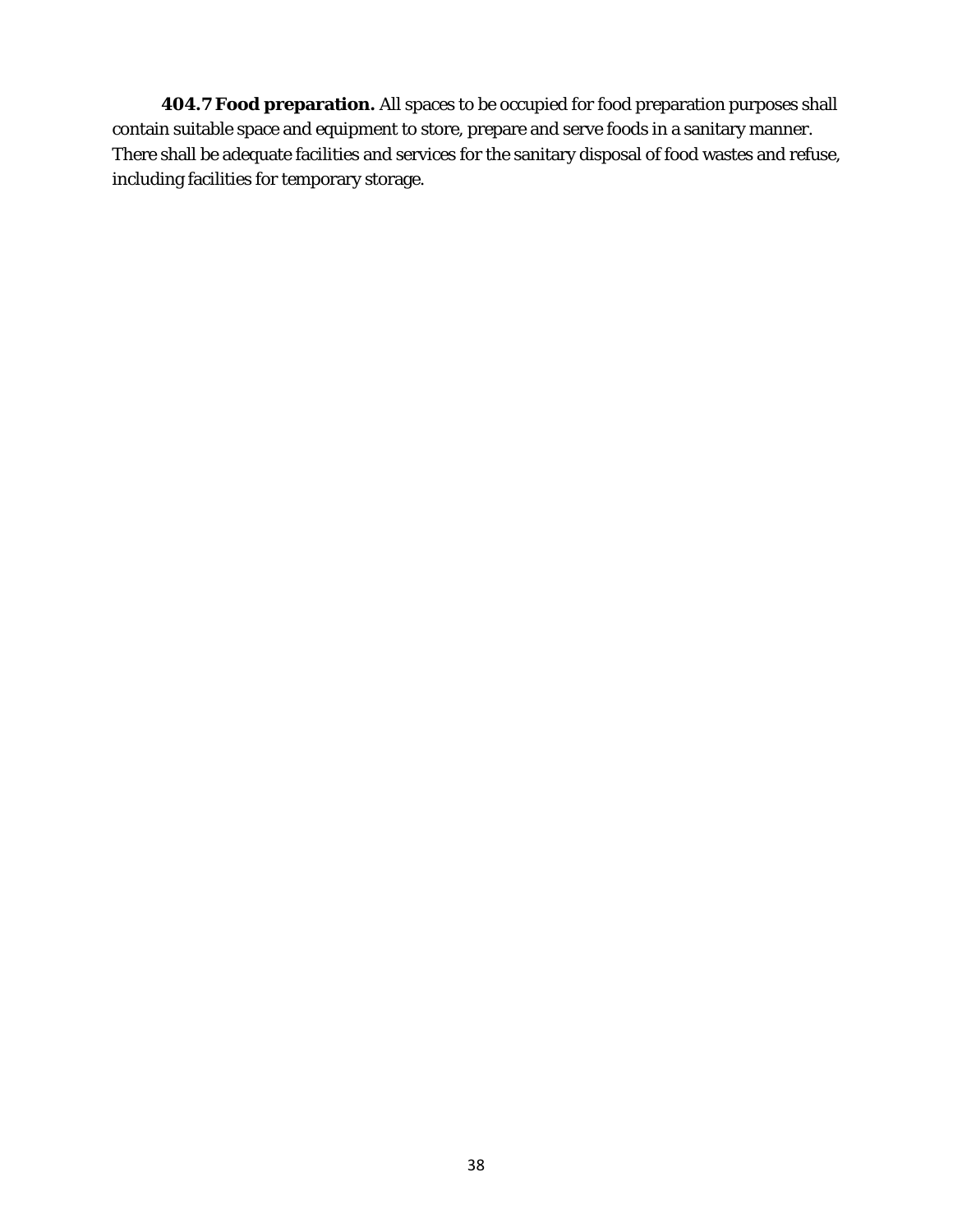**404.7 Food preparation.** All spaces to be occupied for food preparation purposes shall contain suitable space and equipment to store, prepare and serve foods in a sanitary manner. There shall be adequate facilities and services for the sanitary disposal of food wastes and refuse, including facilities for temporary storage.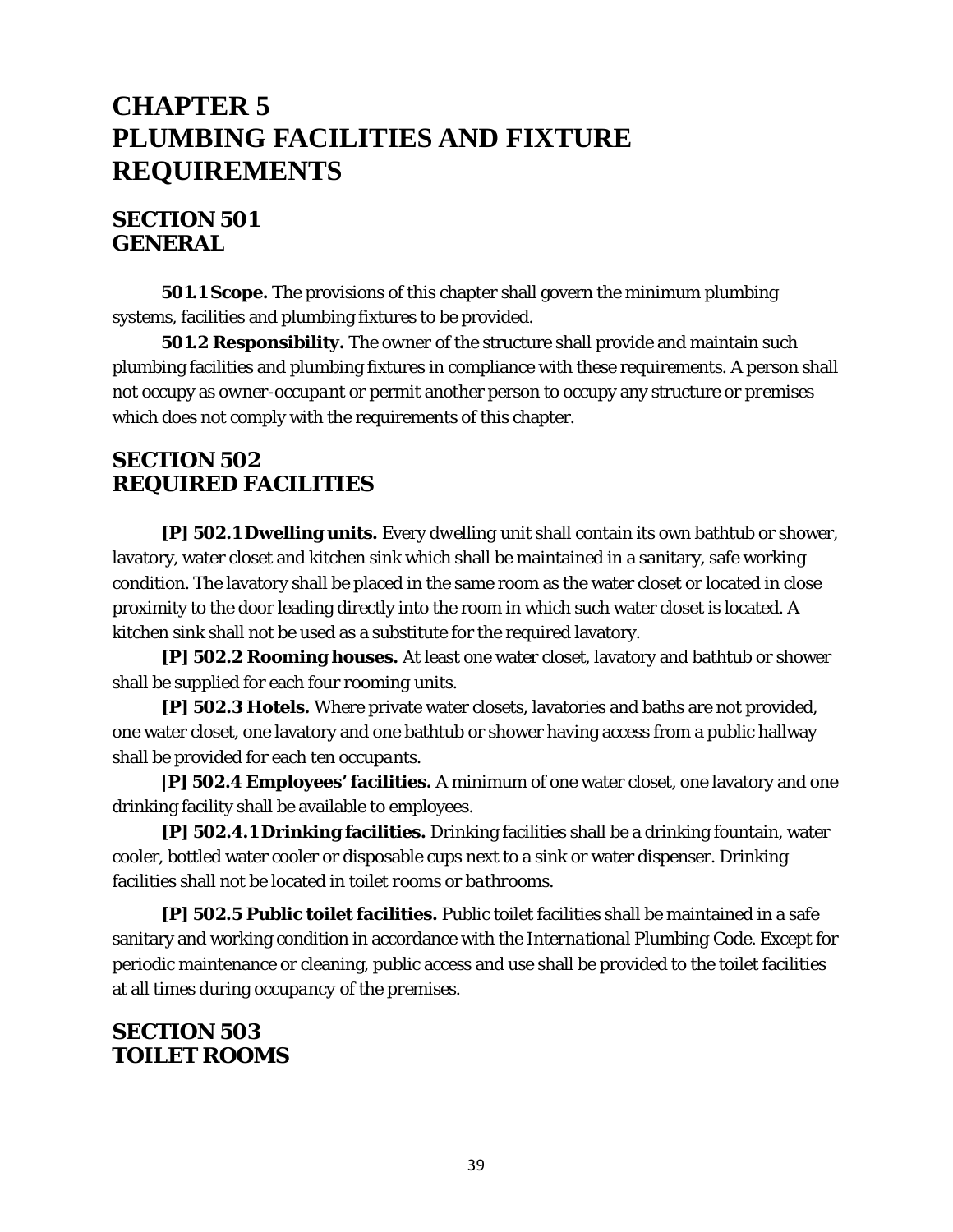# CHAPTER 5
# PLUMBING FACILITIES AND FIXTURE REQUIREMENTS

## SECTION 501
## GENERAL

**501.1 Scope.** The provisions of this chapter shall govern the minimum plumbing systems, facilities and plumbing fixtures to be provided.

**501.2 Responsibility.** The owner of the structure shall provide and maintain such plumbing facilities and plumbing fixtures in compliance with these requirements. A person shall not occupy as owner-*occupant* or permit another person to occupy any structure or *premises* which does not comply with the requirements of this chapter.

## SECTION 502
## REQUIRED FACILITIES

**[P] 502.1 Dwelling units.** Every dwelling unit shall contain its own bathtub or shower, lavatory, water closet and kitchen sink which shall be maintained in a sanitary, safe working condition. The lavatory shall be placed in the same room as the water closet or located in close proximity to the door leading directly into the room in which such water closet is located. A kitchen sink shall not be used as a substitute for the required lavatory.

**[P] 502.2 Rooming houses.** At least one water closet, lavatory and bathtub or shower shall be supplied for each four *rooming units.*

**[P] 502.3 Hotels.** Where private water closets, lavatories and baths are not provided, one water closet, one lavatory and one bathtub or shower having access from a public hallway shall be provided for each ten *occupants.*

**|P] 502.4 Employees' facilities.** A minimum of one water closet, one lavatory and one drinking facility shall be available to employees.

**[P] 502.4.1 Drinking facilities.** Drinking facilities shall be a drinking fountain, water cooler, bottled water cooler or disposable cups next to a sink or water dispenser. Drinking facilities shall not be located in *toilet rooms* or *bathrooms.*

**[P] 502.5 Public toilet facilities.** Public toilet facilities shall be maintained in a safe sanitary and working condition in accordance with the *International Plumbing Code*. Except for periodic maintenance or cleaning, public access and use shall be provided to the toilet facilities at all times during *occupancy* of the *premises.*

## SECTION 503
## TOILET ROOMS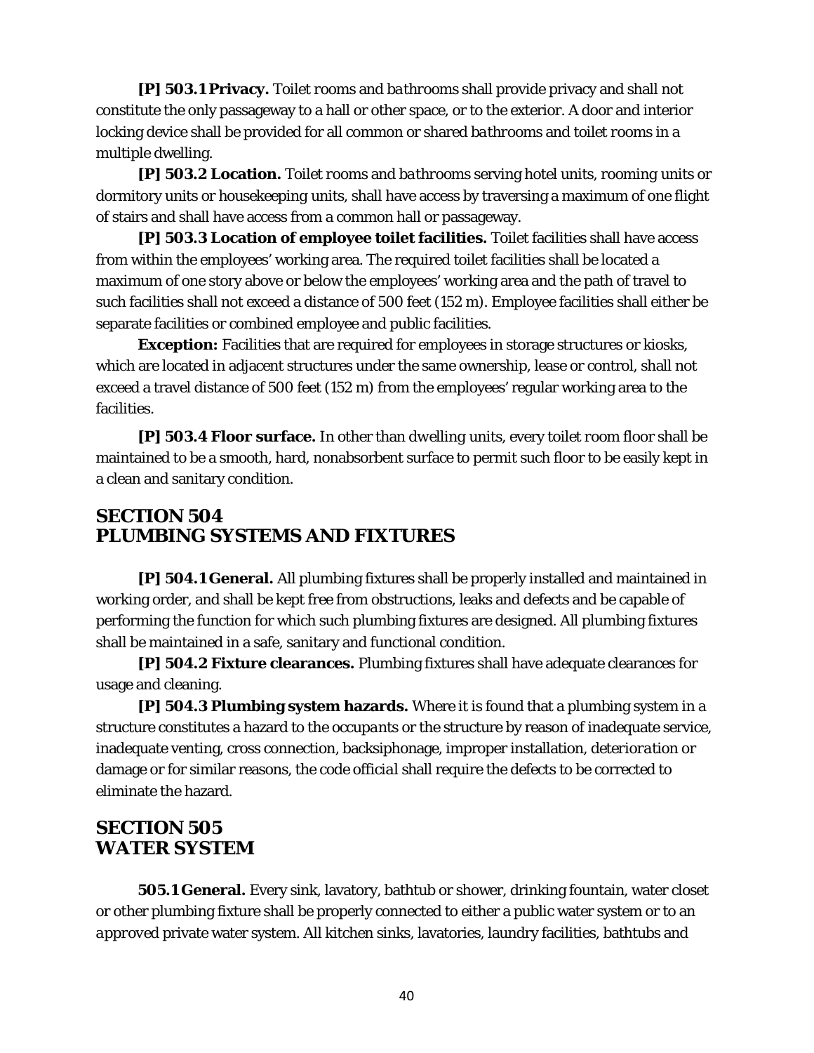**[P] 503.1 Privacy.** Toilet *rooms* and *bathrooms* shall provide privacy and shall not constitute the only passageway to a hall or other space, or to the exterior. A door and interior locking device shall be provided for all common or shared *bathrooms* and *toilet rooms* in a multiple dwelling.

**[P] 503.2 Location.** Toilet *rooms* and *bathrooms* serving hotel units, rooming units or dormitory units or housekeeping units, shall have access by traversing a maximum of one flight of stairs and shall have access from a common hall or passageway.

**[P] 503.3 Location of employee toilet facilities.** Toilet facilities shall have access from within the employees' working area. The required toilet facilities shall be located a maximum of one story above or below the employees' working area and the path of travel to such facilities shall not exceed a distance of 500 feet (152 m). Employee facilities shall either be separate facilities or combined employee and public facilities.

**Exception:** Facilities that are required for employees in storage structures or kiosks, which are located in adjacent structures under the same ownership, lease or control, shall not exceed a travel distance of 500 feet (152 m) from the employees' regular working area to the facilities.

**[P] 503.4 Floor surface.** In other than *dwelling units*, every *toilet room* floor shall be maintained to be a smooth, hard, nonabsorbent surface to permit such floor to be easily kept in a clean and sanitary condition.

## SECTION 504
## PLUMBING SYSTEMS AND FIXTURES

**[P] 504.1 General.** All plumbing fixtures shall be properly installed and maintained in working order, and shall be kept free from obstructions, leaks and defects and be capable of performing the function for which such plumbing fixtures are designed. All plumbing fixtures shall be maintained in a safe, sanitary and functional condition.

**[P] 504.2 Fixture clearances.** Plumbing fixtures shall have adequate clearances for usage and cleaning.

**[P] 504.3 Plumbing system hazards.** Where it is found that a plumbing system in a structure constitutes a hazard to the *occupants* or the structure by reason of inadequate service, inadequate venting, cross connection, backsiphonage, improper installation, *deterioration* or damage or for similar reasons, the *code official* shall require the defects to be corrected to eliminate the hazard.

## SECTION 505
## WATER SYSTEM

**505.1 General.** Every sink, lavatory, bathtub or shower, drinking fountain, water closet or other plumbing fixture shall be properly connected to either a public water system or to an *approved* private water system. All kitchen sinks, lavatories, laundry facilities, bathtubs and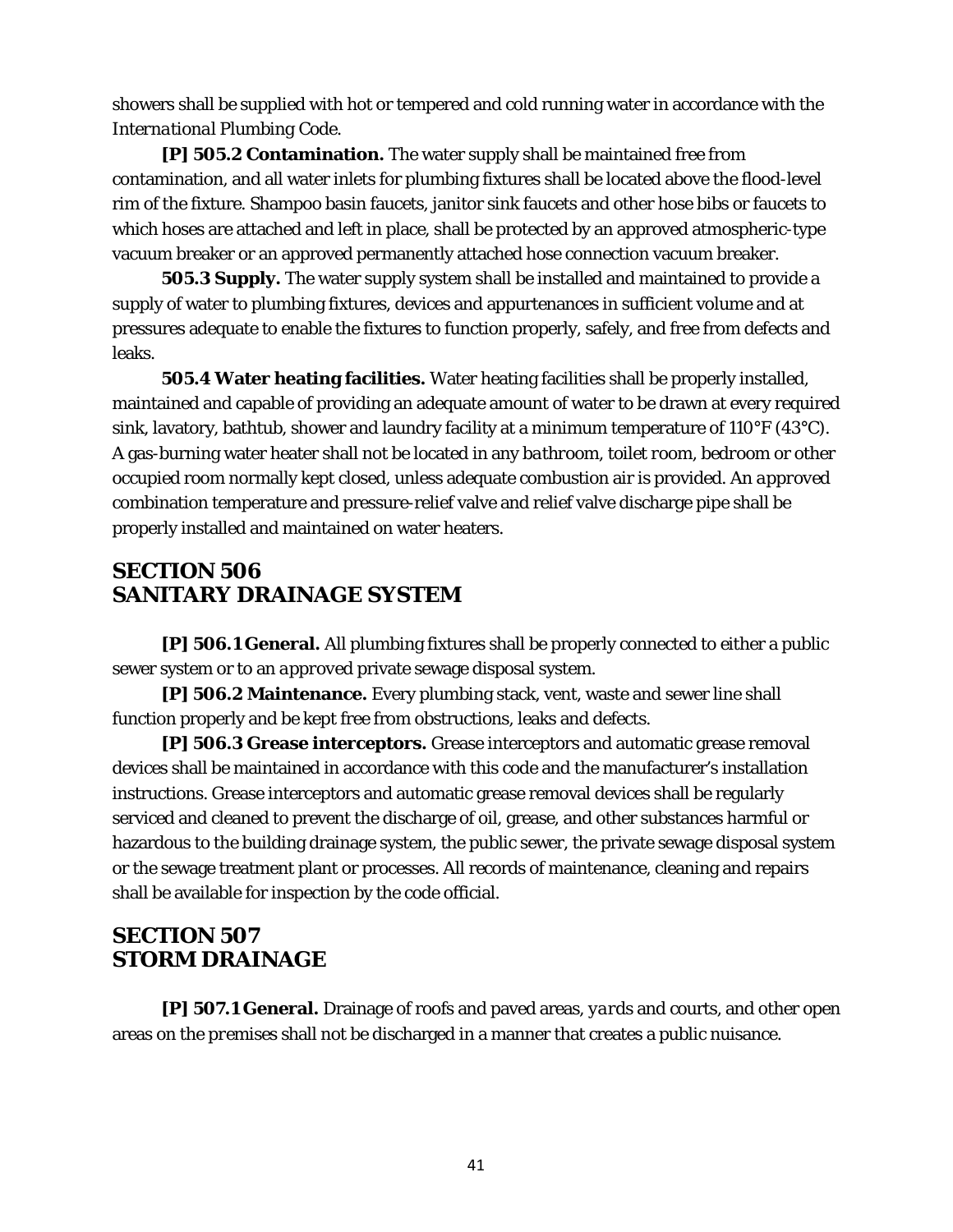showers shall be supplied with hot or tempered and cold running water in accordance with the *International Plumbing Code*.

**[P] 505.2 Contamination.** The water supply shall be maintained free from contamination, and all water inlets for plumbing fixtures shall be located above the flood-level rim of the fixture. Shampoo basin faucets, janitor sink faucets and other hose bibs or faucets to which hoses are attached and left in place, shall be protected by an approved atmospheric-type vacuum breaker or an approved permanently attached hose connection vacuum breaker.

**505.3 Supply.** The water supply system shall be installed and maintained to provide a supply of water to plumbing fixtures, devices and appurtenances in sufficient volume and at pressures adequate to enable the fixtures to function properly, safely, and free from defects and leaks.

**505.4 Water heating facilities.** Water heating facilities shall be properly installed, maintained and capable of providing an adequate amount of water to be drawn at every required sink, lavatory, bathtub, shower and laundry facility at a minimum temperature of 110°F (43°C). A gas-burning water heater shall not be located in any *bathroom*, *toilet room*, bedroom or other occupied room normally kept closed, unless adequate combustion air is provided. An *approved* combination temperature and pressure-relief valve and relief valve discharge pipe shall be properly installed and maintained on water heaters.

## SECTION 506
## SANITARY DRAINAGE SYSTEM

**[P] 506.1 General.** All plumbing fixtures shall be properly connected to either a public sewer system or to an *approved* private sewage disposal system.

**[P] 506.2 Maintenance.** Every plumbing stack, vent, waste and sewer line shall function properly and be kept free from obstructions, leaks and defects.

**[P] 506.3 Grease interceptors.** Grease interceptors and automatic grease removal devices shall be maintained in accordance with this code and the manufacturer's installation instructions. Grease interceptors and automatic grease removal devices shall be regularly serviced and cleaned to prevent the discharge of oil, grease, and other substances harmful or hazardous to the building drainage system, the public sewer, the private sewage disposal system or the sewage treatment plant or processes. All records of maintenance, cleaning and repairs shall be available for inspection by the code official.

## SECTION 507
## STORM DRAINAGE

**[P] 507.1 General.** Drainage of roofs and paved areas, *yards* and courts, and other open areas on the *premises* shall not be discharged in a manner that creates a public nuisance.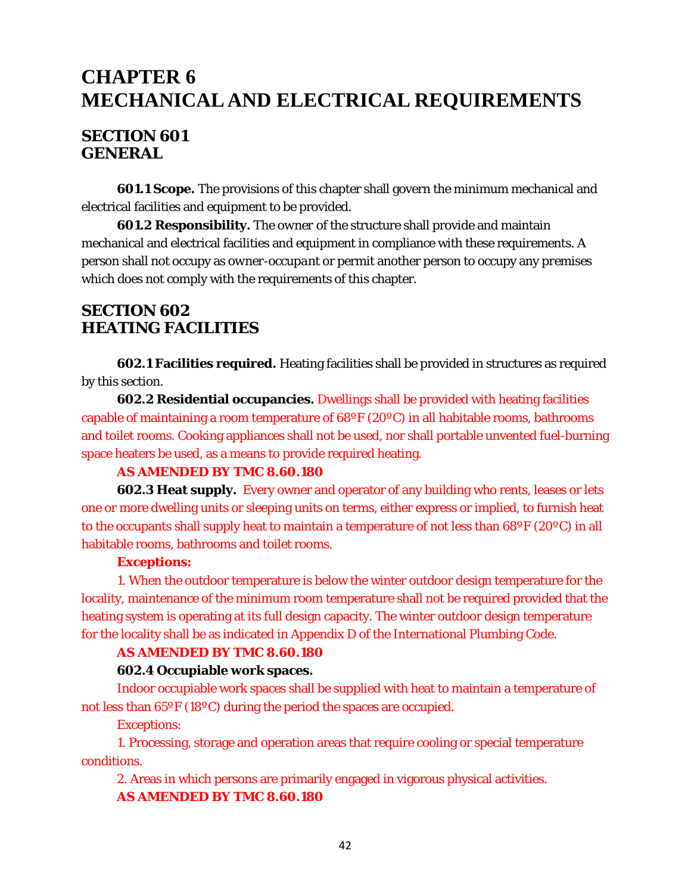# CHAPTER 6
# MECHANICAL AND ELECTRICAL REQUIREMENTS

## SECTION 601
## GENERAL

**601.1 Scope.** The provisions of this chapter shall govern the minimum mechanical and electrical facilities and equipment to be provided.

**601.2 Responsibility.** The owner of the structure shall provide and maintain mechanical and electrical facilities and equipment in compliance with these requirements. A person shall not occupy as *owner-occupant* or permit another person to occupy any *premises* which does not comply with the requirements of this chapter.

## SECTION 602
## HEATING FACILITIES

**602.1 Facilities required.** Heating facilities shall be provided in structures as required by this section.

**602.2 Residential occupancies.** Dwellings shall be provided with heating facilities capable of maintaining a room temperature of 68ºF (20ºC) in all habitable rooms, bathrooms and toilet rooms. Cooking appliances shall not be used, nor shall portable unvented fuel-burning space heaters be used, as a means to provide required heating.

**AS AMENDED BY TMC 8.60.180**

**602.3 Heat supply.** Every owner and operator of any building who rents, leases or lets one or more dwelling units or sleeping units on terms, either express or implied, to furnish heat to the occupants shall supply heat to maintain a temperature of not less than 68ºF (20ºC) in all habitable rooms, bathrooms and toilet rooms.

**Exceptions:**

1. When the outdoor temperature is below the winter outdoor design temperature for the locality, maintenance of the minimum room temperature shall not be required provided that the heating system is operating at its full design capacity. The winter outdoor design temperature for the locality shall be as indicated in Appendix D of the International Plumbing Code.

**AS AMENDED BY TMC 8.60.180**

**602.4 Occupiable work spaces.**

Indoor occupiable work spaces shall be supplied with heat to maintain a temperature of not less than 65ºF (18ºC) during the period the spaces are occupied.

Exceptions:

1. Processing, storage and operation areas that require cooling or special temperature conditions.

2. Areas in which persons are primarily engaged in vigorous physical activities.

**AS AMENDED BY TMC 8.60.180**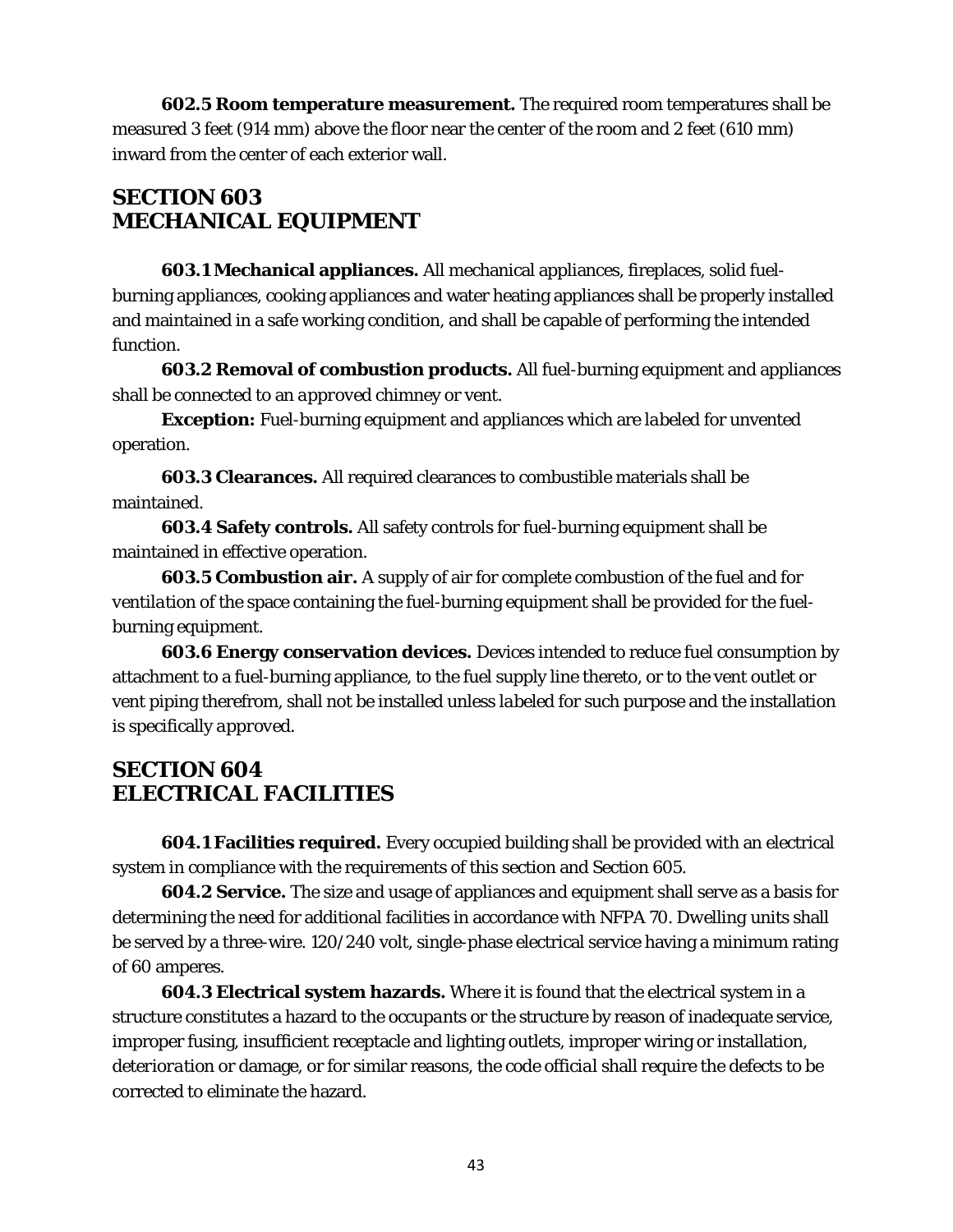**602.5 Room temperature measurement.** The required room temperatures shall be measured 3 feet (914 mm) above the floor near the center of the room and 2 feet (610 mm) inward from the center of each exterior wall.

## SECTION 603
## MECHANICAL EQUIPMENT

**603.1 Mechanical appliances.** All mechanical appliances, fireplaces, solid fuel-burning appliances, cooking appliances and water heating appliances shall be properly installed and maintained in a safe working condition, and shall be capable of performing the intended function.

**603.2 Removal of combustion products.** All fuel-burning equipment and appliances shall be connected to an *approved* chimney or vent.

**Exception:** Fuel-burning equipment and appliances which are *labeled* for unvented operation.

**603.3 Clearances.** All required clearances to combustible materials shall be maintained.

**603.4 Safety controls.** All safety controls for fuel-burning equipment shall be maintained in effective operation.

**603.5 Combustion air.** A supply of air for complete combustion of the fuel and for *ventilation* of the space containing the fuel-burning equipment shall be provided for the fuel-burning equipment.

**603.6 Energy conservation devices.** Devices intended to reduce fuel consumption by attachment to a fuel-burning appliance, to the fuel supply line thereto, or to the vent outlet or vent piping therefrom, shall not be installed unless *labeled* for such purpose and the installation is specifically *approved*.

## SECTION 604
## ELECTRICAL FACILITIES

**604.1 Facilities required.** Every occupied building shall be provided with an electrical system in compliance with the requirements of this section and Section 605.

**604.2 Service.** The size and usage of appliances and equipment shall serve as a basis for determining the need for additional facilities in accordance with NFPA 70. Dwelling units shall be served by a three-wire. 120/240 volt, single-phase electrical service having a minimum rating of 60 amperes.

**604.3 Electrical system hazards.** Where it is found that the electrical system in a structure constitutes a hazard to the *occupants* or the structure by reason of inadequate service, improper fusing, insufficient receptacle and lighting outlets, improper wiring or installation, *deterioration* or damage, or for similar reasons, the *code official* shall require the defects to be corrected to eliminate the hazard.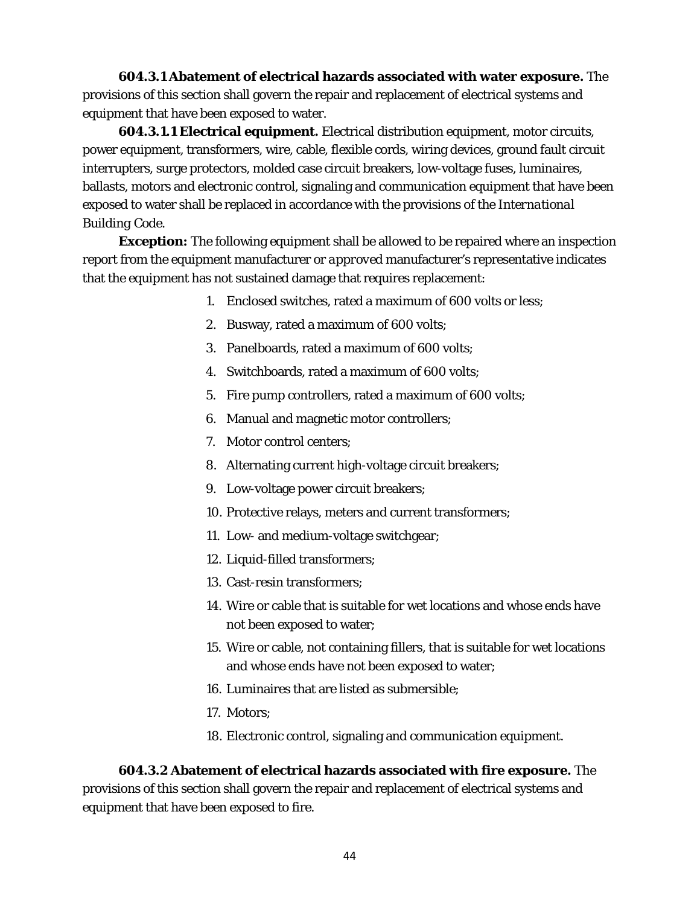**604.3.1 Abatement of electrical hazards associated with water exposure.** The provisions of this section shall govern the repair and replacement of electrical systems and equipment that have been exposed to water.

**604.3.1.1 Electrical equipment.** Electrical distribution equipment, motor circuits, power equipment, transformers, wire, cable, flexible cords, wiring devices, ground fault circuit interrupters, surge protectors, molded case circuit breakers, low-voltage fuses, luminaires, ballasts, motors and electronic control, signaling and communication equipment that have been exposed to water shall be replaced in accordance with the provisions of the *International Building Code*.

**Exception:** The following equipment shall be allowed to be repaired where an inspection report from the equipment manufacturer or *approved* manufacturer's representative indicates that the equipment has not sustained damage that requires replacement:

1. Enclosed switches, rated a maximum of 600 volts or less;
2. Busway, rated a maximum of 600 volts;
3. Panelboards, rated a maximum of 600 volts;
4. Switchboards, rated a maximum of 600 volts;
5. Fire pump controllers, rated a maximum of 600 volts;
6. Manual and magnetic motor controllers;
7. Motor control centers;
8. Alternating current high-voltage circuit breakers;
9. Low-voltage power circuit breakers;
10. Protective relays, meters and current transformers;
11. Low- and medium-voltage switchgear;
12. Liquid-filled transformers;
13. Cast-resin transformers;
14. Wire or cable that is suitable for wet locations and whose ends have not been exposed to water;
15. Wire or cable, not containing fillers, that is suitable for wet locations and whose ends have not been exposed to water;
16. Luminaires that are listed as submersible;
17. Motors;
18. Electronic control, signaling and communication equipment.

**604.3.2 Abatement of electrical hazards associated with fire exposure.** The provisions of this section shall govern the repair and replacement of electrical systems and equipment that have been exposed to fire.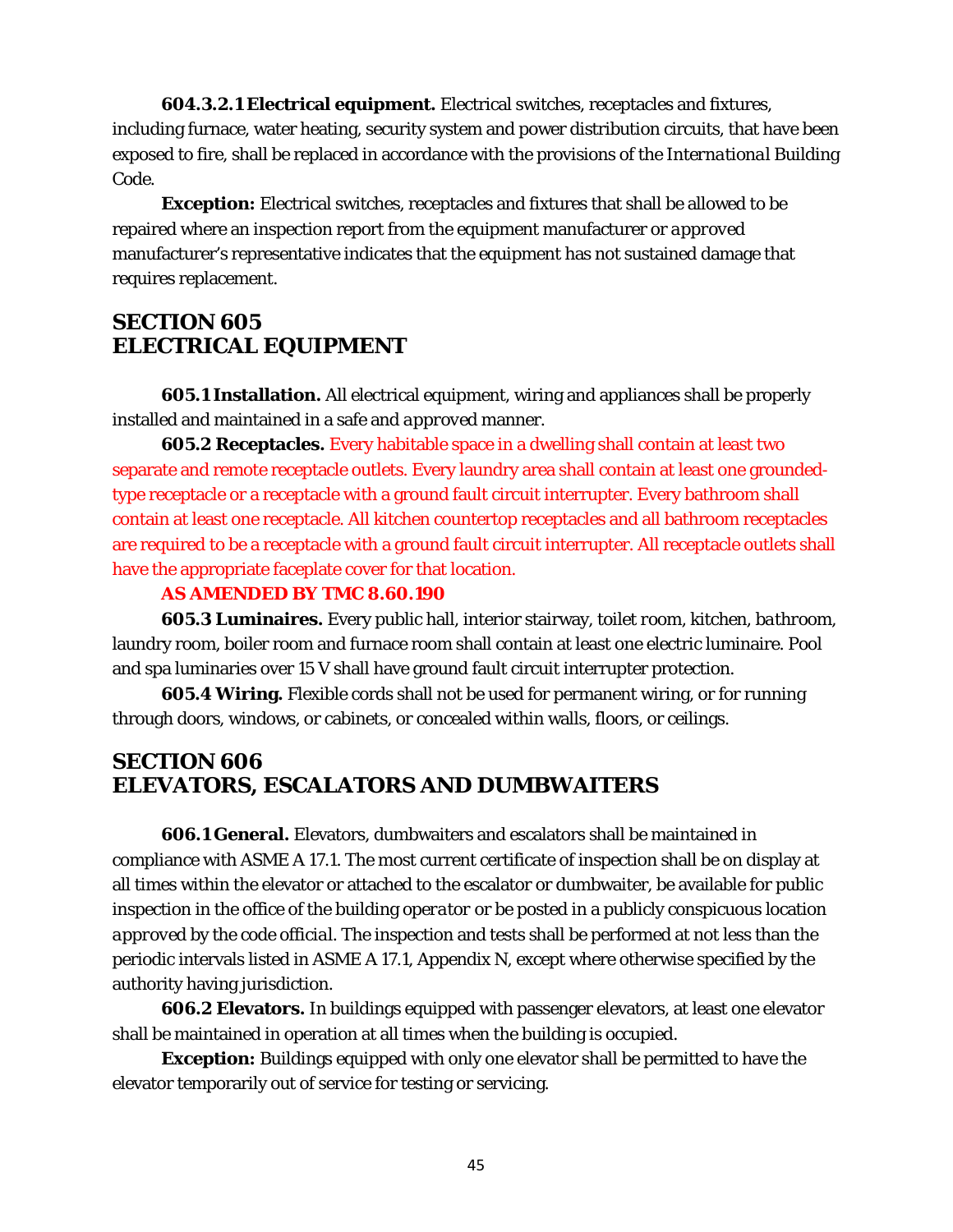**604.3.2.1 Electrical equipment.** Electrical switches, receptacles and fixtures, including furnace, water heating, security system and power distribution circuits, that have been exposed to fire, shall be replaced in accordance with the provisions of the *International* Building Code.

**Exception:** Electrical switches, receptacles and fixtures that shall be allowed to be repaired where an inspection report from the equipment manufacturer or *approved* manufacturer's representative indicates that the equipment has not sustained damage that requires replacement.

## SECTION 605
## ELECTRICAL EQUIPMENT

**605.1 Installation.** All electrical equipment, wiring and appliances shall be properly installed and maintained in a safe and *approved* manner.

**605.2 Receptacles.** Every habitable space in a dwelling shall contain at least two separate and remote receptacle outlets. Every laundry area shall contain at least one grounded-type receptacle or a receptacle with a ground fault circuit interrupter. Every bathroom shall contain at least one receptacle. All kitchen countertop receptacles and all bathroom receptacles are required to be a receptacle with a ground fault circuit interrupter. All receptacle outlets shall have the appropriate faceplate cover for that location.

**AS AMENDED BY TMC 8.60.190**

**605.3 Luminaires.** Every public hall, interior stairway, toilet room, kitchen, *bathroom*, laundry room, boiler room and furnace room shall contain at least one electric luminaire. Pool and spa luminaries over 15 V shall have ground fault circuit interrupter protection.

**605.4 Wiring.** Flexible cords shall not be used for permanent wiring, or for running through doors, windows, or cabinets, or concealed within walls, floors, or ceilings.

## SECTION 606
## ELEVATORS, ESCALATORS AND DUMBWAITERS

**606.1 General.** Elevators, dumbwaiters and escalators shall be maintained in compliance with ASME A 17.1. The most current certificate of inspection shall be on display at all times within the elevator or attached to the escalator or dumbwaiter, be available for public inspection in the office of the building *operator* or be posted in a publicly conspicuous location *approved* by the *code official*. The inspection and tests shall be performed at not less than the periodic intervals listed in ASME A 17.1, Appendix N, except where otherwise specified by the authority having jurisdiction.

**606.2 Elevators.** In buildings equipped with passenger elevators, at least one elevator shall be maintained in operation at all times when the building is occupied.

**Exception:** Buildings equipped with only one elevator shall be permitted to have the elevator temporarily out of service for testing or servicing.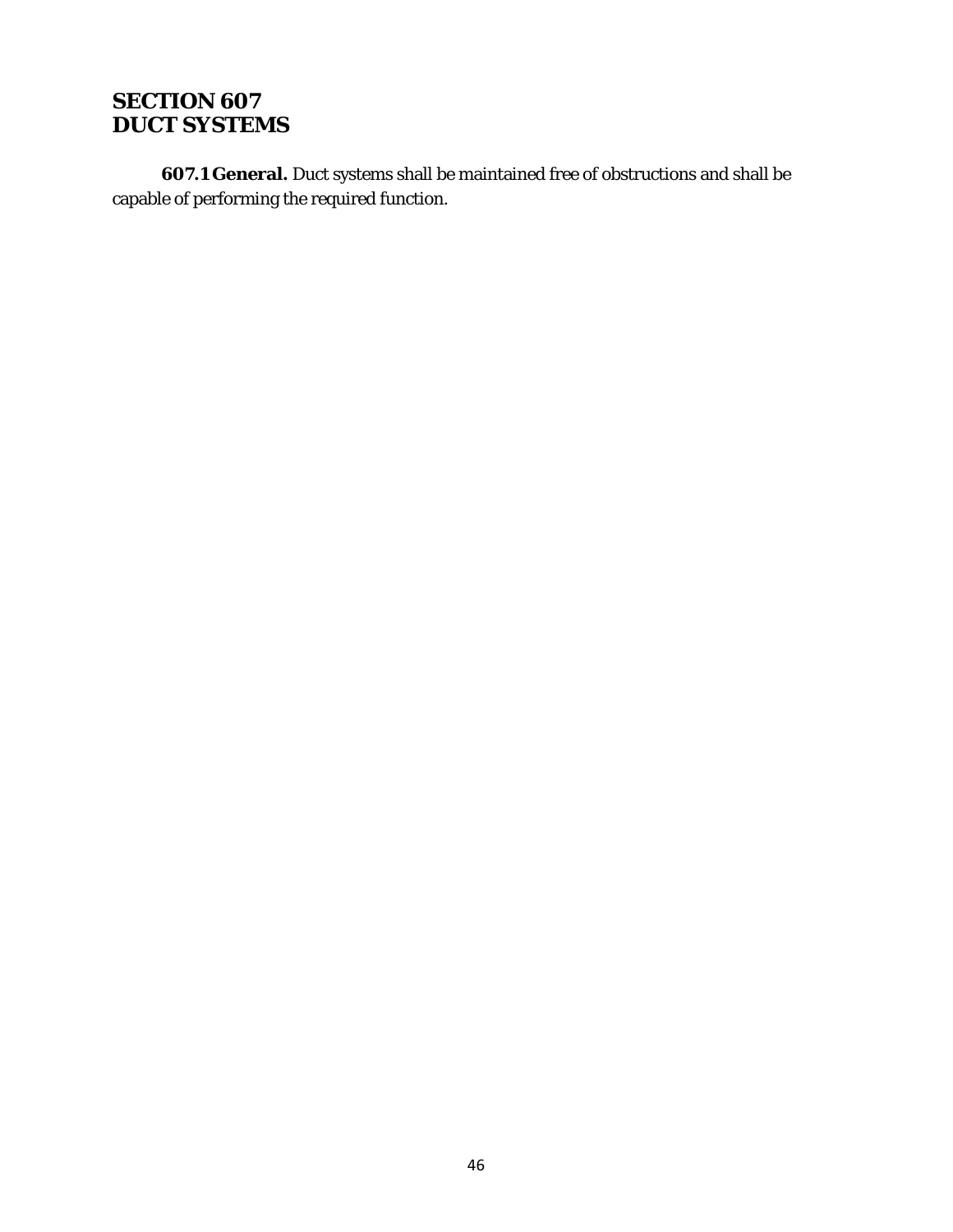## SECTION 607
## DUCT SYSTEMS

**607.1 General.** Duct systems shall be maintained free of obstructions and shall be capable of performing the required function.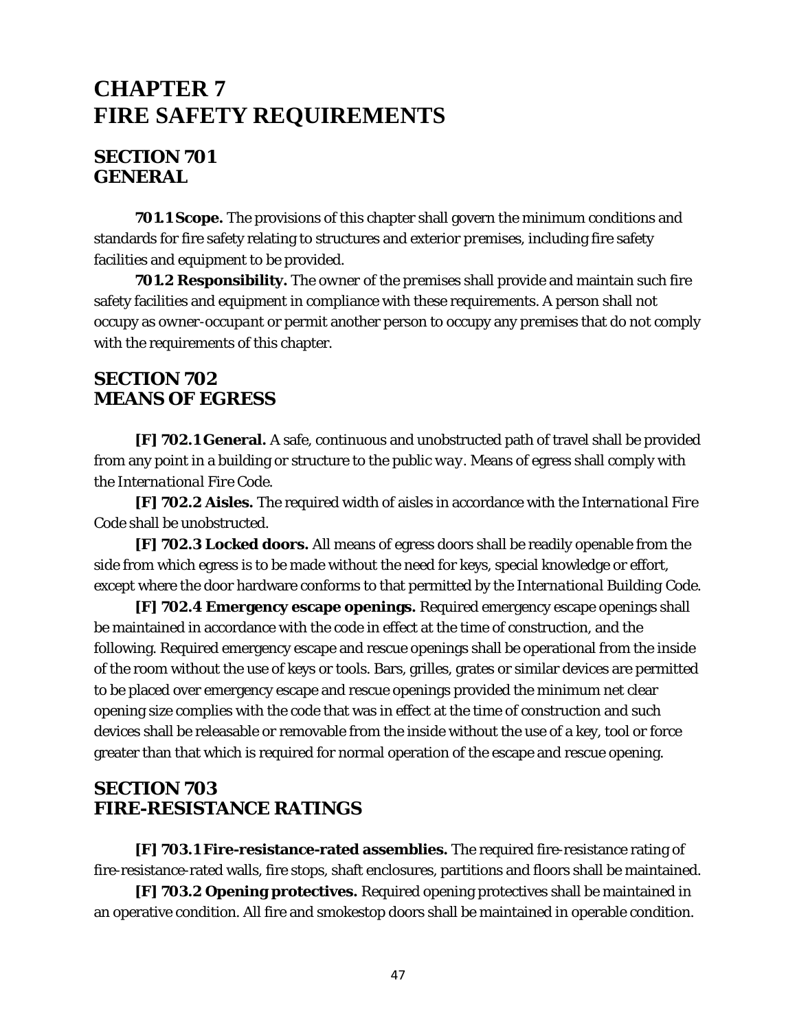# CHAPTER 7
# FIRE SAFETY REQUIREMENTS

## SECTION 701
## GENERAL

**701.1 Scope.** The provisions of this chapter shall govern the minimum conditions and standards for fire safety relating to structures and exterior *premises*, including fire safety facilities and equipment to be provided.

**701.2 Responsibility.** The *owner* of the *premises* shall provide and maintain such fire safety facilities and equipment in compliance with these requirements. A person shall not occupy as *owner-occupant* or permit another person to occupy any *premises* that do not comply with the requirements of this chapter.

## SECTION 702
## MEANS OF EGRESS

**[F] 702.1 General.** A safe, continuous and unobstructed path of travel shall be provided from any point in a building or structure to the *public way*. Means of egress shall comply with the *International Fire Code*.

**[F] 702.2 Aisles.** The required width of aisles in accordance with the *International Fire Code* shall be unobstructed.

**[F] 702.3 Locked doors.** All means of egress doors shall be readily openable from the side from which egress is to be made without the need for keys, special knowledge or effort, except where the door hardware conforms to that permitted by the *International Building Code*.

**[F] 702.4 Emergency escape openings.** Required emergency escape openings shall be maintained in accordance with the code in effect at the time of construction, and the following. Required emergency escape and rescue openings shall be operational from the inside of the room without the use of keys or tools. Bars, grilles, grates or similar devices are permitted to be placed over emergency escape and rescue openings provided the minimum net clear opening size complies with the code that was in effect at the time of construction and such devices shall be releasable or removable from the inside without the use of a key, tool or force greater than that which is required for normal operation of the escape and rescue opening.

## SECTION 703
## FIRE-RESISTANCE RATINGS

**[F] 703.1 Fire-resistance-rated assemblies.** The required fire-resistance rating of fire-resistance-rated walls, fire stops, shaft enclosures, partitions and floors shall be maintained.

**[F] 703.2 Opening protectives.** Required opening protectives shall be maintained in an operative condition. All fire and smokestop doors shall be maintained in operable condition.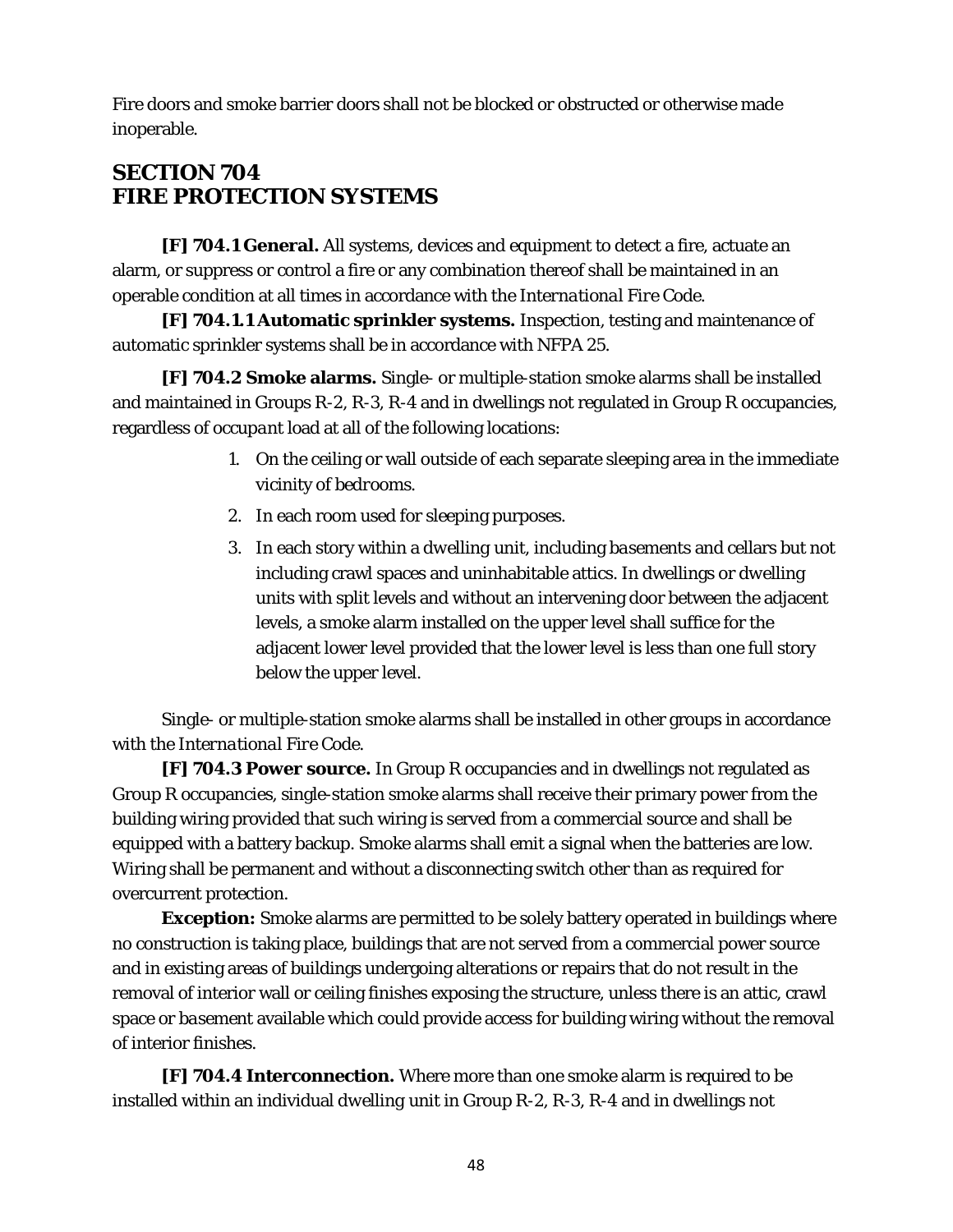Fire doors and smoke barrier doors shall not be blocked or obstructed or otherwise made inoperable.

## SECTION 704
## FIRE PROTECTION SYSTEMS

**[F] 704.1 General.** All systems, devices and equipment to detect a fire, actuate an alarm, or suppress or control a fire or any combination thereof shall be maintained in an operable condition at all times in accordance with the *International Fire Code*.

**[F] 704.1.1 Automatic sprinkler systems.** Inspection, testing and maintenance of automatic sprinkler systems shall be in accordance with NFPA 25.

**[F] 704.2 Smoke alarms.** Single- or multiple-station smoke alarms shall be installed and maintained in Groups R-2, R-3, R-4 and in dwellings not regulated in Group R occupancies, regardless of *occupant load* at all of the following locations:

1. On the ceiling or wall outside of each separate sleeping area in the immediate vicinity of bedrooms.
2. In each room used for sleeping purposes.
3. In each story within a dwelling unit, including *basements* and cellars but not including crawl spaces and uninhabitable attics. In dwellings or dwelling units with split levels and without an intervening door between the adjacent levels, a smoke alarm installed on the upper level shall suffice for the adjacent lower level provided that the lower level is less than one full story below the upper level.

Single- or multiple-station smoke alarms shall be installed in other groups in accordance with the *International Fire Code*.

**[F] 704.3 Power source.** In Group R occupancies and in dwellings not regulated as Group R occupancies, single-station smoke alarms shall receive their primary power from the building wiring provided that such wiring is served from a commercial source and shall be equipped with a battery backup. Smoke alarms shall emit a signal when the batteries are low. Wiring shall be permanent and without a disconnecting switch other than as required for overcurrent protection.

**Exception:** Smoke alarms are permitted to be solely battery operated in buildings where no construction is taking place, buildings that are not served from a commercial power source and in existing areas of buildings undergoing alterations or repairs that do not result in the removal of interior wall or ceiling finishes exposing the structure, unless there is an attic, crawl space or *basement* available which could provide access for building wiring without the removal of interior finishes.

**[F] 704.4 Interconnection.** Where more than one smoke alarm is required to be installed within an individual dwelling unit in Group R-2, R-3, R-4 and in dwellings not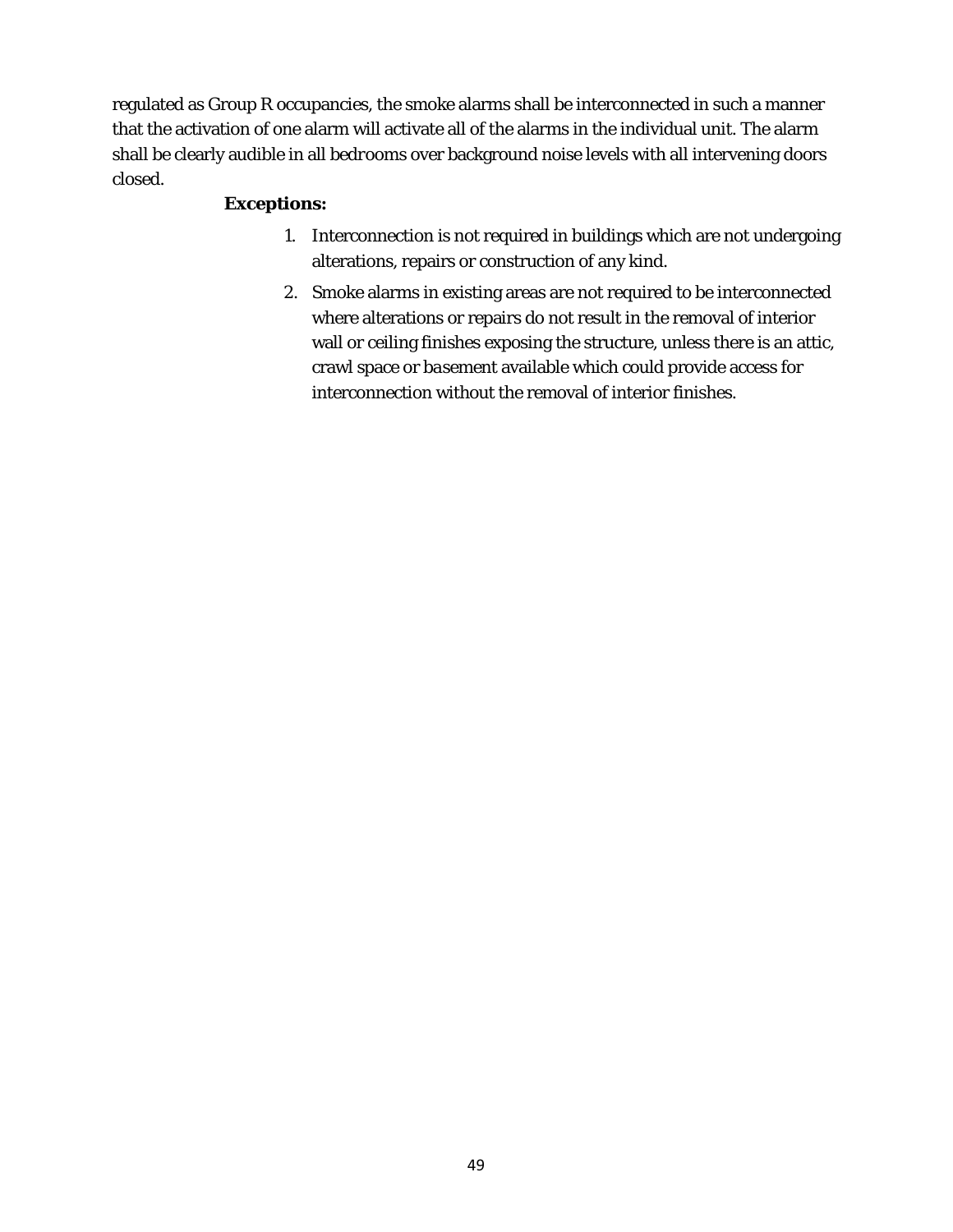regulated as Group R occupancies, the smoke alarms shall be interconnected in such a manner that the activation of one alarm will activate all of the alarms in the individual unit. The alarm shall be clearly audible in all bedrooms over background noise levels with all intervening doors closed.

**Exceptions:**

1. Interconnection is not required in buildings which are not undergoing alterations, repairs or construction of any kind.
2. Smoke alarms in existing areas are not required to be interconnected where alterations or repairs do not result in the removal of interior wall or ceiling finishes exposing the structure, unless there is an attic, crawl space or basement available which could provide access for interconnection without the removal of interior finishes.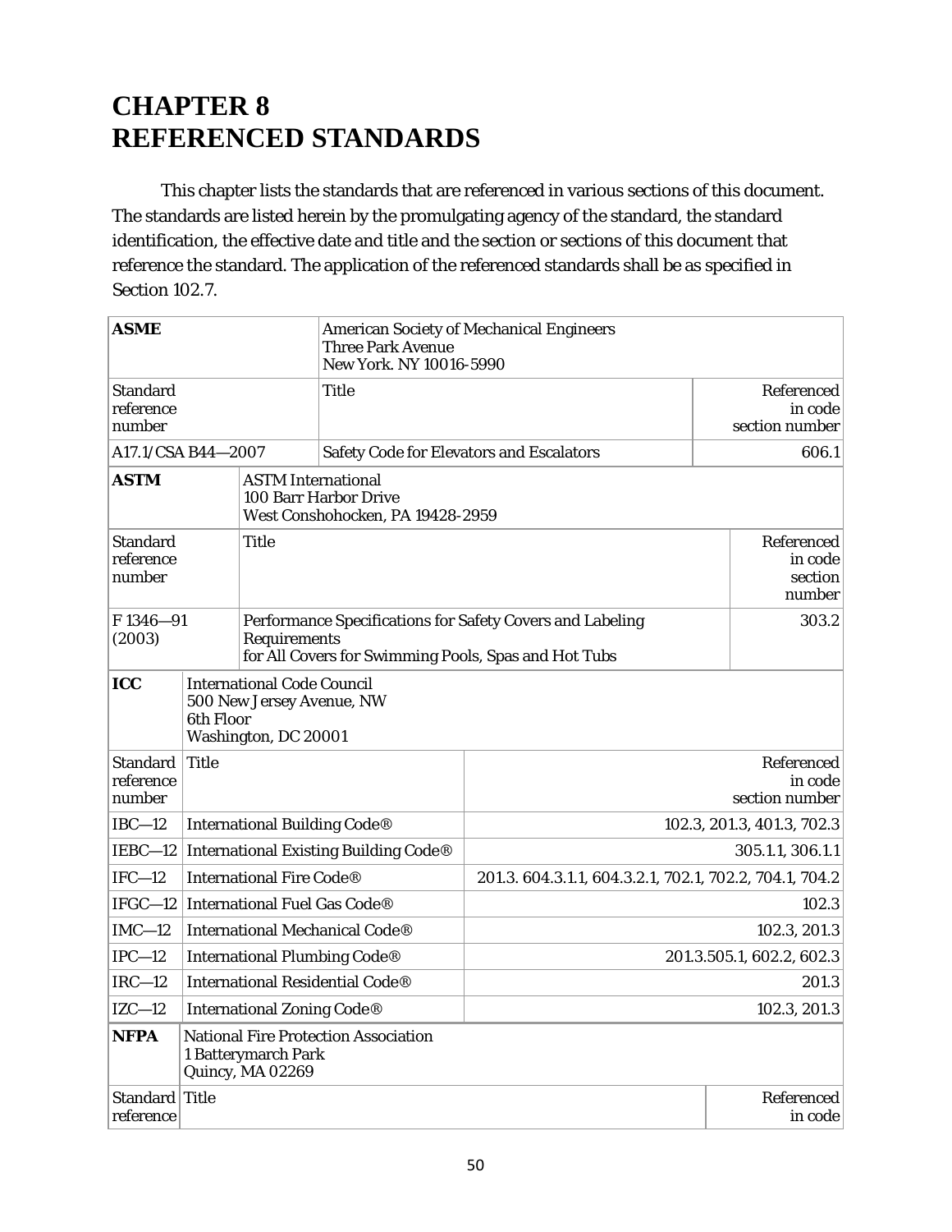# CHAPTER 8
# REFERENCED STANDARDS

This chapter lists the standards that are referenced in various sections of this document. The standards are listed herein by the promulgating agency of the standard, the standard identification, the effective date and title and the section or sections of this document that reference the standard. The application of the referenced standards shall be as specified in Section 102.7.

| **ASME** | American Society of Mechanical Engineers<br>Three Park Avenue<br>New York. NY 10016-5990 | |
|---|---|---|
| Standard reference number | Title | Referenced in code section number |
| A17.1/CSA B44—2007 | Safety Code for Elevators and Escalators | 606.1 |

| **ASTM** | ASTM International<br>100 Barr Harbor Drive<br>West Conshohocken, PA 19428-2959 | |
|---|---|---|
| Standard reference number | Title | Referenced in code section number |
| F 1346—91 (2003) | Performance Specifications for Safety Covers and Labeling Requirements<br>for All Covers for Swimming Pools, Spas and Hot Tubs | 303.2 |

| **ICC** | International Code Council<br>500 New Jersey Avenue, NW<br>6th Floor<br>Washington, DC 20001 | |
|---|---|---|
| Standard reference number | Title | Referenced in code section number |
| IBC—12 | International Building Code® | 102.3, 201.3, 401.3, 702.3 |
| IEBC—12 | International Existing Building Code® | 305.1.1, 306.1.1 |
| IFC—12 | International Fire Code® | 201.3. 604.3.1.1, 604.3.2.1, 702.1, 702.2, 704.1, 704.2 |
| IFGC—12 | International Fuel Gas Code® | 102.3 |
| IMC—12 | International Mechanical Code® | 102.3, 201.3 |
| IPC—12 | International Plumbing Code® | 201.3.505.1, 602.2, 602.3 |
| IRC—12 | International Residential Code® | 201.3 |
| IZC—12 | International Zoning Code® | 102.3, 201.3 |

| **NFPA** | National Fire Protection Association<br>1 Batterymarch Park<br>Quincy, MA 02269 | |
|---|---|---|
| Standard reference | Title | Referenced in code |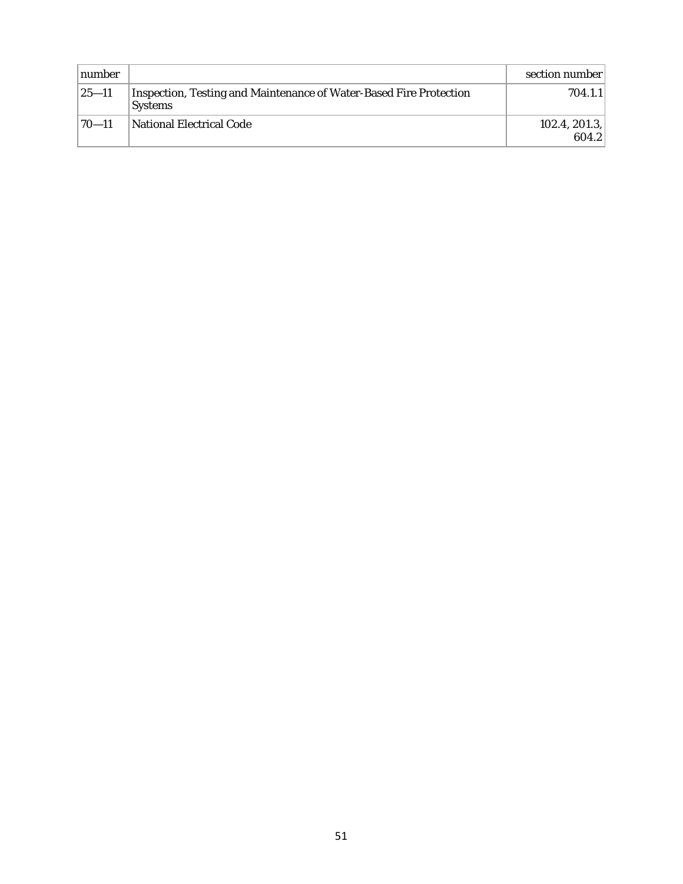| number | | section number |
|---|---|---|
| 25—11 | Inspection, Testing and Maintenance of Water-Based Fire Protection Systems | 704.1.1 |
| 70—11 | National Electrical Code | 102.4, 201.3, 604.2 |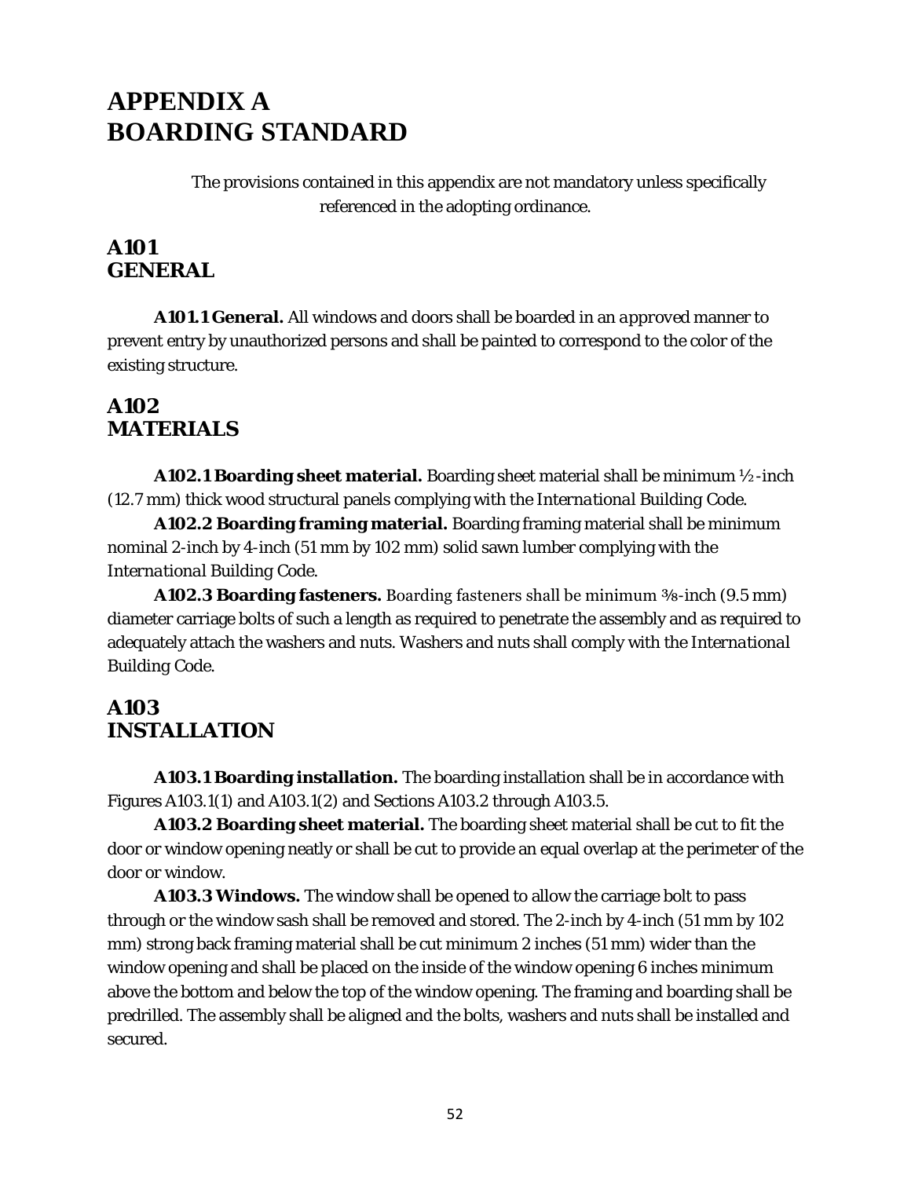# APPENDIX A
# BOARDING STANDARD

The provisions contained in this appendix are not mandatory unless specifically referenced in the adopting ordinance.

## A101
## GENERAL

**A101.1 General.** All windows and doors shall be boarded in an *approved* manner to prevent entry by unauthorized persons and shall be painted to correspond to the color of the existing structure.

## A102
## MATERIALS

**A102.1 Boarding sheet material.** Boarding sheet material shall be minimum ½-inch (12.7 mm) thick wood structural panels complying with the *International Building Code*.

**A102.2 Boarding framing material.** Boarding framing material shall be minimum nominal 2-inch by 4-inch (51 mm by 102 mm) solid sawn lumber complying with the *International Building Code*.

**A102.3 Boarding fasteners.** Boarding fasteners shall be minimum ⅜-inch (9.5 mm) diameter carriage bolts of such a length as required to penetrate the assembly and as required to adequately attach the washers and nuts. Washers and nuts shall comply with the *International Building Code*.

## A103
## INSTALLATION

**A103.1 Boarding installation.** The boarding installation shall be in accordance with Figures A103.1(1) and A103.1(2) and Sections A103.2 through A103.5.

**A103.2 Boarding sheet material.** The boarding sheet material shall be cut to fit the door or window opening neatly or shall be cut to provide an equal overlap at the perimeter of the door or window.

**A103.3 Windows.** The window shall be opened to allow the carriage bolt to pass through or the window sash shall be removed and stored. The 2-inch by 4-inch (51 mm by 102 mm) strong back framing material shall be cut minimum 2 inches (51 mm) wider than the window opening and shall be placed on the inside of the window opening 6 inches minimum above the bottom and below the top of the window opening. The framing and boarding shall be predrilled. The assembly shall be aligned and the bolts, washers and nuts shall be installed and secured.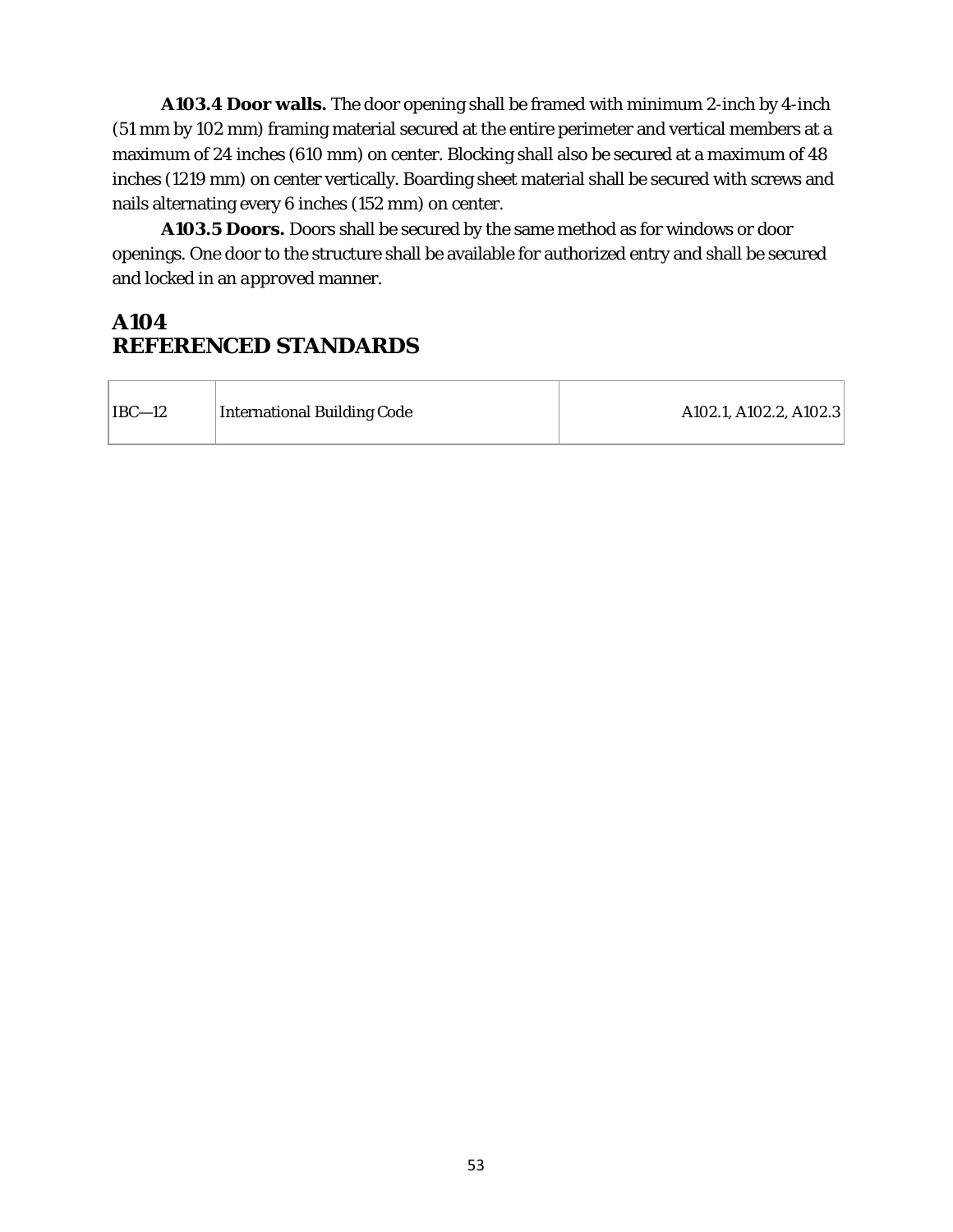**A103.4 Door walls.** The door opening shall be framed with minimum 2-inch by 4-inch (51 mm by 102 mm) framing material secured at the entire perimeter and vertical members at a maximum of 24 inches (610 mm) on center. Blocking shall also be secured at a maximum of 48 inches (1219 mm) on center vertically. Boarding sheet material shall be secured with screws and nails alternating every 6 inches (152 mm) on center.

**A103.5 Doors.** Doors shall be secured by the same method as for windows or door openings. One door to the structure shall be available for authorized entry and shall be secured and locked in an *approved* manner.

## A104
## REFERENCED STANDARDS

| | | |
|---|---|---|
| IBC—12 | International Building Code | A102.1, A102.2, A102.3 |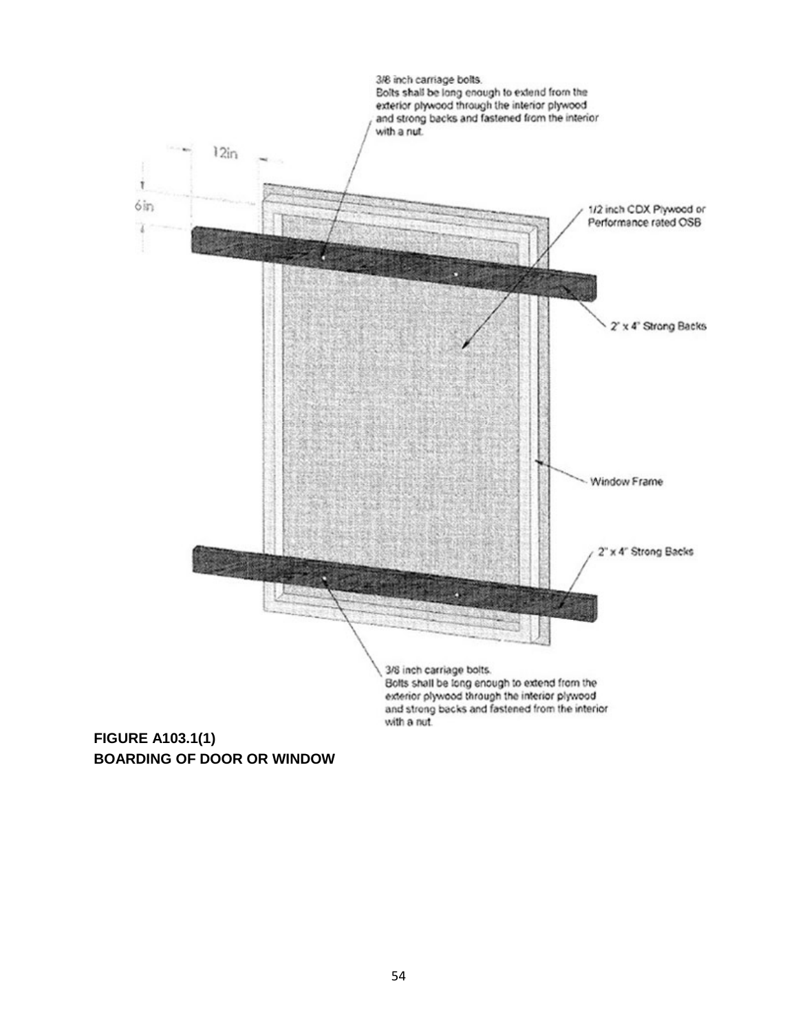3/8 inch carriage bolts.
Bolts shall be long enough to extend from the exterior plywood through the interior plywood and strong backs and fastened from the interior with a nut.

12in

6in

1/2 inch CDX Plywood or Performance rated OSB

2" x 4" Strong Backs

Window Frame

2" x 4" Strong Backs

3/8 inch carriage bolts.
Bolts shall be long enough to extend from the exterior plywood through the interior plywood and strong backs and fastened from the interior with a nut.

**FIGURE A103.1(1)**
**BOARDING OF DOOR OR WINDOW**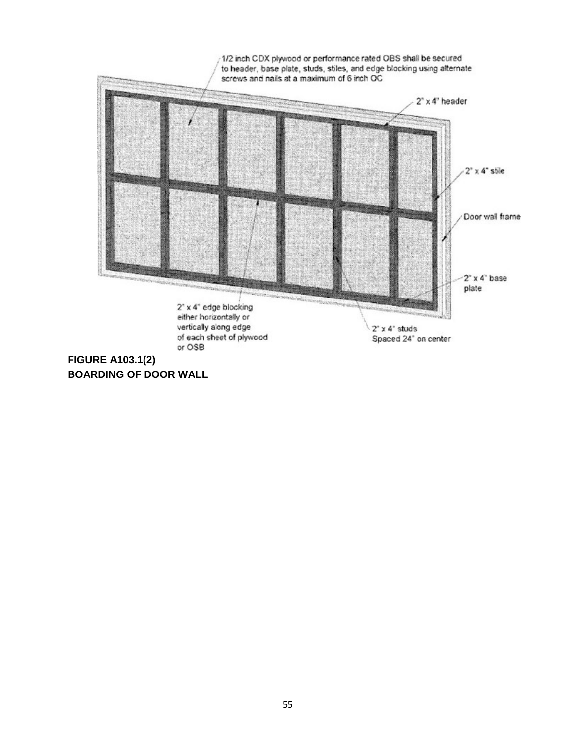1/2 inch CDX plywood or performance rated OBS shall be secured to header, base plate, studs, stiles, and edge blocking using alternate screws and nails at a maximum of 6 inch OC

2" x 4" header

2" x 4" stile

Door wall frame

2" x 4" base plate

2" x 4" edge blocking either horizontally or vertically along edge of each sheet of plywood or OSB

2" x 4" studs Spaced 24" on center

**FIGURE A103.1(2)**
**BOARDING OF DOOR WALL**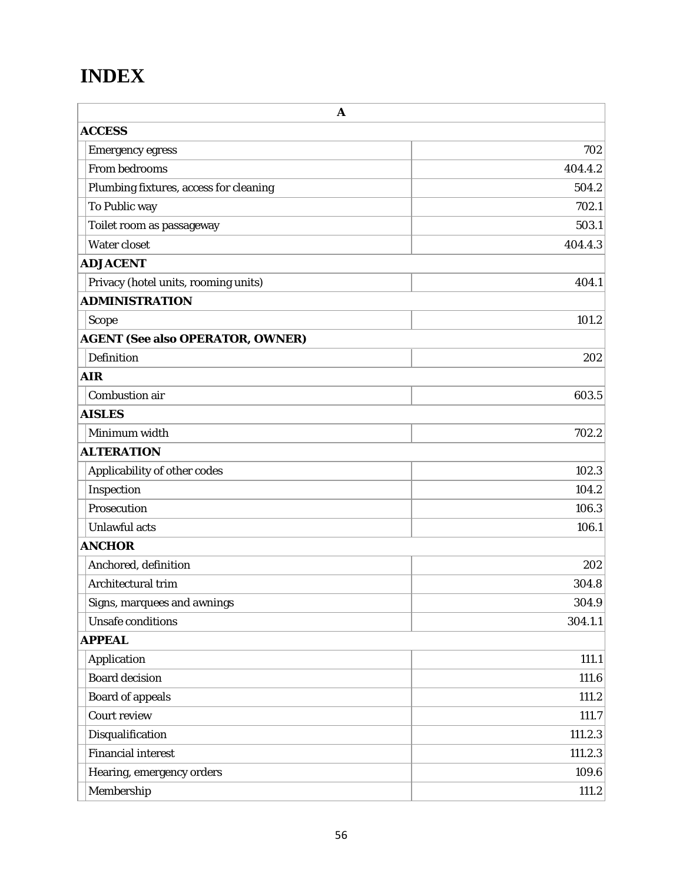# INDEX

| A | |
|---|---|
| **ACCESS** | |
| Emergency egress | 702 |
| From bedrooms | 404.4.2 |
| Plumbing fixtures, access for cleaning | 504.2 |
| To Public way | 702.1 |
| Toilet room as passageway | 503.1 |
| Water closet | 404.4.3 |
| **ADJACENT** | |
| Privacy (hotel units, rooming units) | 404.1 |
| **ADMINISTRATION** | |
| Scope | 101.2 |
| **AGENT (See also OPERATOR, OWNER)** | |
| Definition | 202 |
| **AIR** | |
| Combustion air | 603.5 |
| **AISLES** | |
| Minimum width | 702.2 |
| **ALTERATION** | |
| Applicability of other codes | 102.3 |
| Inspection | 104.2 |
| Prosecution | 106.3 |
| Unlawful acts | 106.1 |
| **ANCHOR** | |
| Anchored, definition | 202 |
| Architectural trim | 304.8 |
| Signs, marquees and awnings | 304.9 |
| Unsafe conditions | 304.1.1 |
| **APPEAL** | |
| Application | 111.1 |
| Board decision | 111.6 |
| Board of appeals | 111.2 |
| Court review | 111.7 |
| Disqualification | 111.2.3 |
| Financial interest | 111.2.3 |
| Hearing, emergency orders | 109.6 |
| Membership | 111.2 |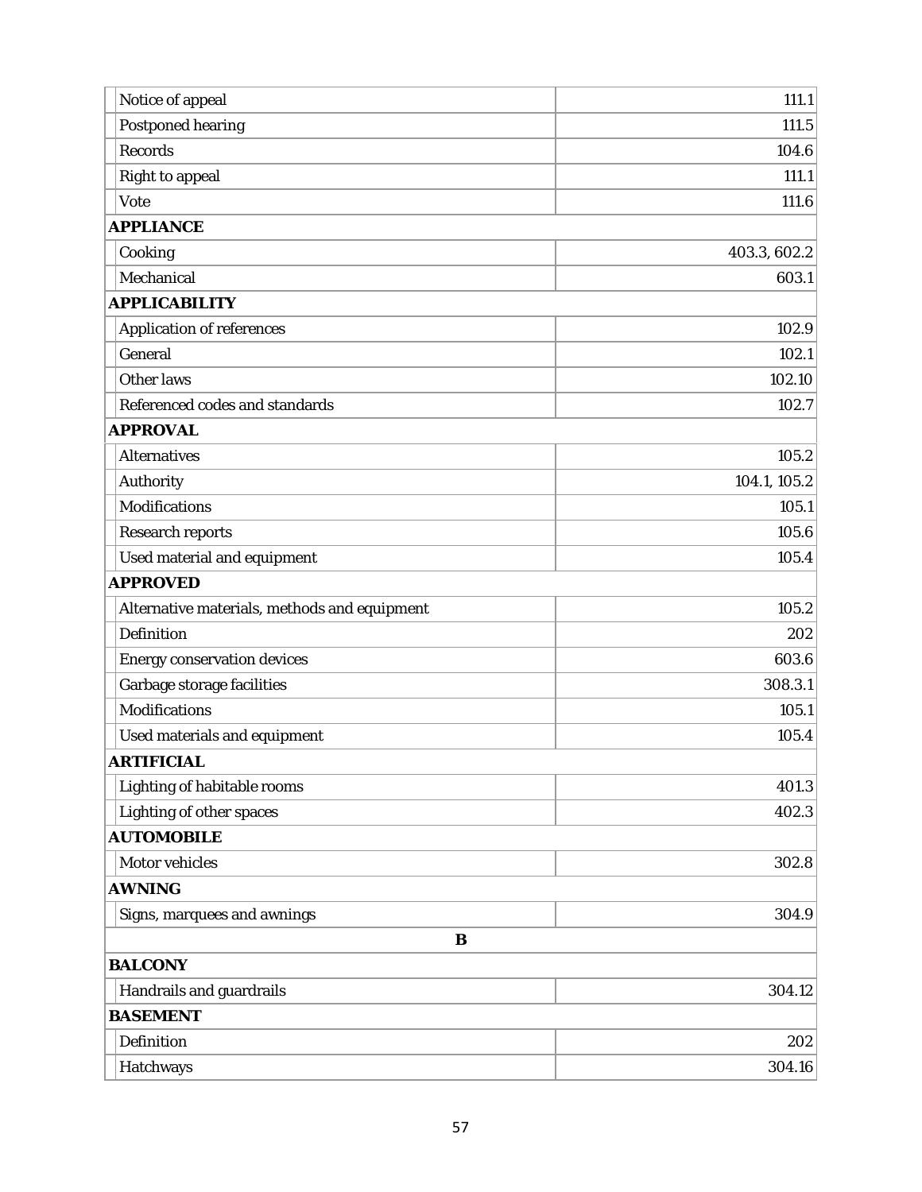| Term | Section |
|---|---|
| Notice of appeal | 111.1 |
| Postponed hearing | 111.5 |
| Records | 104.6 |
| Right to appeal | 111.1 |
| Vote | 111.6 |
| **APPLIANCE** | |
| Cooking | 403.3, 602.2 |
| Mechanical | 603.1 |
| **APPLICABILITY** | |
| Application of references | 102.9 |
| General | 102.1 |
| Other laws | 102.10 |
| Referenced codes and standards | 102.7 |
| **APPROVAL** | |
| Alternatives | 105.2 |
| Authority | 104.1, 105.2 |
| Modifications | 105.1 |
| Research reports | 105.6 |
| Used material and equipment | 105.4 |
| **APPROVED** | |
| Alternative materials, methods and equipment | 105.2 |
| Definition | 202 |
| Energy conservation devices | 603.6 |
| Garbage storage facilities | 308.3.1 |
| Modifications | 105.1 |
| Used materials and equipment | 105.4 |
| **ARTIFICIAL** | |
| Lighting of habitable rooms | 401.3 |
| Lighting of other spaces | 402.3 |
| **AUTOMOBILE** | |
| Motor vehicles | 302.8 |
| **AWNING** | |
| Signs, marquees and awnings | 304.9 |
| **B** | |
| **BALCONY** | |
| Handrails and guardrails | 304.12 |
| **BASEMENT** | |
| Definition | 202 |
| Hatchways | 304.16 |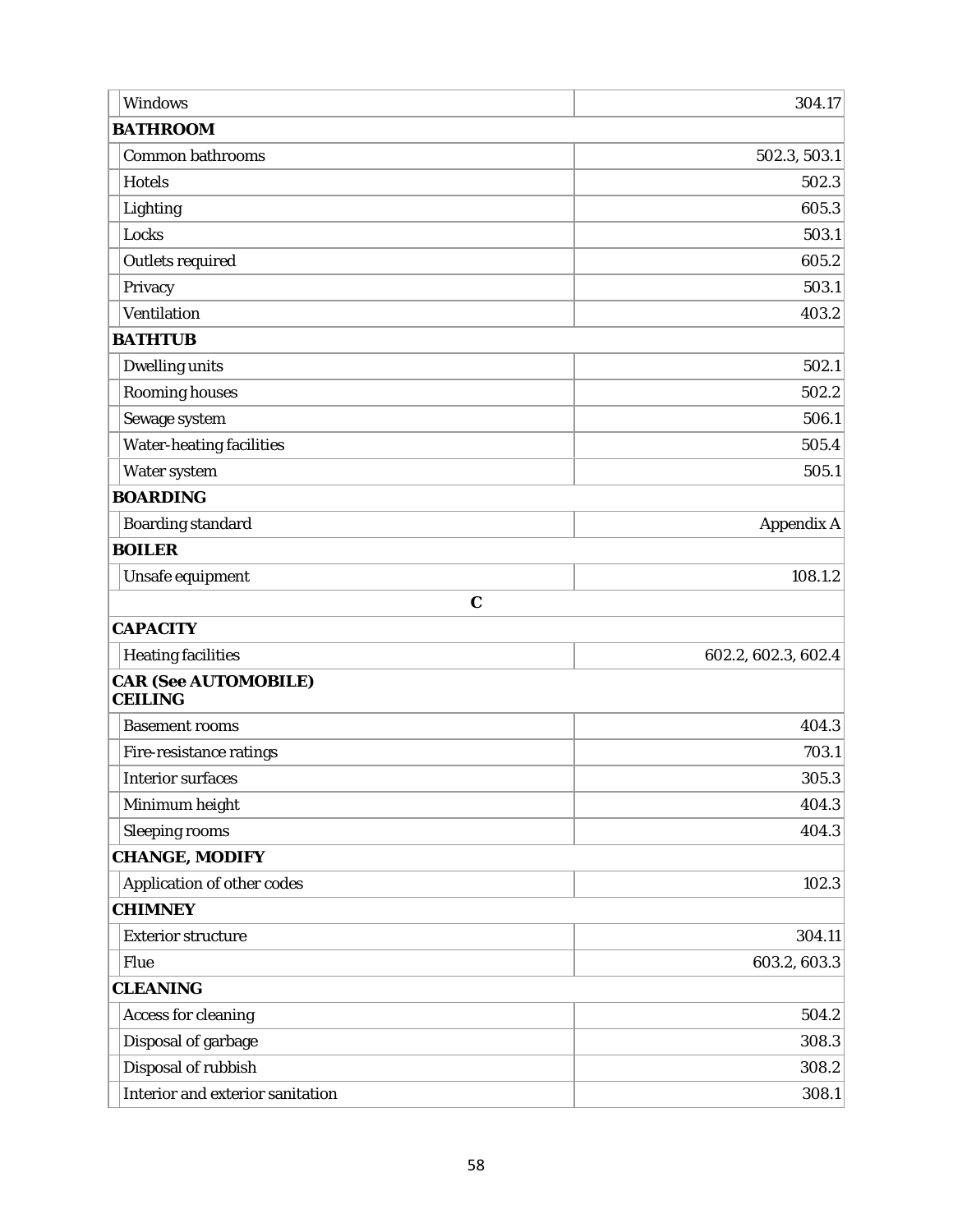| | |
|---|---|
| Windows | 304.17 |
| **BATHROOM** | |
| Common bathrooms | 502.3, 503.1 |
| Hotels | 502.3 |
| Lighting | 605.3 |
| Locks | 503.1 |
| Outlets required | 605.2 |
| Privacy | 503.1 |
| Ventilation | 403.2 |
| **BATHTUB** | |
| Dwelling units | 502.1 |
| Rooming houses | 502.2 |
| Sewage system | 506.1 |
| Water-heating facilities | 505.4 |
| Water system | 505.1 |
| **BOARDING** | |
| Boarding standard | Appendix A |
| **BOILER** | |
| Unsafe equipment | 108.1.2 |
| **C** | |
| **CAPACITY** | |
| Heating facilities | 602.2, 602.3, 602.4 |
| **CAR (See AUTOMOBILE)** | |
| **CEILING** | |
| Basement rooms | 404.3 |
| Fire-resistance ratings | 703.1 |
| Interior surfaces | 305.3 |
| Minimum height | 404.3 |
| Sleeping rooms | 404.3 |
| **CHANGE, MODIFY** | |
| Application of other codes | 102.3 |
| **CHIMNEY** | |
| Exterior structure | 304.11 |
| Flue | 603.2, 603.3 |
| **CLEANING** | |
| Access for cleaning | 504.2 |
| Disposal of garbage | 308.3 |
| Disposal of rubbish | 308.2 |
| Interior and exterior sanitation | 308.1 |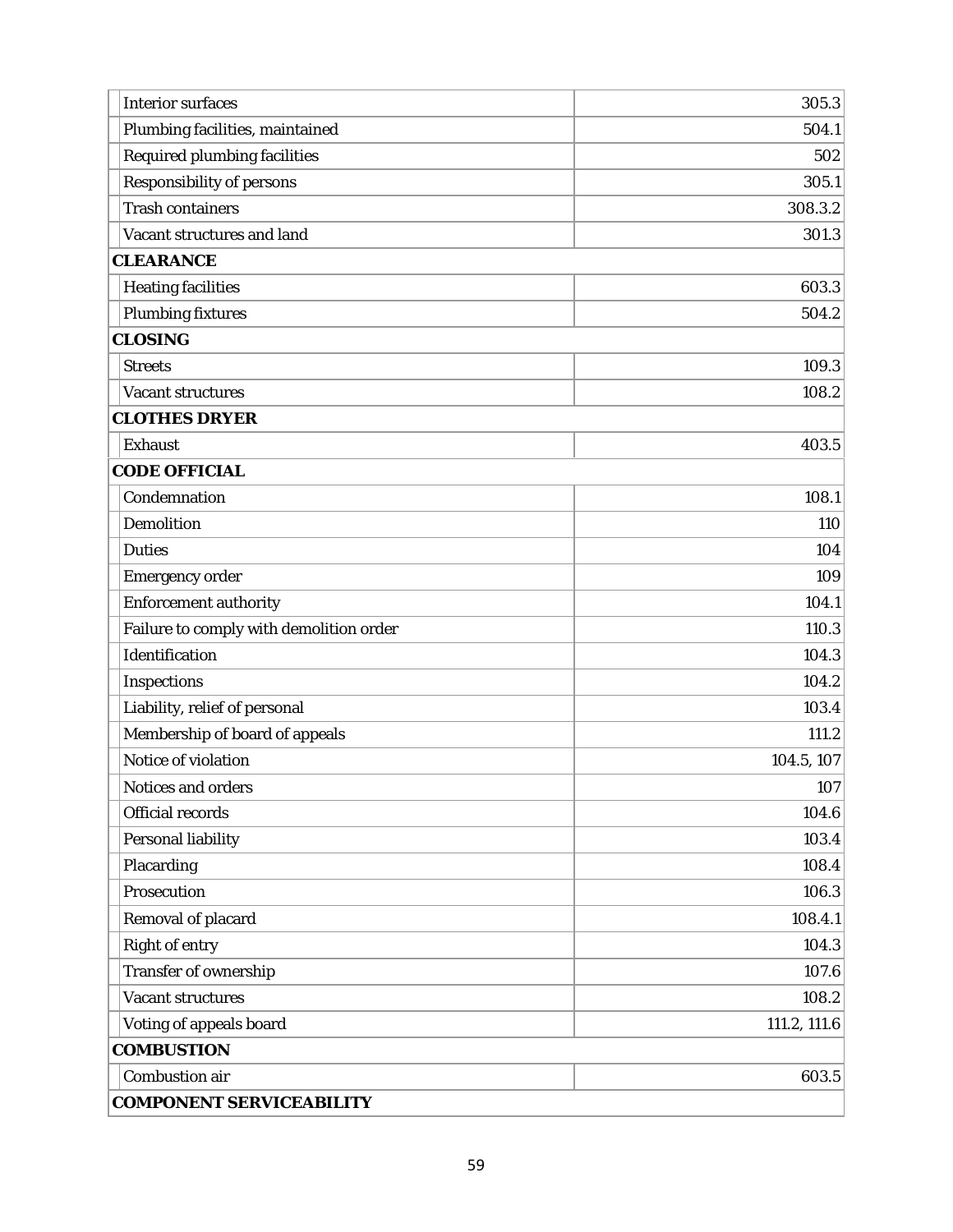| | |
|---|---|
| Interior surfaces | 305.3 |
| Plumbing facilities, maintained | 504.1 |
| Required plumbing facilities | 502 |
| Responsibility of persons | 305.1 |
| Trash containers | 308.3.2 |
| Vacant structures and land | 301.3 |
| **CLEARANCE** | |
| Heating facilities | 603.3 |
| Plumbing fixtures | 504.2 |
| **CLOSING** | |
| Streets | 109.3 |
| Vacant structures | 108.2 |
| **CLOTHES DRYER** | |
| Exhaust | 403.5 |
| **CODE OFFICIAL** | |
| Condemnation | 108.1 |
| Demolition | 110 |
| Duties | 104 |
| Emergency order | 109 |
| Enforcement authority | 104.1 |
| Failure to comply with demolition order | 110.3 |
| Identification | 104.3 |
| Inspections | 104.2 |
| Liability, relief of personal | 103.4 |
| Membership of board of appeals | 111.2 |
| Notice of violation | 104.5, 107 |
| Notices and orders | 107 |
| Official records | 104.6 |
| Personal liability | 103.4 |
| Placarding | 108.4 |
| Prosecution | 106.3 |
| Removal of placard | 108.4.1 |
| Right of entry | 104.3 |
| Transfer of ownership | 107.6 |
| Vacant structures | 108.2 |
| Voting of appeals board | 111.2, 111.6 |
| **COMBUSTION** | |
| Combustion air | 603.5 |
| **COMPONENT SERVICEABILITY** | |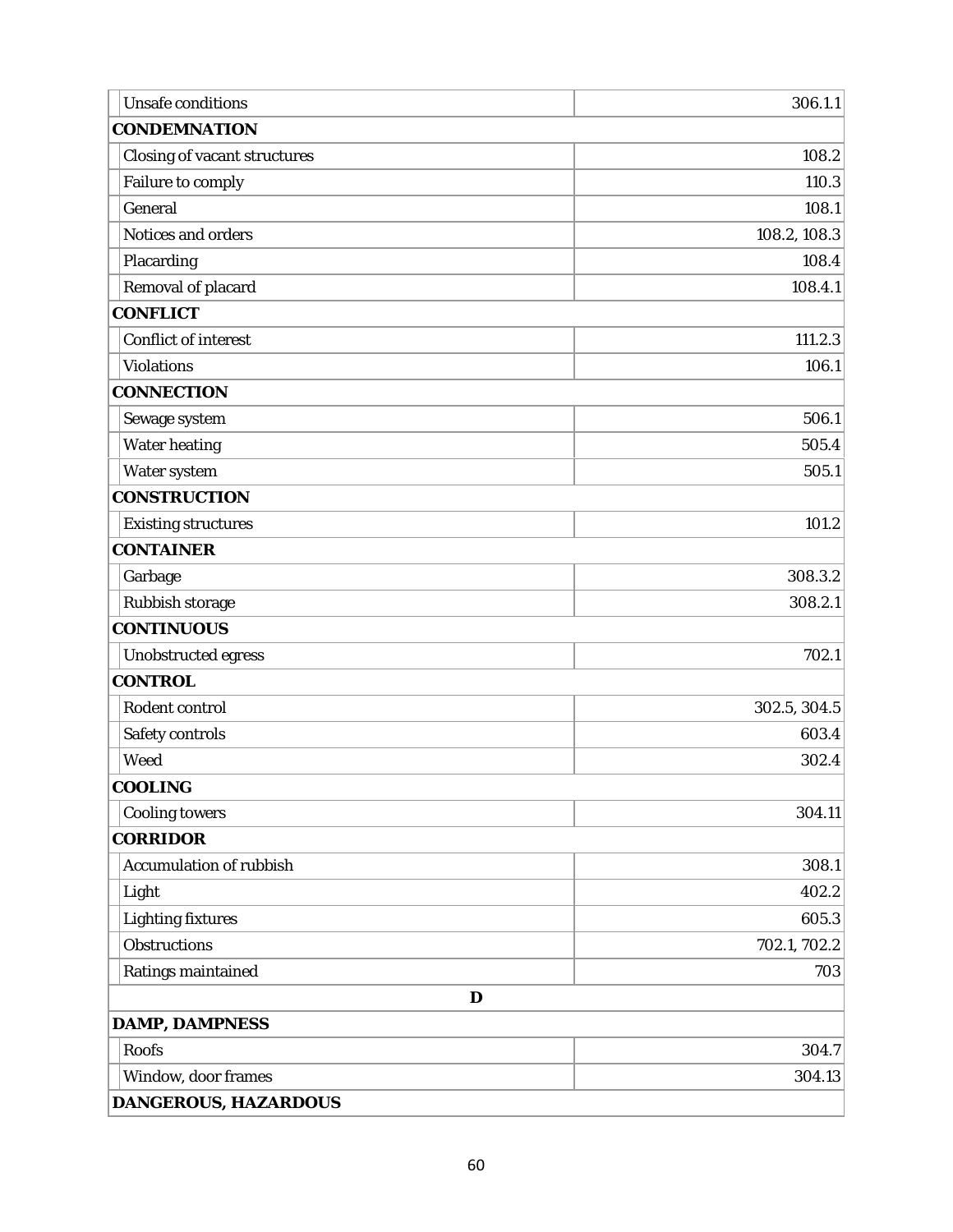| | |
|---|---|
| Unsafe conditions | 306.1.1 |
| **CONDEMNATION** | |
| Closing of vacant structures | 108.2 |
| Failure to comply | 110.3 |
| General | 108.1 |
| Notices and orders | 108.2, 108.3 |
| Placarding | 108.4 |
| Removal of placard | 108.4.1 |
| **CONFLICT** | |
| Conflict of interest | 111.2.3 |
| Violations | 106.1 |
| **CONNECTION** | |
| Sewage system | 506.1 |
| Water heating | 505.4 |
| Water system | 505.1 |
| **CONSTRUCTION** | |
| Existing structures | 101.2 |
| **CONTAINER** | |
| Garbage | 308.3.2 |
| Rubbish storage | 308.2.1 |
| **CONTINUOUS** | |
| Unobstructed egress | 702.1 |
| **CONTROL** | |
| Rodent control | 302.5, 304.5 |
| Safety controls | 603.4 |
| Weed | 302.4 |
| **COOLING** | |
| Cooling towers | 304.11 |
| **CORRIDOR** | |
| Accumulation of rubbish | 308.1 |
| Light | 402.2 |
| Lighting fixtures | 605.3 |
| Obstructions | 702.1, 702.2 |
| Ratings maintained | 703 |
| **D** | |
| **DAMP, DAMPNESS** | |
| Roofs | 304.7 |
| Window, door frames | 304.13 |
| **DANGEROUS, HAZARDOUS** | |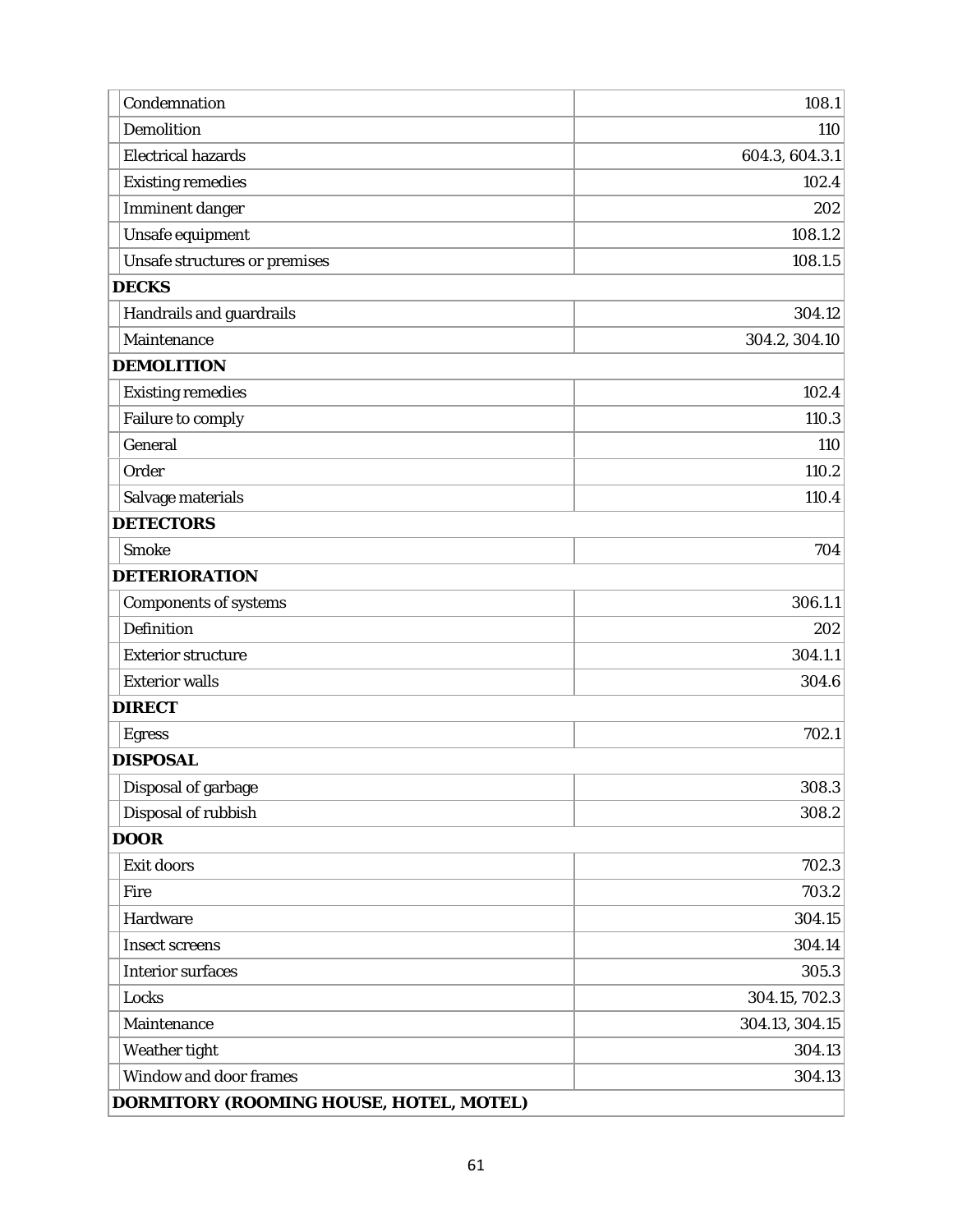| Term | Section |
|---|---|
| Condemnation | 108.1 |
| Demolition | 110 |
| Electrical hazards | 604.3, 604.3.1 |
| Existing remedies | 102.4 |
| Imminent danger | 202 |
| Unsafe equipment | 108.1.2 |
| Unsafe structures or premises | 108.1.5 |
| **DECKS** | |
| Handrails and guardrails | 304.12 |
| Maintenance | 304.2, 304.10 |
| **DEMOLITION** | |
| Existing remedies | 102.4 |
| Failure to comply | 110.3 |
| General | 110 |
| Order | 110.2 |
| Salvage materials | 110.4 |
| **DETECTORS** | |
| Smoke | 704 |
| **DETERIORATION** | |
| Components of systems | 306.1.1 |
| Definition | 202 |
| Exterior structure | 304.1.1 |
| Exterior walls | 304.6 |
| **DIRECT** | |
| Egress | 702.1 |
| **DISPOSAL** | |
| Disposal of garbage | 308.3 |
| Disposal of rubbish | 308.2 |
| **DOOR** | |
| Exit doors | 702.3 |
| Fire | 703.2 |
| Hardware | 304.15 |
| Insect screens | 304.14 |
| Interior surfaces | 305.3 |
| Locks | 304.15, 702.3 |
| Maintenance | 304.13, 304.15 |
| Weather tight | 304.13 |
| Window and door frames | 304.13 |
| **DORMITORY (ROOMING HOUSE, HOTEL, MOTEL)** | |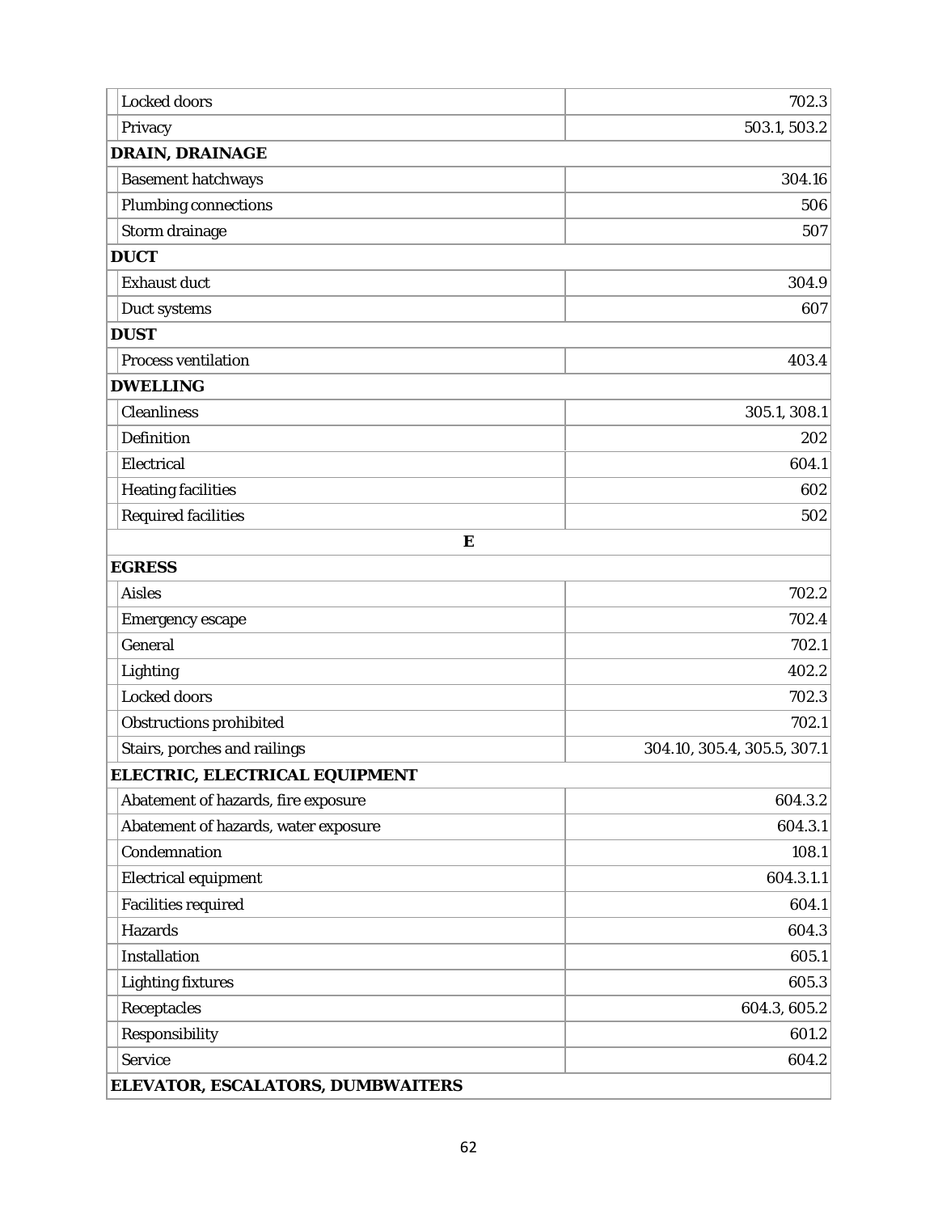| | |
|---|---|
| Locked doors | 702.3 |
| Privacy | 503.1, 503.2 |
| **DRAIN, DRAINAGE** | |
| Basement hatchways | 304.16 |
| Plumbing connections | 506 |
| Storm drainage | 507 |
| **DUCT** | |
| Exhaust duct | 304.9 |
| Duct systems | 607 |
| **DUST** | |
| Process ventilation | 403.4 |
| **DWELLING** | |
| Cleanliness | 305.1, 308.1 |
| Definition | 202 |
| Electrical | 604.1 |
| Heating facilities | 602 |
| Required facilities | 502 |
| **E** | |
| **EGRESS** | |
| Aisles | 702.2 |
| Emergency escape | 702.4 |
| General | 702.1 |
| Lighting | 402.2 |
| Locked doors | 702.3 |
| Obstructions prohibited | 702.1 |
| Stairs, porches and railings | 304.10, 305.4, 305.5, 307.1 |
| **ELECTRIC, ELECTRICAL EQUIPMENT** | |
| Abatement of hazards, fire exposure | 604.3.2 |
| Abatement of hazards, water exposure | 604.3.1 |
| Condemnation | 108.1 |
| Electrical equipment | 604.3.1.1 |
| Facilities required | 604.1 |
| Hazards | 604.3 |
| Installation | 605.1 |
| Lighting fixtures | 605.3 |
| Receptacles | 604.3, 605.2 |
| Responsibility | 601.2 |
| Service | 604.2 |
| **ELEVATOR, ESCALATORS, DUMBWAITERS** | |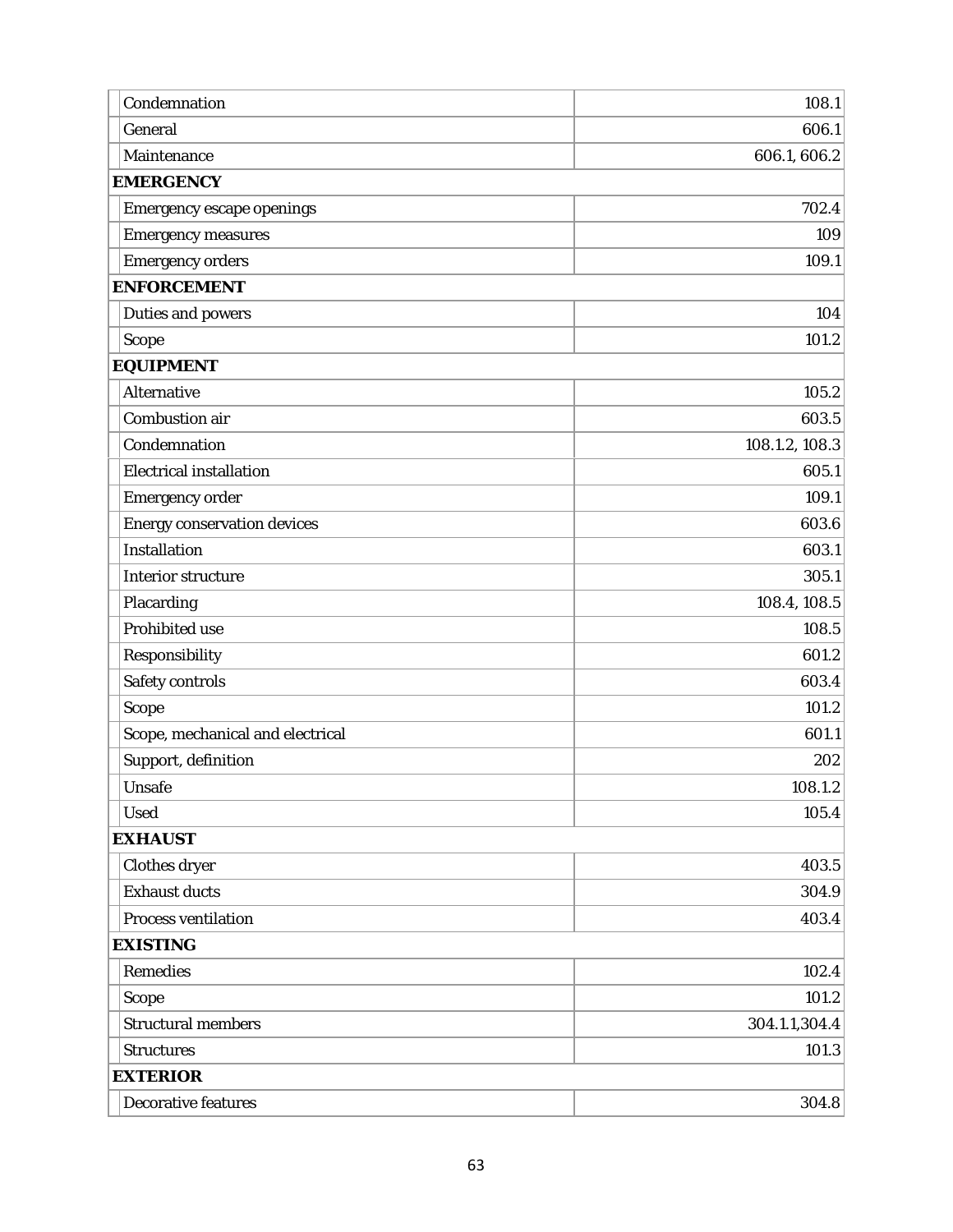| | |
|---|---|
| Condemnation | 108.1 |
| General | 606.1 |
| Maintenance | 606.1, 606.2 |
| **EMERGENCY** | |
| Emergency escape openings | 702.4 |
| Emergency measures | 109 |
| Emergency orders | 109.1 |
| **ENFORCEMENT** | |
| Duties and powers | 104 |
| Scope | 101.2 |
| **EQUIPMENT** | |
| Alternative | 105.2 |
| Combustion air | 603.5 |
| Condemnation | 108.1.2, 108.3 |
| Electrical installation | 605.1 |
| Emergency order | 109.1 |
| Energy conservation devices | 603.6 |
| Installation | 603.1 |
| Interior structure | 305.1 |
| Placarding | 108.4, 108.5 |
| Prohibited use | 108.5 |
| Responsibility | 601.2 |
| Safety controls | 603.4 |
| Scope | 101.2 |
| Scope, mechanical and electrical | 601.1 |
| Support, definition | 202 |
| Unsafe | 108.1.2 |
| Used | 105.4 |
| **EXHAUST** | |
| Clothes dryer | 403.5 |
| Exhaust ducts | 304.9 |
| Process ventilation | 403.4 |
| **EXISTING** | |
| Remedies | 102.4 |
| Scope | 101.2 |
| Structural members | 304.1.1,304.4 |
| Structures | 101.3 |
| **EXTERIOR** | |
| Decorative features | 304.8 |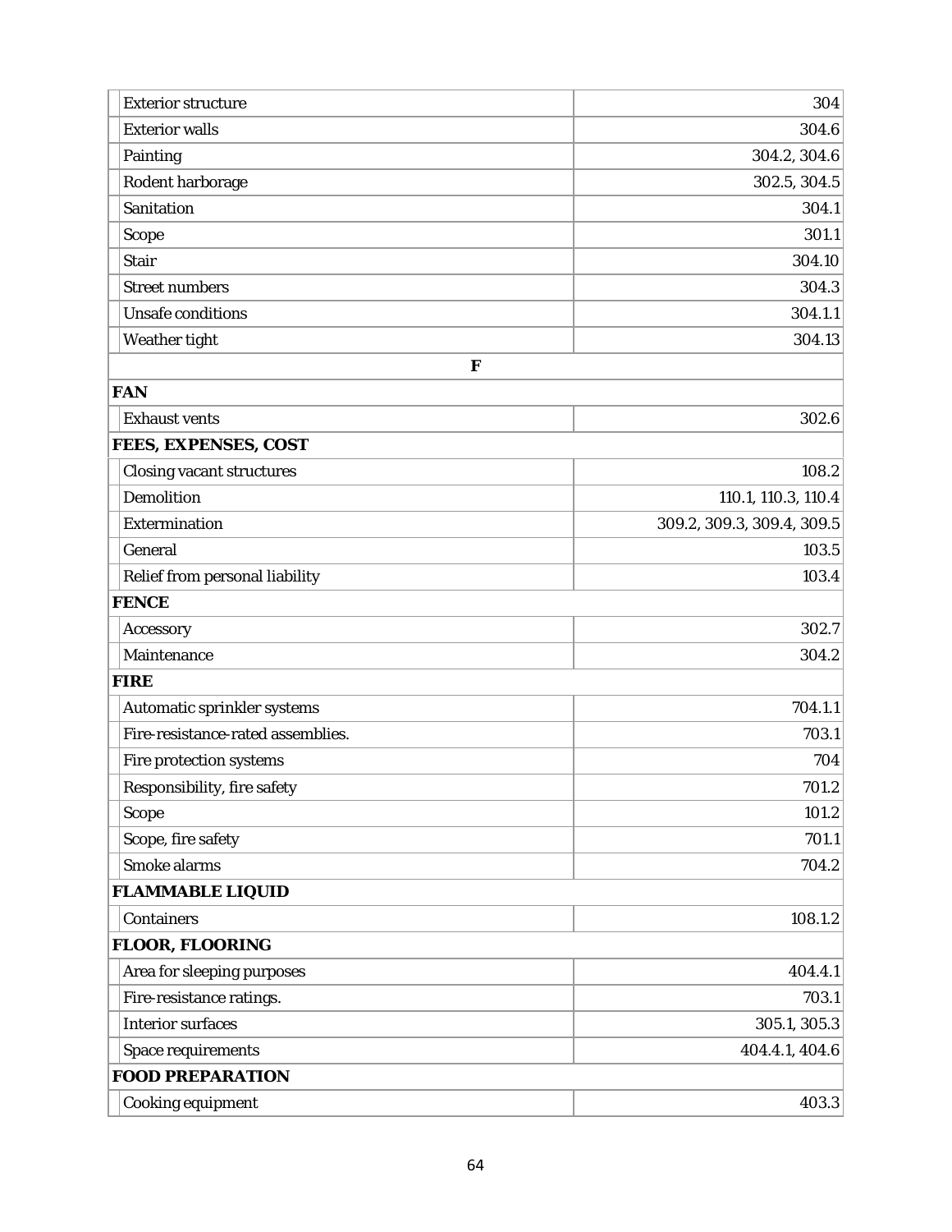| | |
|---|---|
| Exterior structure | 304 |
| Exterior walls | 304.6 |
| Painting | 304.2, 304.6 |
| Rodent harborage | 302.5, 304.5 |
| Sanitation | 304.1 |
| Scope | 301.1 |
| Stair | 304.10 |
| Street numbers | 304.3 |
| Unsafe conditions | 304.1.1 |
| Weather tight | 304.13 |
| **F** | |
| **FAN** | |
| Exhaust vents | 302.6 |
| **FEES, EXPENSES, COST** | |
| Closing vacant structures | 108.2 |
| Demolition | 110.1, 110.3, 110.4 |
| Extermination | 309.2, 309.3, 309.4, 309.5 |
| General | 103.5 |
| Relief from personal liability | 103.4 |
| **FENCE** | |
| Accessory | 302.7 |
| Maintenance | 304.2 |
| **FIRE** | |
| Automatic sprinkler systems | 704.1.1 |
| Fire-resistance-rated assemblies. | 703.1 |
| Fire protection systems | 704 |
| Responsibility, fire safety | 701.2 |
| Scope | 101.2 |
| Scope, fire safety | 701.1 |
| Smoke alarms | 704.2 |
| **FLAMMABLE LIQUID** | |
| Containers | 108.1.2 |
| **FLOOR, FLOORING** | |
| Area for sleeping purposes | 404.4.1 |
| Fire-resistance ratings. | 703.1 |
| Interior surfaces | 305.1, 305.3 |
| Space requirements | 404.4.1, 404.6 |
| **FOOD PREPARATION** | |
| Cooking equipment | 403.3 |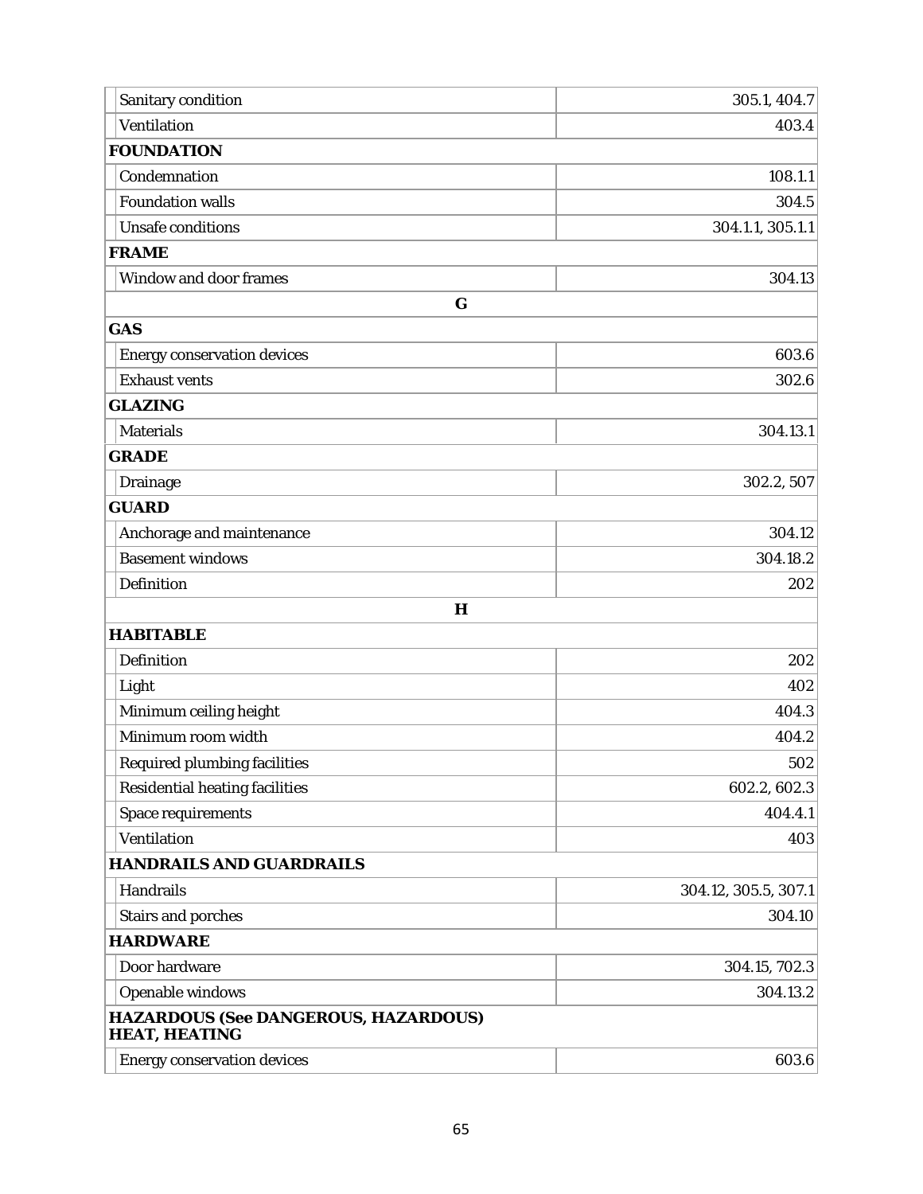| | |
|---|---|
| Sanitary condition | 305.1, 404.7 |
| Ventilation | 403.4 |
| **FOUNDATION** | |
| Condemnation | 108.1.1 |
| Foundation walls | 304.5 |
| Unsafe conditions | 304.1.1, 305.1.1 |
| **FRAME** | |
| Window and door frames | 304.13 |
| **G** | |
| **GAS** | |
| Energy conservation devices | 603.6 |
| Exhaust vents | 302.6 |
| **GLAZING** | |
| Materials | 304.13.1 |
| **GRADE** | |
| Drainage | 302.2, 507 |
| **GUARD** | |
| Anchorage and maintenance | 304.12 |
| Basement windows | 304.18.2 |
| Definition | 202 |
| **H** | |
| **HABITABLE** | |
| Definition | 202 |
| Light | 402 |
| Minimum ceiling height | 404.3 |
| Minimum room width | 404.2 |
| Required plumbing facilities | 502 |
| Residential heating facilities | 602.2, 602.3 |
| Space requirements | 404.4.1 |
| Ventilation | 403 |
| **HANDRAILS AND GUARDRAILS** | |
| Handrails | 304.12, 305.5, 307.1 |
| Stairs and porches | 304.10 |
| **HARDWARE** | |
| Door hardware | 304.15, 702.3 |
| Openable windows | 304.13.2 |
| **HAZARDOUS (See DANGEROUS, HAZARDOUS)** | |
| **HEAT, HEATING** | |
| Energy conservation devices | 603.6 |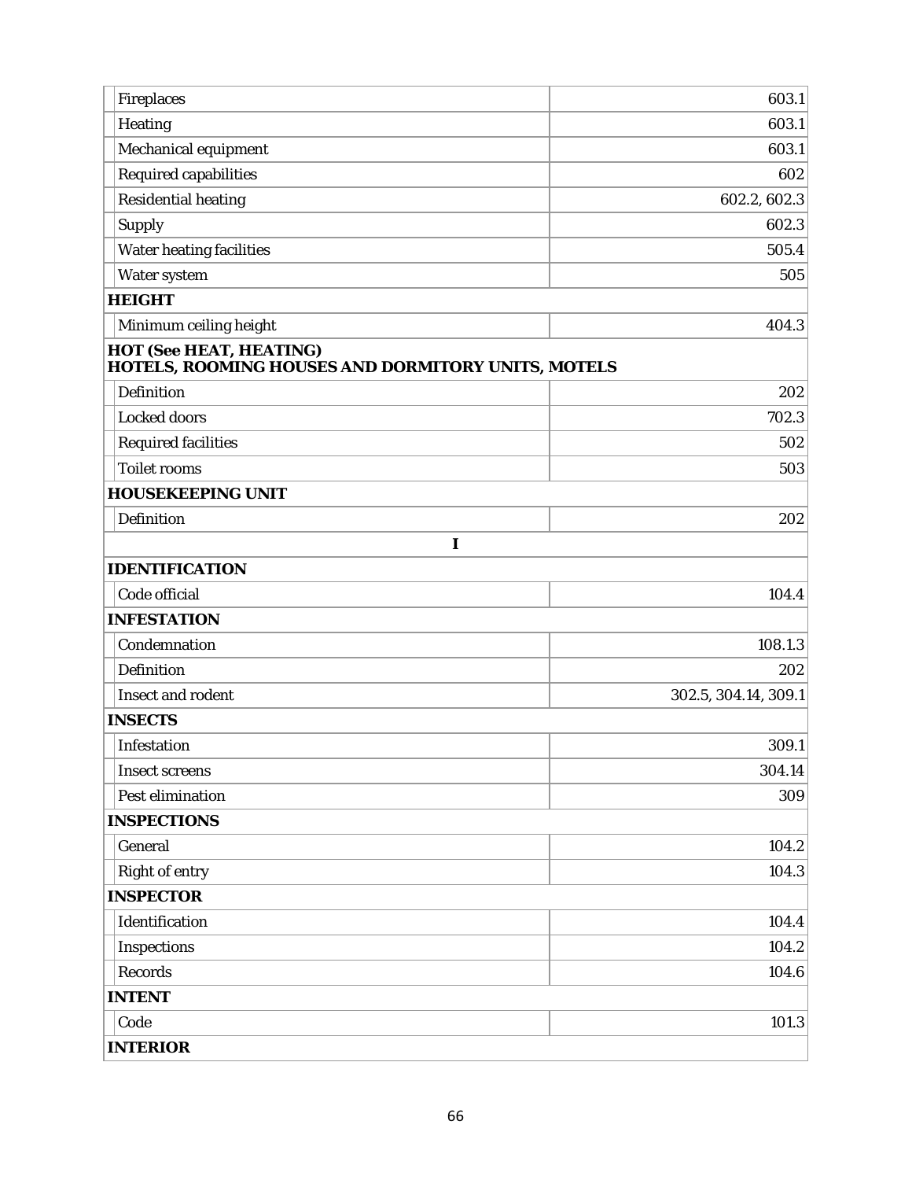| | |
|---|---|
| Fireplaces | 603.1 |
| Heating | 603.1 |
| Mechanical equipment | 603.1 |
| Required capabilities | 602 |
| Residential heating | 602.2, 602.3 |
| Supply | 602.3 |
| Water heating facilities | 505.4 |
| Water system | 505 |
| **HEIGHT** | |
| Minimum ceiling height | 404.3 |
| **HOT (See HEAT, HEATING)** **HOTELS, ROOMING HOUSES AND DORMITORY UNITS, MOTELS** | |
| Definition | 202 |
| Locked doors | 702.3 |
| Required facilities | 502 |
| Toilet rooms | 503 |
| **HOUSEKEEPING UNIT** | |
| Definition | 202 |
| **I** | |
| **IDENTIFICATION** | |
| Code official | 104.4 |
| **INFESTATION** | |
| Condemnation | 108.1.3 |
| Definition | 202 |
| Insect and rodent | 302.5, 304.14, 309.1 |
| **INSECTS** | |
| Infestation | 309.1 |
| Insect screens | 304.14 |
| Pest elimination | 309 |
| **INSPECTIONS** | |
| General | 104.2 |
| Right of entry | 104.3 |
| **INSPECTOR** | |
| Identification | 104.4 |
| Inspections | 104.2 |
| Records | 104.6 |
| **INTENT** | |
| Code | 101.3 |
| **INTERIOR** | |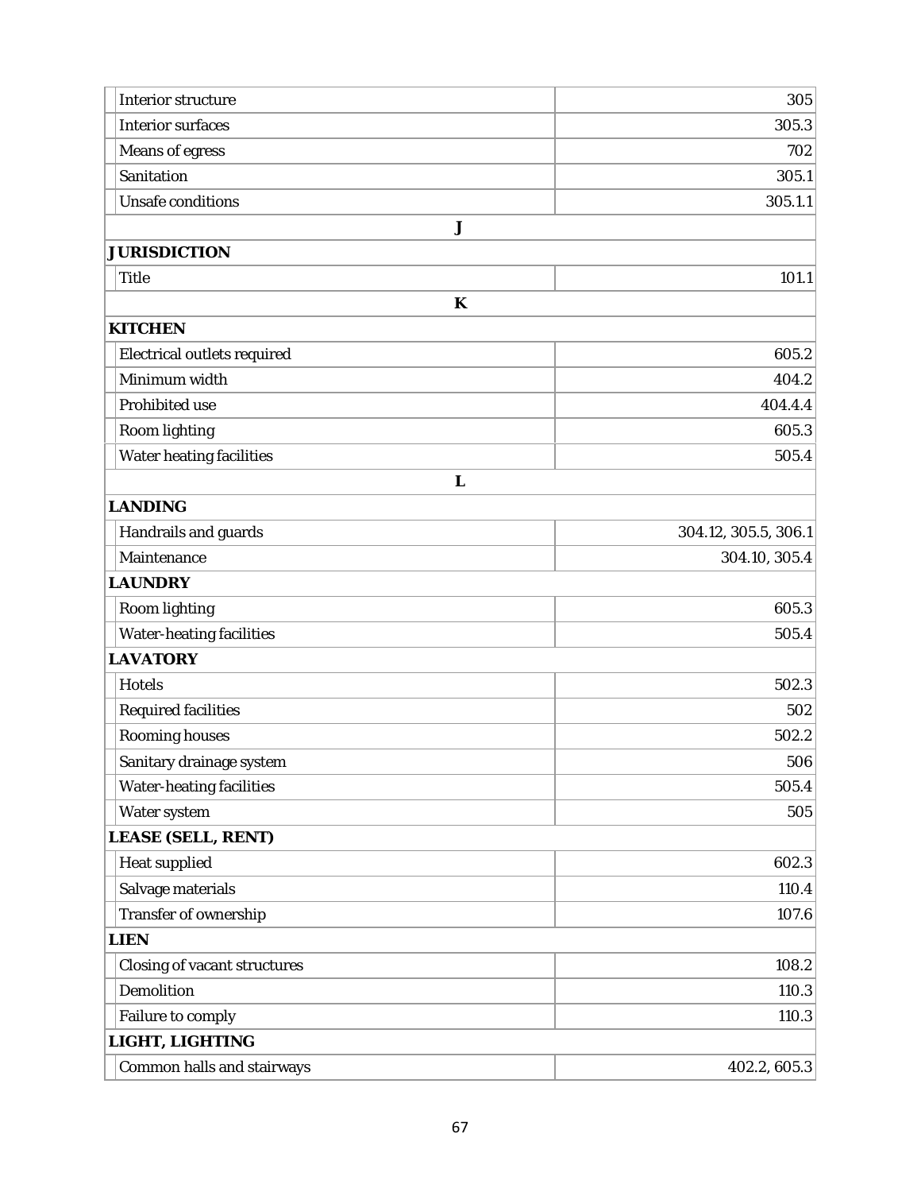| | |
|---|---|
| Interior structure | 305 |
| Interior surfaces | 305.3 |
| Means of egress | 702 |
| Sanitation | 305.1 |
| Unsafe conditions | 305.1.1 |
| **J** | |
| **JURISDICTION** | |
| Title | 101.1 |
| **K** | |
| **KITCHEN** | |
| Electrical outlets required | 605.2 |
| Minimum width | 404.2 |
| Prohibited use | 404.4.4 |
| Room lighting | 605.3 |
| Water heating facilities | 505.4 |
| **L** | |
| **LANDING** | |
| Handrails and guards | 304.12, 305.5, 306.1 |
| Maintenance | 304.10, 305.4 |
| **LAUNDRY** | |
| Room lighting | 605.3 |
| Water-heating facilities | 505.4 |
| **LAVATORY** | |
| Hotels | 502.3 |
| Required facilities | 502 |
| Rooming houses | 502.2 |
| Sanitary drainage system | 506 |
| Water-heating facilities | 505.4 |
| Water system | 505 |
| **LEASE (SELL, RENT)** | |
| Heat supplied | 602.3 |
| Salvage materials | 110.4 |
| Transfer of ownership | 107.6 |
| **LIEN** | |
| Closing of vacant structures | 108.2 |
| Demolition | 110.3 |
| Failure to comply | 110.3 |
| **LIGHT, LIGHTING** | |
| Common halls and stairways | 402.2, 605.3 |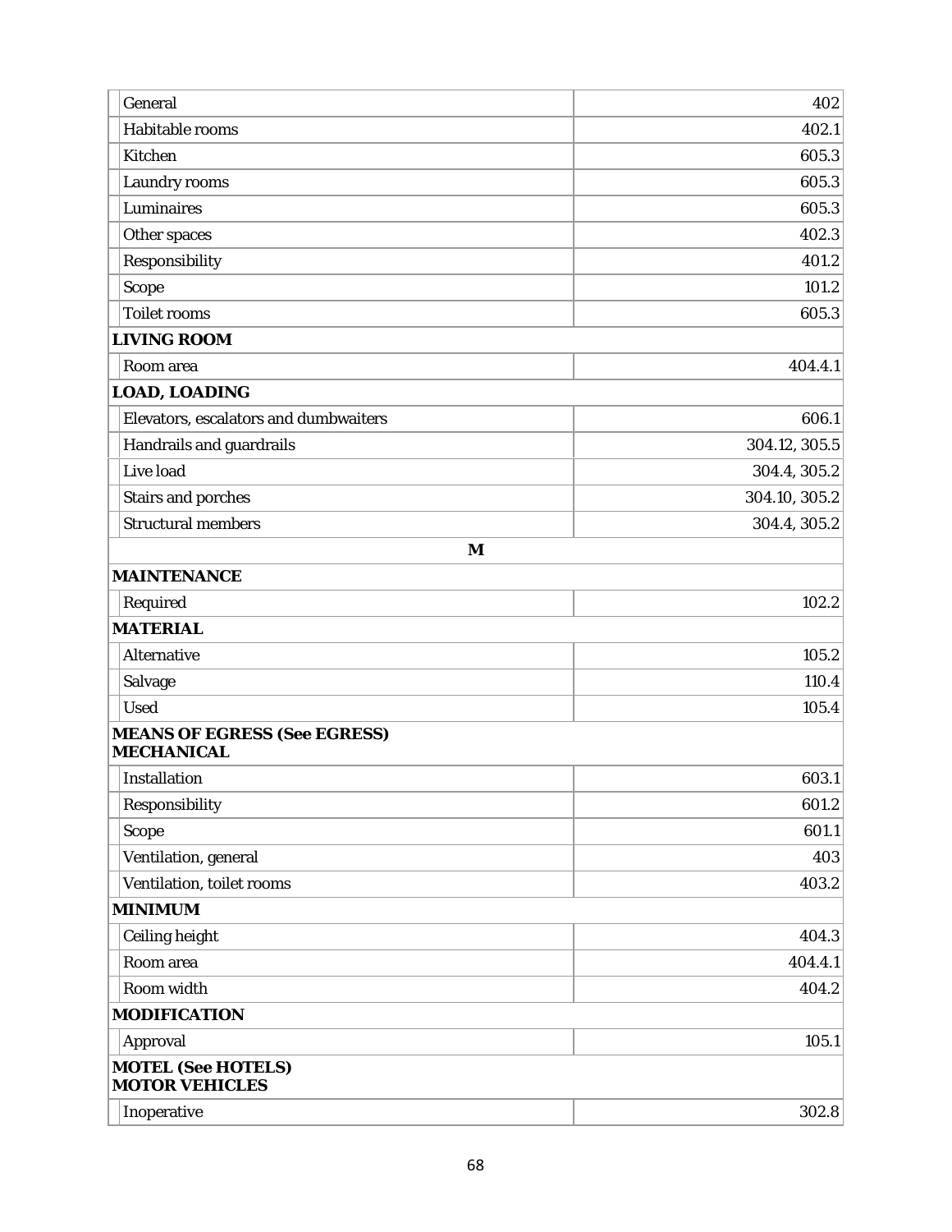| | |
|---|---|
| General | 402 |
| Habitable rooms | 402.1 |
| Kitchen | 605.3 |
| Laundry rooms | 605.3 |
| Luminaires | 605.3 |
| Other spaces | 402.3 |
| Responsibility | 401.2 |
| Scope | 101.2 |
| Toilet rooms | 605.3 |
| **LIVING ROOM** | |
| Room area | 404.4.1 |
| **LOAD, LOADING** | |
| Elevators, escalators and dumbwaiters | 606.1 |
| Handrails and guardrails | 304.12, 305.5 |
| Live load | 304.4, 305.2 |
| Stairs and porches | 304.10, 305.2 |
| Structural members | 304.4, 305.2 |
| **M** | |
| **MAINTENANCE** | |
| Required | 102.2 |
| **MATERIAL** | |
| Alternative | 105.2 |
| Salvage | 110.4 |
| Used | 105.4 |
| **MEANS OF EGRESS (See EGRESS)** | |
| **MECHANICAL** | |
| Installation | 603.1 |
| Responsibility | 601.2 |
| Scope | 601.1 |
| Ventilation, general | 403 |
| Ventilation, toilet rooms | 403.2 |
| **MINIMUM** | |
| Ceiling height | 404.3 |
| Room area | 404.4.1 |
| Room width | 404.2 |
| **MODIFICATION** | |
| Approval | 105.1 |
| **MOTEL (See HOTELS)** | |
| **MOTOR VEHICLES** | |
| Inoperative | 302.8 |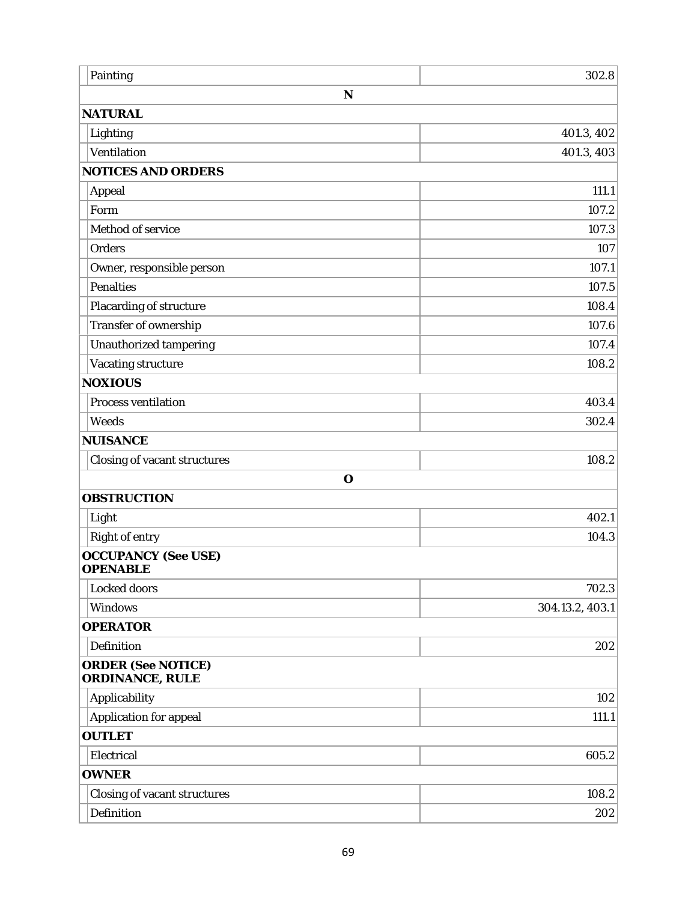| | |
|---|---|
| Painting | 302.8 |
| **N** | |
| **NATURAL** | |
| Lighting | 401.3, 402 |
| Ventilation | 401.3, 403 |
| **NOTICES AND ORDERS** | |
| Appeal | 111.1 |
| Form | 107.2 |
| Method of service | 107.3 |
| Orders | 107 |
| Owner, responsible person | 107.1 |
| Penalties | 107.5 |
| Placarding of structure | 108.4 |
| Transfer of ownership | 107.6 |
| Unauthorized tampering | 107.4 |
| Vacating structure | 108.2 |
| **NOXIOUS** | |
| Process ventilation | 403.4 |
| Weeds | 302.4 |
| **NUISANCE** | |
| Closing of vacant structures | 108.2 |
| **O** | |
| **OBSTRUCTION** | |
| Light | 402.1 |
| Right of entry | 104.3 |
| **OCCUPANCY (See USE)**<br>**OPENABLE** | |
| Locked doors | 702.3 |
| Windows | 304.13.2, 403.1 |
| **OPERATOR** | |
| Definition | 202 |
| **ORDER (See NOTICE)**<br>**ORDINANCE, RULE** | |
| Applicability | 102 |
| Application for appeal | 111.1 |
| **OUTLET** | |
| Electrical | 605.2 |
| **OWNER** | |
| Closing of vacant structures | 108.2 |
| Definition | 202 |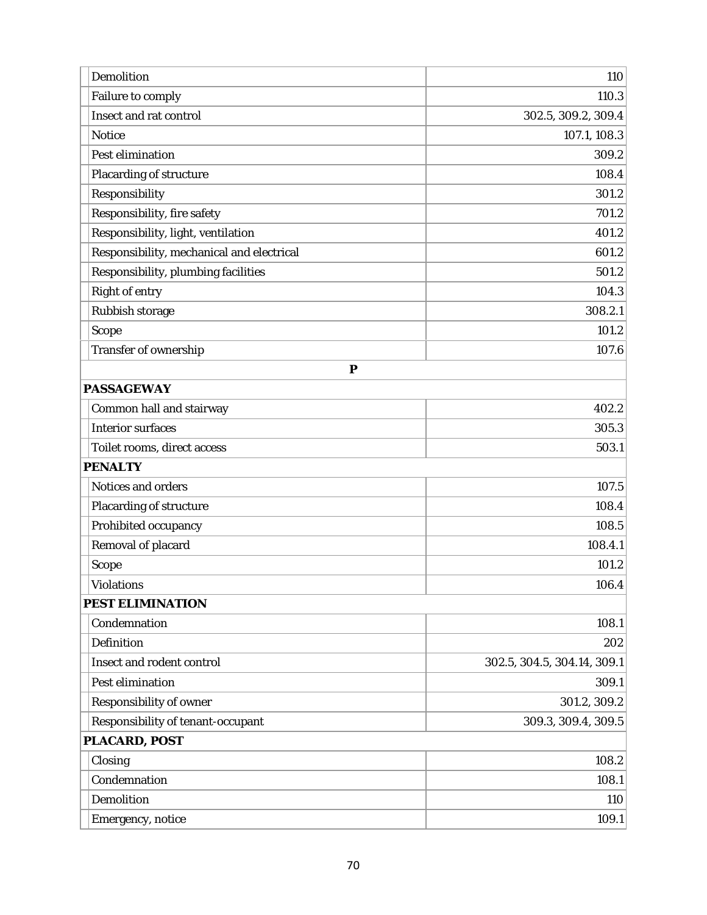| | |
|---|---|
| Demolition | 110 |
| Failure to comply | 110.3 |
| Insect and rat control | 302.5, 309.2, 309.4 |
| Notice | 107.1, 108.3 |
| Pest elimination | 309.2 |
| Placarding of structure | 108.4 |
| Responsibility | 301.2 |
| Responsibility, fire safety | 701.2 |
| Responsibility, light, ventilation | 401.2 |
| Responsibility, mechanical and electrical | 601.2 |
| Responsibility, plumbing facilities | 501.2 |
| Right of entry | 104.3 |
| Rubbish storage | 308.2.1 |
| Scope | 101.2 |
| Transfer of ownership | 107.6 |
| **P** | |
| **PASSAGEWAY** | |
| Common hall and stairway | 402.2 |
| Interior surfaces | 305.3 |
| Toilet rooms, direct access | 503.1 |
| **PENALTY** | |
| Notices and orders | 107.5 |
| Placarding of structure | 108.4 |
| Prohibited occupancy | 108.5 |
| Removal of placard | 108.4.1 |
| Scope | 101.2 |
| Violations | 106.4 |
| **PEST ELIMINATION** | |
| Condemnation | 108.1 |
| Definition | 202 |
| Insect and rodent control | 302.5, 304.5, 304.14, 309.1 |
| Pest elimination | 309.1 |
| Responsibility of owner | 301.2, 309.2 |
| Responsibility of tenant-occupant | 309.3, 309.4, 309.5 |
| **PLACARD, POST** | |
| Closing | 108.2 |
| Condemnation | 108.1 |
| Demolition | 110 |
| Emergency, notice | 109.1 |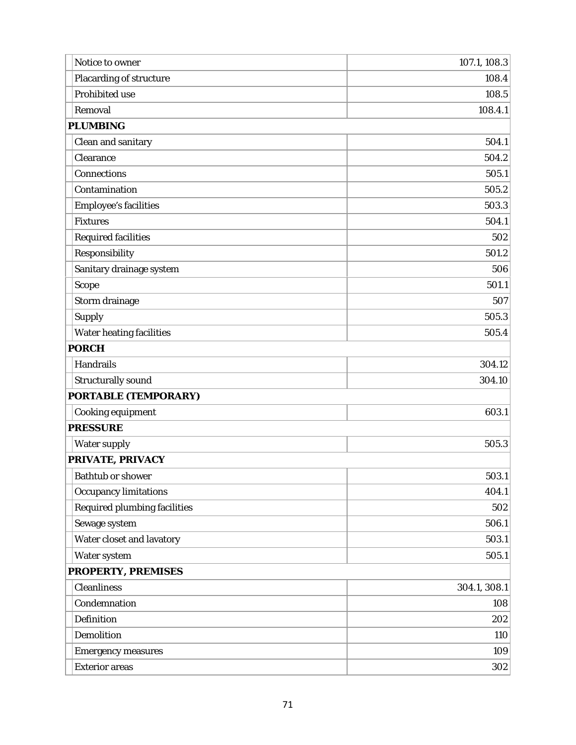| | |
|---|---|
| Notice to owner | 107.1, 108.3 |
| Placarding of structure | 108.4 |
| Prohibited use | 108.5 |
| Removal | 108.4.1 |
| **PLUMBING** | |
| Clean and sanitary | 504.1 |
| Clearance | 504.2 |
| Connections | 505.1 |
| Contamination | 505.2 |
| Employee's facilities | 503.3 |
| Fixtures | 504.1 |
| Required facilities | 502 |
| Responsibility | 501.2 |
| Sanitary drainage system | 506 |
| Scope | 501.1 |
| Storm drainage | 507 |
| Supply | 505.3 |
| Water heating facilities | 505.4 |
| **PORCH** | |
| Handrails | 304.12 |
| Structurally sound | 304.10 |
| **PORTABLE (TEMPORARY)** | |
| Cooking equipment | 603.1 |
| **PRESSURE** | |
| Water supply | 505.3 |
| **PRIVATE, PRIVACY** | |
| Bathtub or shower | 503.1 |
| Occupancy limitations | 404.1 |
| Required plumbing facilities | 502 |
| Sewage system | 506.1 |
| Water closet and lavatory | 503.1 |
| Water system | 505.1 |
| **PROPERTY, PREMISES** | |
| Cleanliness | 304.1, 308.1 |
| Condemnation | 108 |
| Definition | 202 |
| Demolition | 110 |
| Emergency measures | 109 |
| Exterior areas | 302 |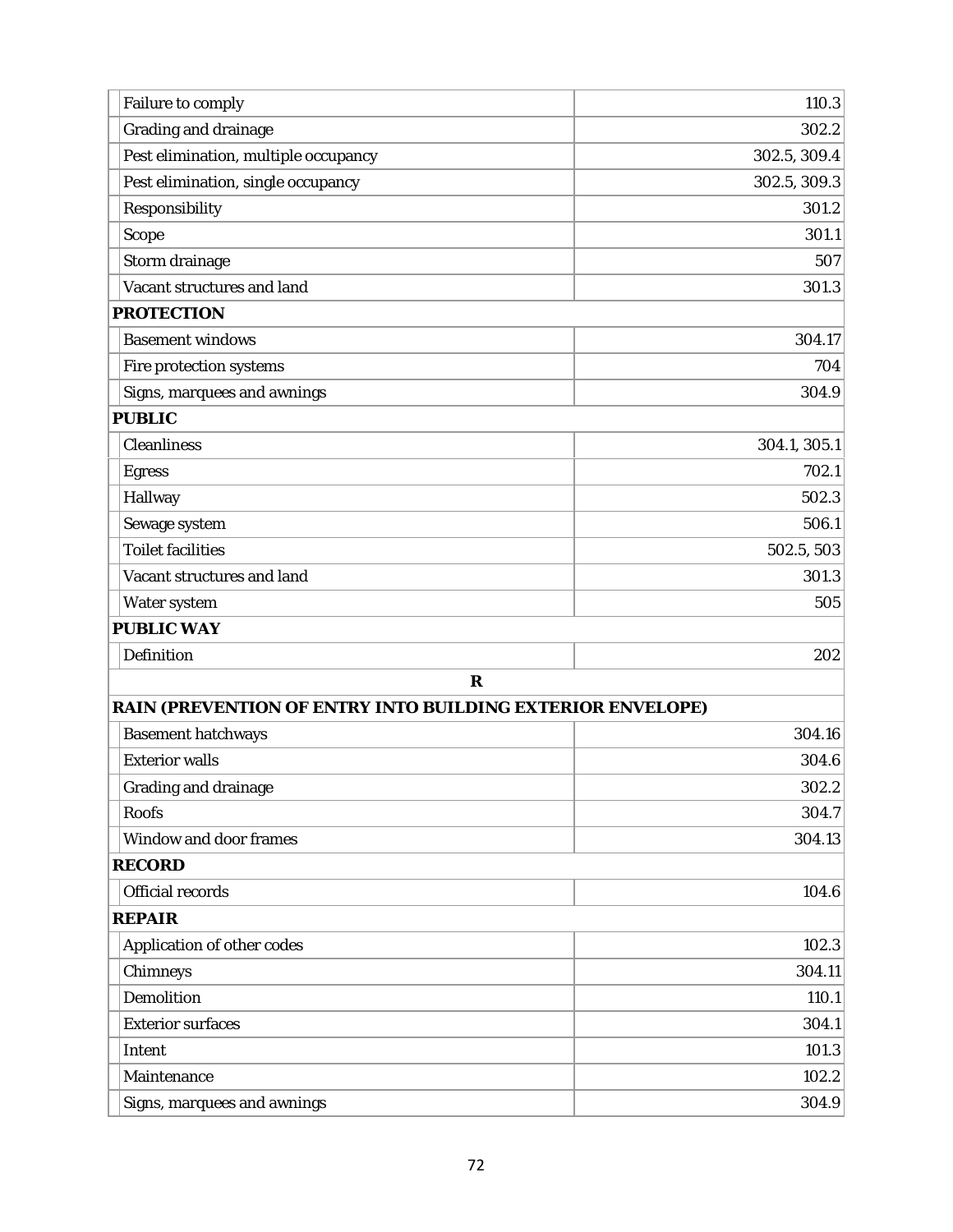| | |
|---|---|
| Failure to comply | 110.3 |
| Grading and drainage | 302.2 |
| Pest elimination, multiple occupancy | 302.5, 309.4 |
| Pest elimination, single occupancy | 302.5, 309.3 |
| Responsibility | 301.2 |
| Scope | 301.1 |
| Storm drainage | 507 |
| Vacant structures and land | 301.3 |
| **PROTECTION** | |
| Basement windows | 304.17 |
| Fire protection systems | 704 |
| Signs, marquees and awnings | 304.9 |
| **PUBLIC** | |
| Cleanliness | 304.1, 305.1 |
| Egress | 702.1 |
| Hallway | 502.3 |
| Sewage system | 506.1 |
| Toilet facilities | 502.5, 503 |
| Vacant structures and land | 301.3 |
| Water system | 505 |
| **PUBLIC WAY** | |
| Definition | 202 |
| **R** | |
| **RAIN (PREVENTION OF ENTRY INTO BUILDING EXTERIOR ENVELOPE)** | |
| Basement hatchways | 304.16 |
| Exterior walls | 304.6 |
| Grading and drainage | 302.2 |
| Roofs | 304.7 |
| Window and door frames | 304.13 |
| **RECORD** | |
| Official records | 104.6 |
| **REPAIR** | |
| Application of other codes | 102.3 |
| Chimneys | 304.11 |
| Demolition | 110.1 |
| Exterior surfaces | 304.1 |
| Intent | 101.3 |
| Maintenance | 102.2 |
| Signs, marquees and awnings | 304.9 |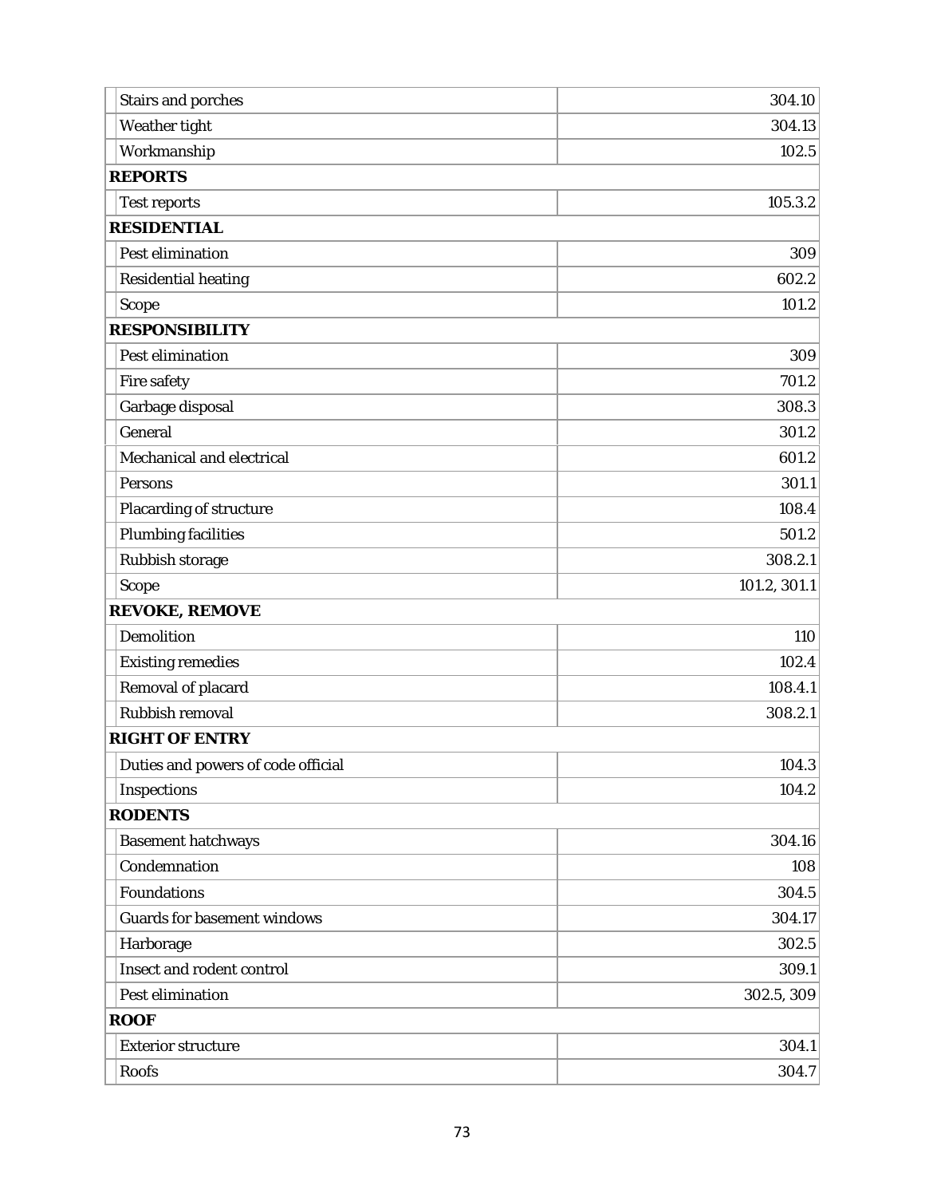| | |
|---|---|
| Stairs and porches | 304.10 |
| Weather tight | 304.13 |
| Workmanship | 102.5 |
| **REPORTS** | |
| Test reports | 105.3.2 |
| **RESIDENTIAL** | |
| Pest elimination | 309 |
| Residential heating | 602.2 |
| Scope | 101.2 |
| **RESPONSIBILITY** | |
| Pest elimination | 309 |
| Fire safety | 701.2 |
| Garbage disposal | 308.3 |
| General | 301.2 |
| Mechanical and electrical | 601.2 |
| Persons | 301.1 |
| Placarding of structure | 108.4 |
| Plumbing facilities | 501.2 |
| Rubbish storage | 308.2.1 |
| Scope | 101.2, 301.1 |
| **REVOKE, REMOVE** | |
| Demolition | 110 |
| Existing remedies | 102.4 |
| Removal of placard | 108.4.1 |
| Rubbish removal | 308.2.1 |
| **RIGHT OF ENTRY** | |
| Duties and powers of code official | 104.3 |
| Inspections | 104.2 |
| **RODENTS** | |
| Basement hatchways | 304.16 |
| Condemnation | 108 |
| Foundations | 304.5 |
| Guards for basement windows | 304.17 |
| Harborage | 302.5 |
| Insect and rodent control | 309.1 |
| Pest elimination | 302.5, 309 |
| **ROOF** | |
| Exterior structure | 304.1 |
| Roofs | 304.7 |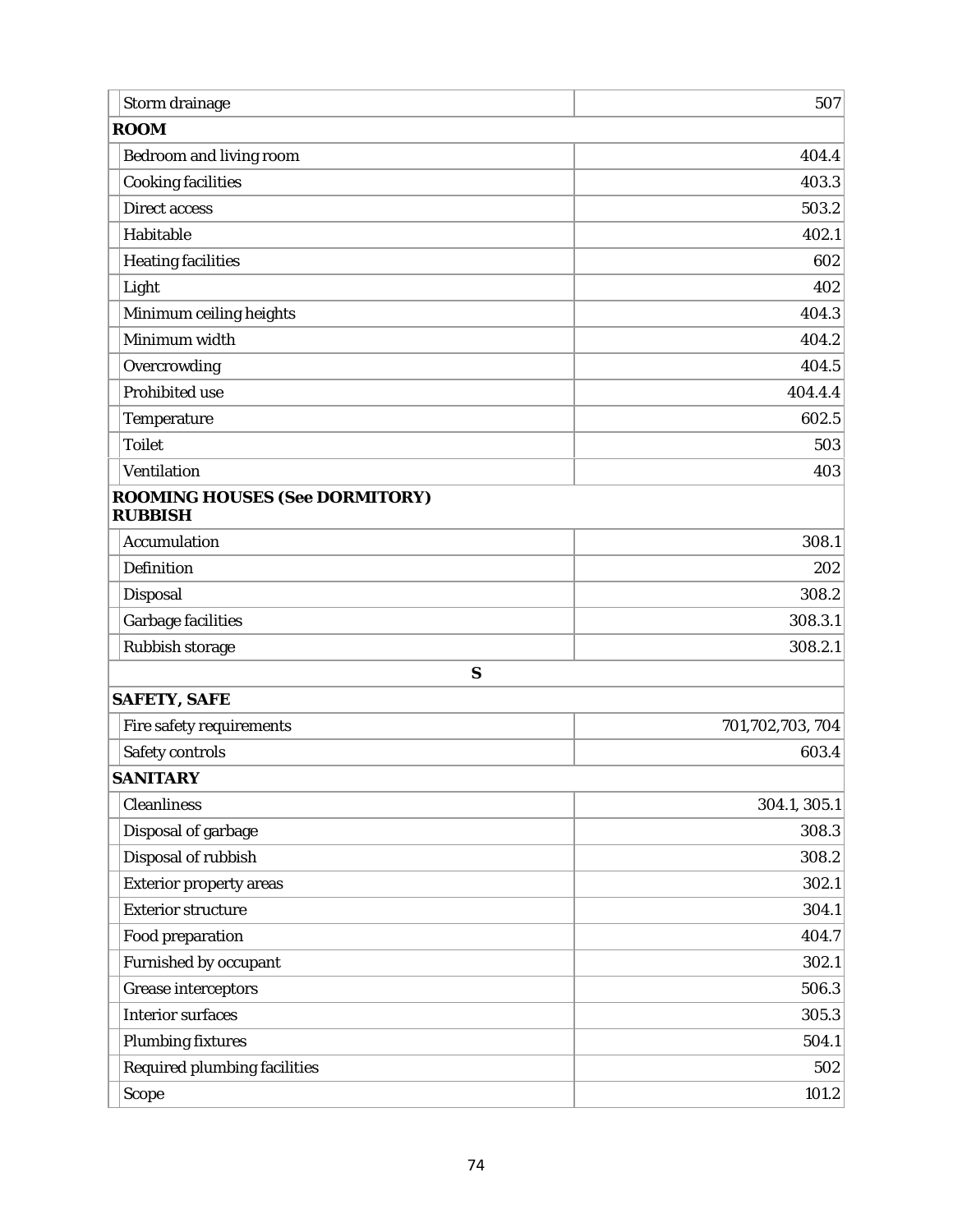| | |
|---|---|
| Storm drainage | 507 |
| **ROOM** | |
| Bedroom and living room | 404.4 |
| Cooking facilities | 403.3 |
| Direct access | 503.2 |
| Habitable | 402.1 |
| Heating facilities | 602 |
| Light | 402 |
| Minimum ceiling heights | 404.3 |
| Minimum width | 404.2 |
| Overcrowding | 404.5 |
| Prohibited use | 404.4.4 |
| Temperature | 602.5 |
| Toilet | 503 |
| Ventilation | 403 |
| **ROOMING HOUSES (See DORMITORY)** | |
| **RUBBISH** | |
| Accumulation | 308.1 |
| Definition | 202 |
| Disposal | 308.2 |
| Garbage facilities | 308.3.1 |
| Rubbish storage | 308.2.1 |
| **S** | |
| **SAFETY, SAFE** | |
| Fire safety requirements | 701,702,703, 704 |
| Safety controls | 603.4 |
| **SANITARY** | |
| Cleanliness | 304.1, 305.1 |
| Disposal of garbage | 308.3 |
| Disposal of rubbish | 308.2 |
| Exterior property areas | 302.1 |
| Exterior structure | 304.1 |
| Food preparation | 404.7 |
| Furnished by occupant | 302.1 |
| Grease interceptors | 506.3 |
| Interior surfaces | 305.3 |
| Plumbing fixtures | 504.1 |
| Required plumbing facilities | 502 |
| Scope | 101.2 |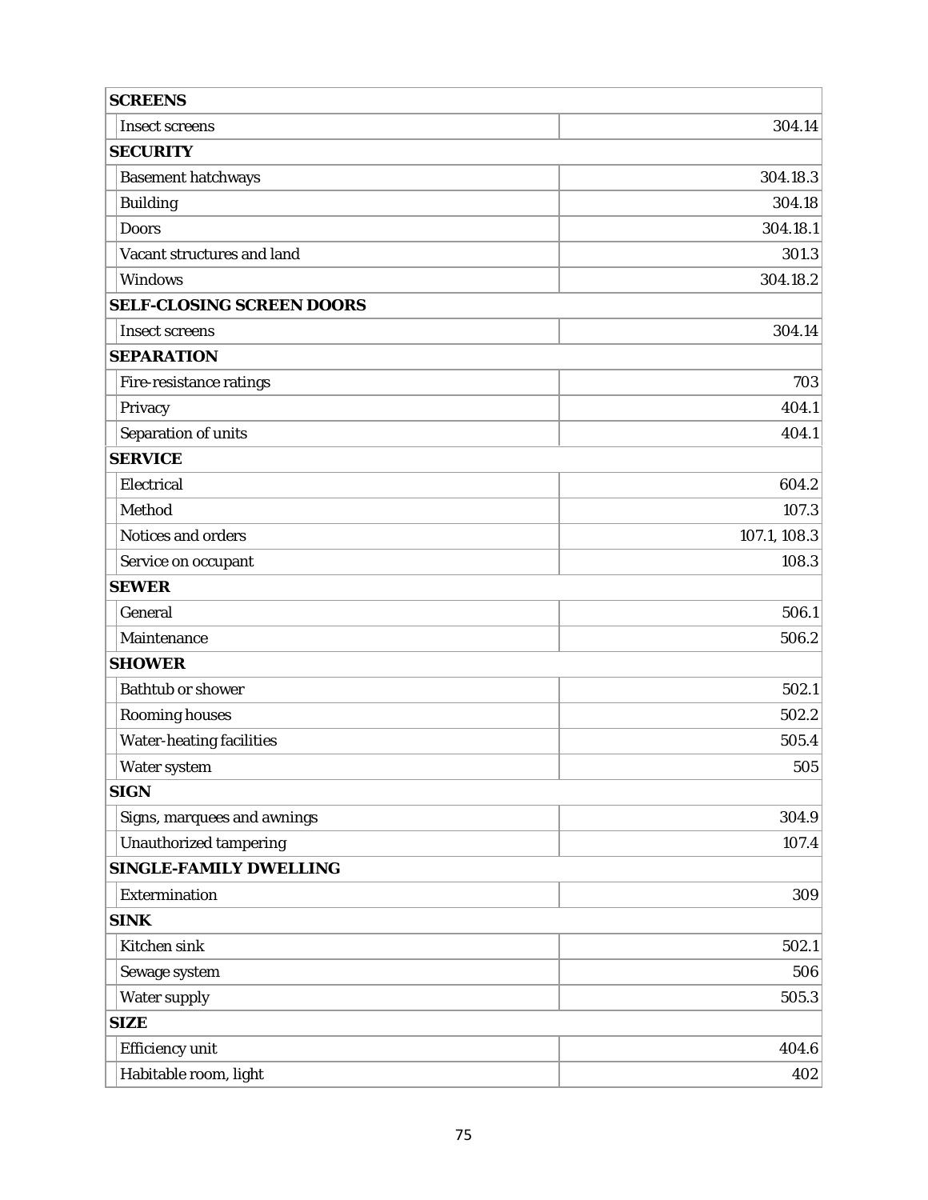| | |
|---|---|
| **SCREENS** | |
| Insect screens | 304.14 |
| **SECURITY** | |
| Basement hatchways | 304.18.3 |
| Building | 304.18 |
| Doors | 304.18.1 |
| Vacant structures and land | 301.3 |
| Windows | 304.18.2 |
| **SELF-CLOSING SCREEN DOORS** | |
| Insect screens | 304.14 |
| **SEPARATION** | |
| Fire-resistance ratings | 703 |
| Privacy | 404.1 |
| Separation of units | 404.1 |
| **SERVICE** | |
| Electrical | 604.2 |
| Method | 107.3 |
| Notices and orders | 107.1, 108.3 |
| Service on occupant | 108.3 |
| **SEWER** | |
| General | 506.1 |
| Maintenance | 506.2 |
| **SHOWER** | |
| Bathtub or shower | 502.1 |
| Rooming houses | 502.2 |
| Water-heating facilities | 505.4 |
| Water system | 505 |
| **SIGN** | |
| Signs, marquees and awnings | 304.9 |
| Unauthorized tampering | 107.4 |
| **SINGLE-FAMILY DWELLING** | |
| Extermination | 309 |
| **SINK** | |
| Kitchen sink | 502.1 |
| Sewage system | 506 |
| Water supply | 505.3 |
| **SIZE** | |
| Efficiency unit | 404.6 |
| Habitable room, light | 402 |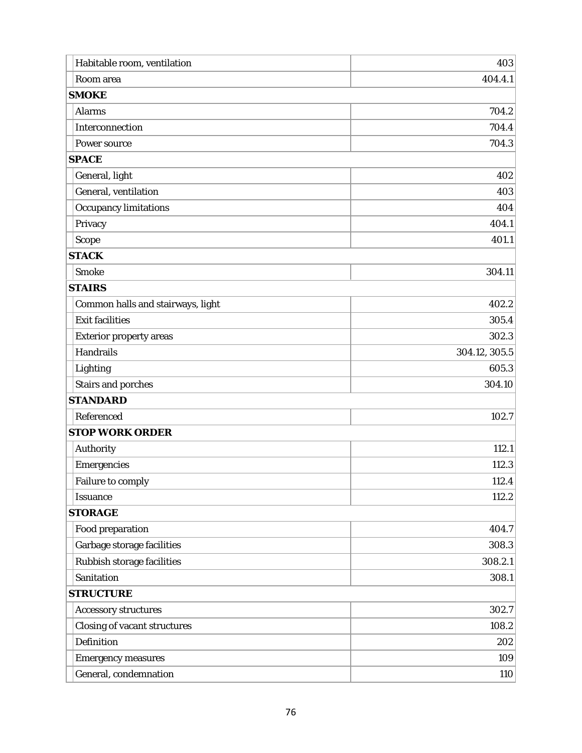| | |
|---|---|
| Habitable room, ventilation | 403 |
| Room area | 404.4.1 |
| **SMOKE** | |
| Alarms | 704.2 |
| Interconnection | 704.4 |
| Power source | 704.3 |
| **SPACE** | |
| General, light | 402 |
| General, ventilation | 403 |
| Occupancy limitations | 404 |
| Privacy | 404.1 |
| Scope | 401.1 |
| **STACK** | |
| Smoke | 304.11 |
| **STAIRS** | |
| Common halls and stairways, light | 402.2 |
| Exit facilities | 305.4 |
| Exterior property areas | 302.3 |
| Handrails | 304.12, 305.5 |
| Lighting | 605.3 |
| Stairs and porches | 304.10 |
| **STANDARD** | |
| Referenced | 102.7 |
| **STOP WORK ORDER** | |
| Authority | 112.1 |
| Emergencies | 112.3 |
| Failure to comply | 112.4 |
| Issuance | 112.2 |
| **STORAGE** | |
| Food preparation | 404.7 |
| Garbage storage facilities | 308.3 |
| Rubbish storage facilities | 308.2.1 |
| Sanitation | 308.1 |
| **STRUCTURE** | |
| Accessory structures | 302.7 |
| Closing of vacant structures | 108.2 |
| Definition | 202 |
| Emergency measures | 109 |
| General, condemnation | 110 |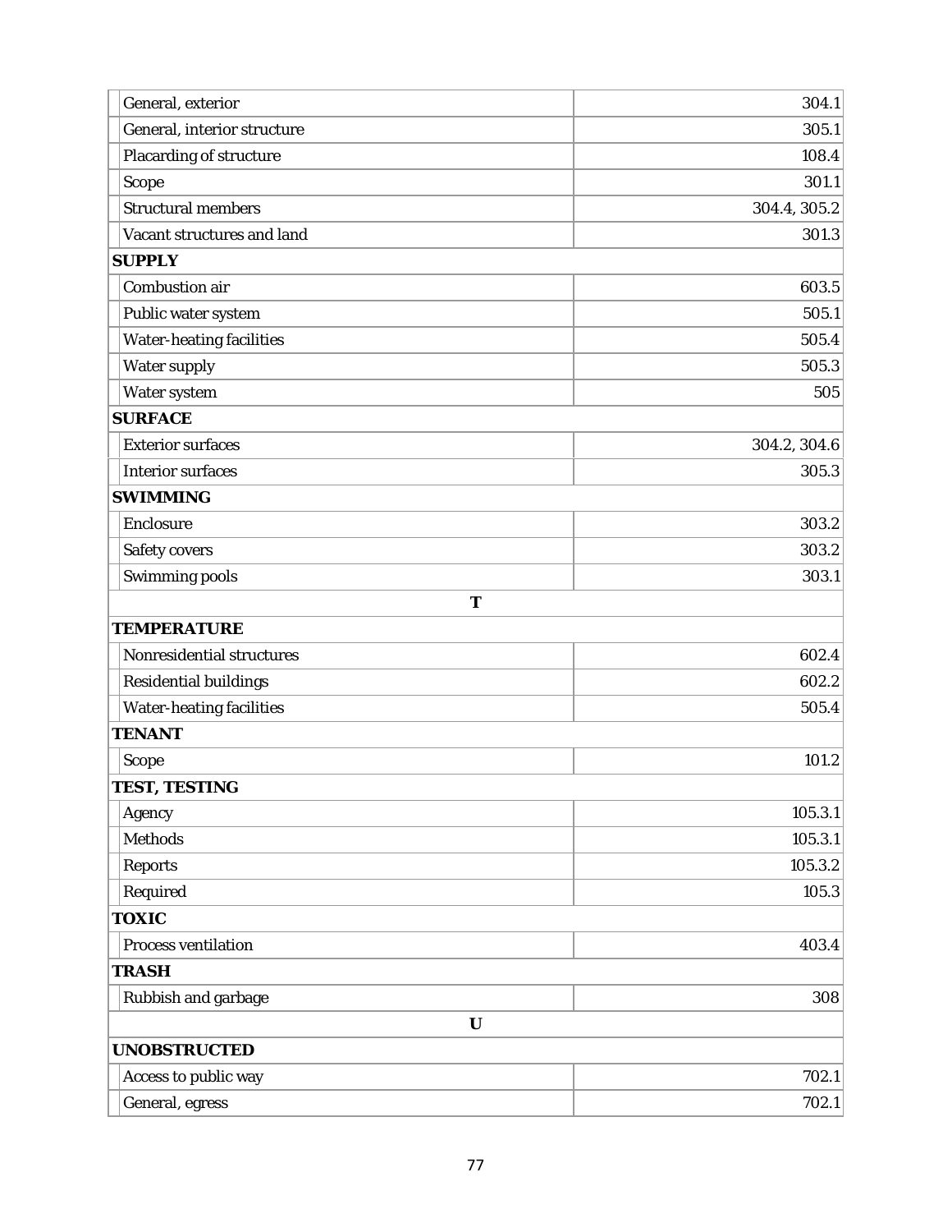| | |
|---|---|
| General, exterior | 304.1 |
| General, interior structure | 305.1 |
| Placarding of structure | 108.4 |
| Scope | 301.1 |
| Structural members | 304.4, 305.2 |
| Vacant structures and land | 301.3 |
| **SUPPLY** | |
| Combustion air | 603.5 |
| Public water system | 505.1 |
| Water-heating facilities | 505.4 |
| Water supply | 505.3 |
| Water system | 505 |
| **SURFACE** | |
| Exterior surfaces | 304.2, 304.6 |
| Interior surfaces | 305.3 |
| **SWIMMING** | |
| Enclosure | 303.2 |
| Safety covers | 303.2 |
| Swimming pools | 303.1 |
| **T** | |
| **TEMPERATURE** | |
| Nonresidential structures | 602.4 |
| Residential buildings | 602.2 |
| Water-heating facilities | 505.4 |
| **TENANT** | |
| Scope | 101.2 |
| **TEST, TESTING** | |
| Agency | 105.3.1 |
| Methods | 105.3.1 |
| Reports | 105.3.2 |
| Required | 105.3 |
| **TOXIC** | |
| Process ventilation | 403.4 |
| **TRASH** | |
| Rubbish and garbage | 308 |
| **U** | |
| **UNOBSTRUCTED** | |
| Access to public way | 702.1 |
| General, egress | 702.1 |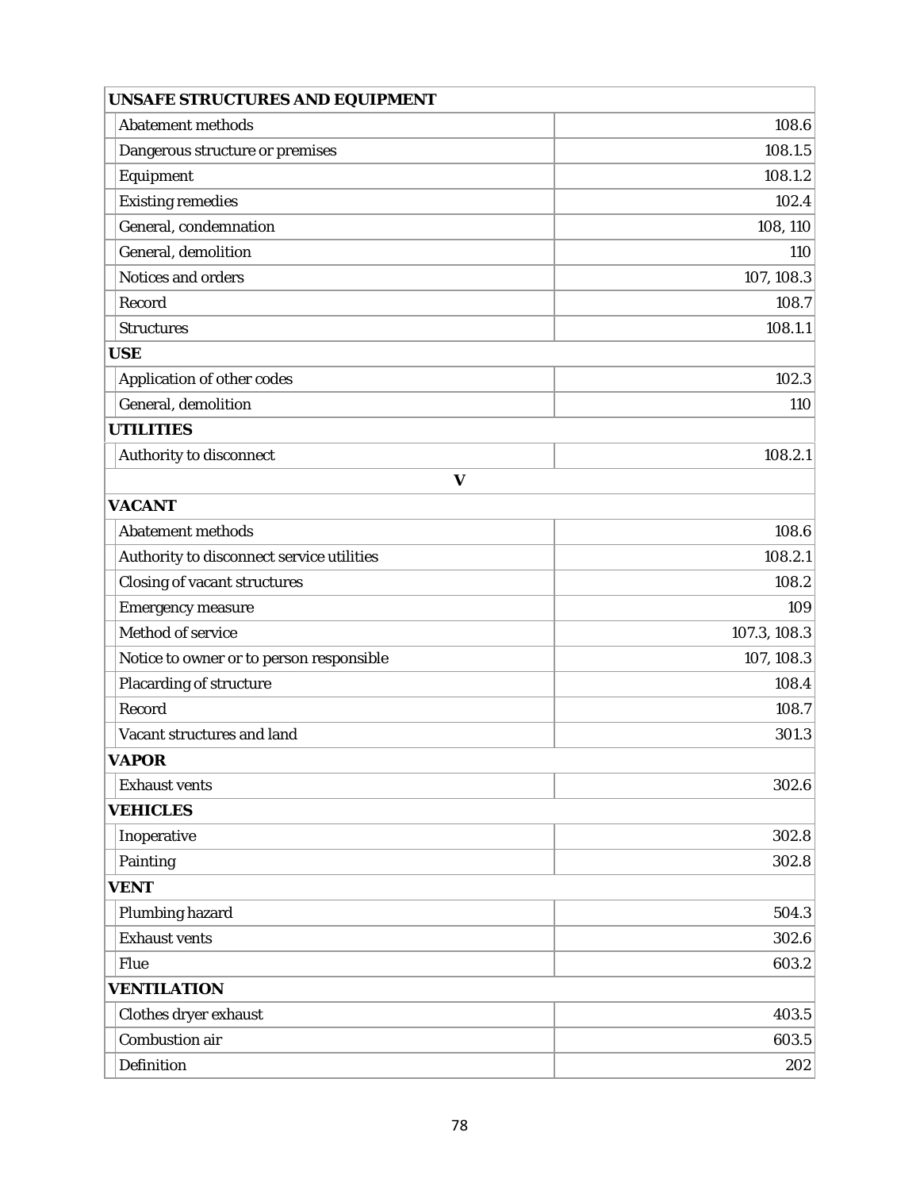| UNSAFE STRUCTURES AND EQUIPMENT | |
|---|---|
| Abatement methods | 108.6 |
| Dangerous structure or premises | 108.1.5 |
| Equipment | 108.1.2 |
| Existing remedies | 102.4 |
| General, condemnation | 108, 110 |
| General, demolition | 110 |
| Notices and orders | 107, 108.3 |
| Record | 108.7 |
| Structures | 108.1.1 |
| **USE** | |
| Application of other codes | 102.3 |
| General, demolition | 110 |
| **UTILITIES** | |
| Authority to disconnect | 108.2.1 |
| **V** | |
| **VACANT** | |
| Abatement methods | 108.6 |
| Authority to disconnect service utilities | 108.2.1 |
| Closing of vacant structures | 108.2 |
| Emergency measure | 109 |
| Method of service | 107.3, 108.3 |
| Notice to owner or to person responsible | 107, 108.3 |
| Placarding of structure | 108.4 |
| Record | 108.7 |
| Vacant structures and land | 301.3 |
| **VAPOR** | |
| Exhaust vents | 302.6 |
| **VEHICLES** | |
| Inoperative | 302.8 |
| Painting | 302.8 |
| **VENT** | |
| Plumbing hazard | 504.3 |
| Exhaust vents | 302.6 |
| Flue | 603.2 |
| **VENTILATION** | |
| Clothes dryer exhaust | 403.5 |
| Combustion air | 603.5 |
| Definition | 202 |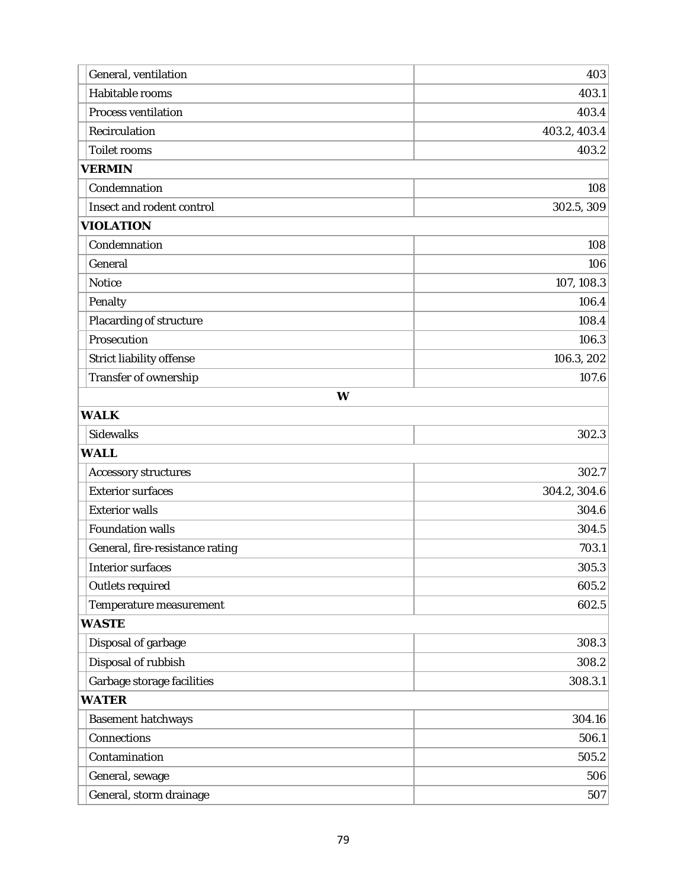| | |
|---|---|
| General, ventilation | 403 |
| Habitable rooms | 403.1 |
| Process ventilation | 403.4 |
| Recirculation | 403.2, 403.4 |
| Toilet rooms | 403.2 |
| **VERMIN** | |
| Condemnation | 108 |
| Insect and rodent control | 302.5, 309 |
| **VIOLATION** | |
| Condemnation | 108 |
| General | 106 |
| Notice | 107, 108.3 |
| Penalty | 106.4 |
| Placarding of structure | 108.4 |
| Prosecution | 106.3 |
| Strict liability offense | 106.3, 202 |
| Transfer of ownership | 107.6 |
| **W** | |
| **WALK** | |
| Sidewalks | 302.3 |
| **WALL** | |
| Accessory structures | 302.7 |
| Exterior surfaces | 304.2, 304.6 |
| Exterior walls | 304.6 |
| Foundation walls | 304.5 |
| General, fire-resistance rating | 703.1 |
| Interior surfaces | 305.3 |
| Outlets required | 605.2 |
| Temperature measurement | 602.5 |
| **WASTE** | |
| Disposal of garbage | 308.3 |
| Disposal of rubbish | 308.2 |
| Garbage storage facilities | 308.3.1 |
| **WATER** | |
| Basement hatchways | 304.16 |
| Connections | 506.1 |
| Contamination | 505.2 |
| General, sewage | 506 |
| General, storm drainage | 507 |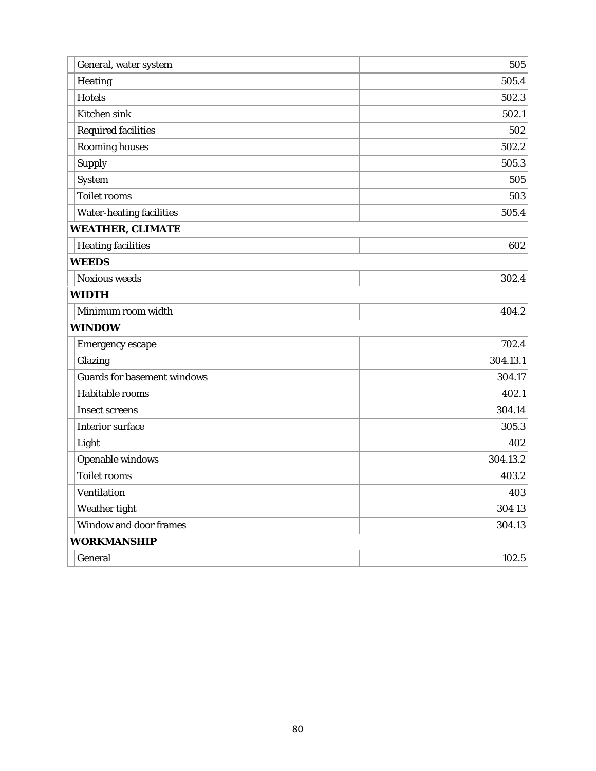| | |
|---|---|
| General, water system | 505 |
| Heating | 505.4 |
| Hotels | 502.3 |
| Kitchen sink | 502.1 |
| Required facilities | 502 |
| Rooming houses | 502.2 |
| Supply | 505.3 |
| System | 505 |
| Toilet rooms | 503 |
| Water-heating facilities | 505.4 |
| **WEATHER, CLIMATE** | |
| Heating facilities | 602 |
| **WEEDS** | |
| Noxious weeds | 302.4 |
| **WIDTH** | |
| Minimum room width | 404.2 |
| **WINDOW** | |
| Emergency escape | 702.4 |
| Glazing | 304.13.1 |
| Guards for basement windows | 304.17 |
| Habitable rooms | 402.1 |
| Insect screens | 304.14 |
| Interior surface | 305.3 |
| Light | 402 |
| Openable windows | 304.13.2 |
| Toilet rooms | 403.2 |
| Ventilation | 403 |
| Weather tight | 304 13 |
| Window and door frames | 304.13 |
| **WORKMANSHIP** | |
| General | 102.5 |